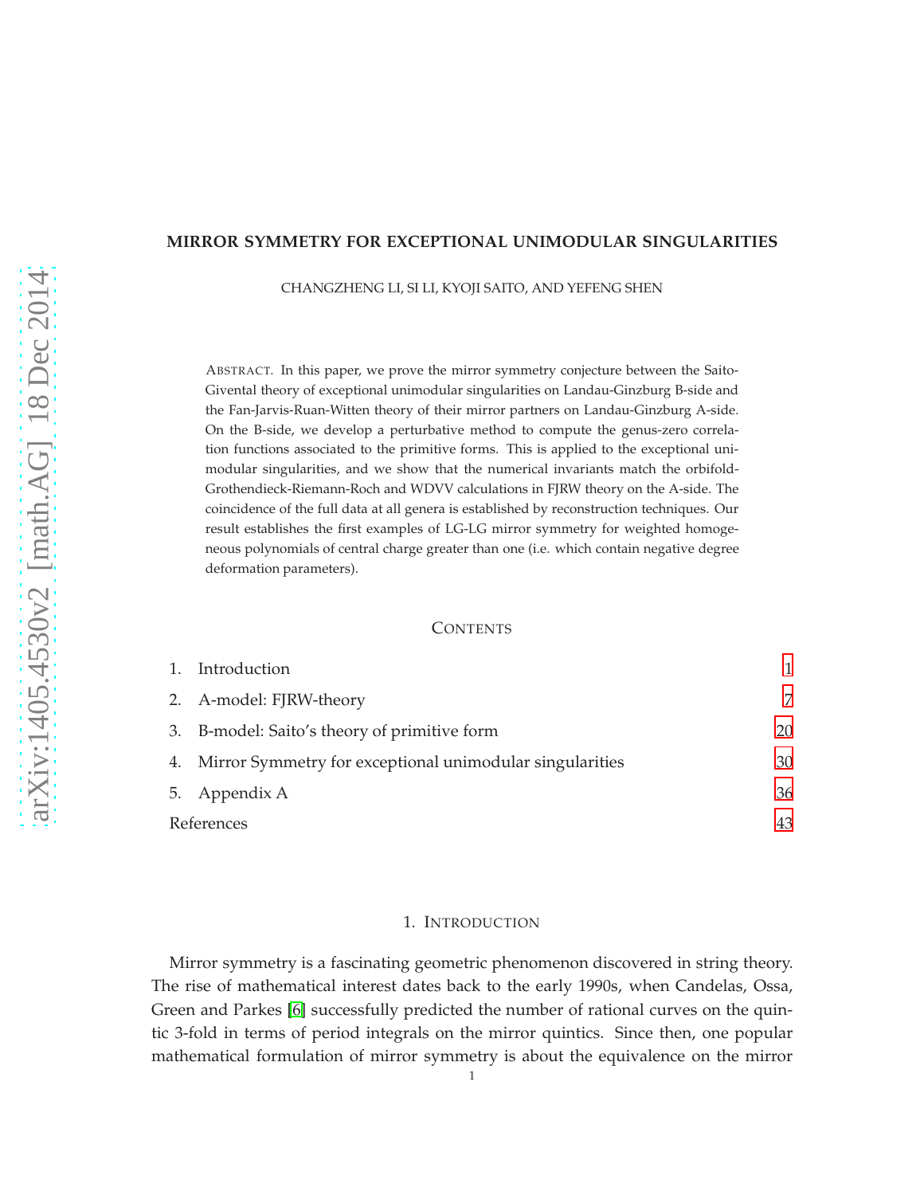# MIRROR SYMMETRY FOR EXCEPTIONAL UNIMODULAR SINGULARITIES

CHANGZHENG LI, SI LI, KYOJI SAITO, AND YEFENG SHEN

ABSTRACT. In this paper, we prove the mirror symmetry conjecture between the Saito-Givental theory of exceptional unimodular singularities on Landau-Ginzburg B-side and the Fan-Jarvis-Ruan-Witten theory of their mirror partners on Landau-Ginzburg A-side. On the B-side, we develop a perturbative method to compute the genus-zero correlation functions associated to the primitive forms. This is applied to the exceptional unimodular singularities, and we show that the numerical invariants match the orbifold-Grothendieck-Riemann-Roch and WDVV calculations in FJRW theory on the A-side. The coincidence of the full data at all genera is established by reconstruction techniques. Our result establishes the first examples of LG-LG mirror symmetry for weighted homogeneous polynomials of central charge greater than one (i.e. which contain negative degree deformation parameters).

CONTENTS

1. Introduction 1
2. A-model: FJRW-theory 7
3. B-model: Saito's theory of primitive form 20
4. Mirror Symmetry for exceptional unimodular singularities 30
5. Appendix A 36

References 43

## 1. INTRODUCTION

Mirror symmetry is a fascinating geometric phenomenon discovered in string theory. The rise of mathematical interest dates back to the early 1990s, when Candelas, Ossa, Green and Parkes [6] successfully predicted the number of rational curves on the quintic 3-fold in terms of period integrals on the mirror quintics. Since then, one popular mathematical formulation of mirror symmetry is about the equivalence on the mirror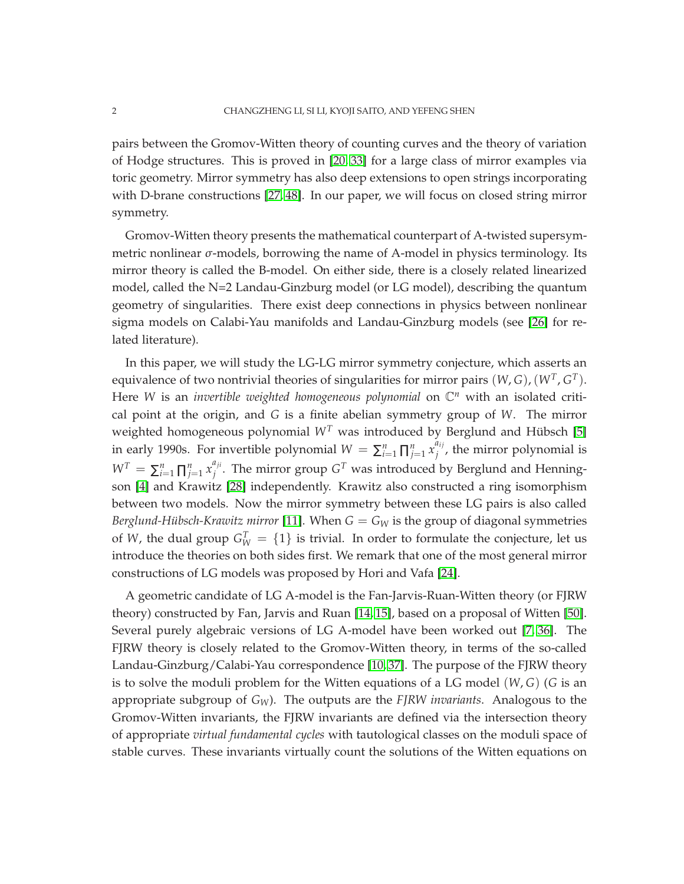pairs between the Gromov-Witten theory of counting curves and the theory of variation of Hodge structures. This is proved in [20, 33] for a large class of mirror examples via toric geometry. Mirror symmetry has also deep extensions to open strings incorporating with D-brane constructions [27, 48]. In our paper, we will focus on closed string mirror symmetry.

Gromov-Witten theory presents the mathematical counterpart of A-twisted supersymmetric nonlinear $\sigma$-models, borrowing the name of A-model in physics terminology. Its mirror theory is called the B-model. On either side, there is a closely related linearized model, called the N=2 Landau-Ginzburg model (or LG model), describing the quantum geometry of singularities. There exist deep connections in physics between nonlinear sigma models on Calabi-Yau manifolds and Landau-Ginzburg models (see [26] for related literature).

In this paper, we will study the LG-LG mirror symmetry conjecture, which asserts an equivalence of two nontrivial theories of singularities for mirror pairs $(W, G), (W^T, G^T)$. Here $W$ is an *invertible weighted homogeneous polynomial* on $\mathbb{C}^n$ with an isolated critical point at the origin, and $G$ is a finite abelian symmetry group of $W$. The mirror weighted homogeneous polynomial $W^T$ was introduced by Berglund and Hübsch [5] in early 1990s. For invertible polynomial $W = \sum_{i=1}^n \prod_{j=1}^n x_j^{a_{ij}}$, the mirror polynomial is $W^T = \sum_{i=1}^n \prod_{j=1}^n x_j^{a_{ji}}$. The mirror group $G^T$ was introduced by Berglund and Henningson [4] and Krawitz [28] independently. Krawitz also constructed a ring isomorphism between two models. Now the mirror symmetry between these LG pairs is also called *Berglund-Hübsch-Krawitz mirror* [11]. When $G = G_W$ is the group of diagonal symmetries of $W$, the dual group $G_W^T = \{1\}$ is trivial. In order to formulate the conjecture, let us introduce the theories on both sides first. We remark that one of the most general mirror constructions of LG models was proposed by Hori and Vafa [24].

A geometric candidate of LG A-model is the Fan-Jarvis-Ruan-Witten theory (or FJRW theory) constructed by Fan, Jarvis and Ruan [14, 15], based on a proposal of Witten [50]. Several purely algebraic versions of LG A-model have been worked out [7, 36]. The FJRW theory is closely related to the Gromov-Witten theory, in terms of the so-called Landau-Ginzburg/Calabi-Yau correspondence [10, 37]. The purpose of the FJRW theory is to solve the moduli problem for the Witten equations of a LG model $(W, G)$ ($G$ is an appropriate subgroup of $G_W$). The outputs are the *FJRW invariants*. Analogous to the Gromov-Witten invariants, the FJRW invariants are defined via the intersection theory of appropriate *virtual fundamental cycles* with tautological classes on the moduli space of stable curves. These invariants virtually count the solutions of the Witten equations on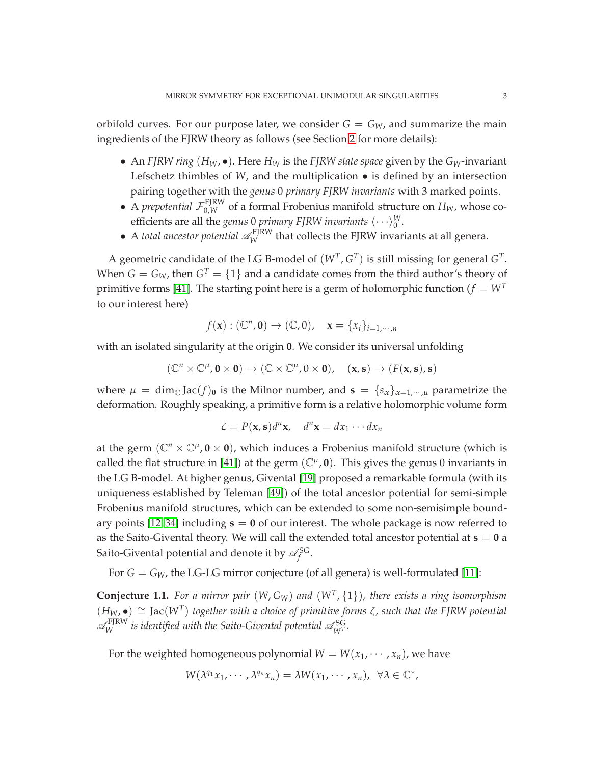orbifold curves. For our purpose later, we consider $G = G_W$, and summarize the main ingredients of the FJRW theory as follows (see Section 2 for more details):

- An *FJRW ring* $(H_W, \bullet)$. Here $H_W$ is the *FJRW state space* given by the $G_W$-invariant Lefschetz thimbles of $W$, and the multiplication $\bullet$ is defined by an intersection pairing together with the *genus* 0 *primary FJRW invariants* with 3 marked points.
- A *prepotential* $\mathcal{F}_{0,W}^{\mathrm{FJRW}}$ of a formal Frobenius manifold structure on $H_W$, whose coefficients are all the *genus* 0 *primary FJRW invariants* $\langle \cdots \rangle_0^W$.
- A *total ancestor potential* $\mathscr{A}_W^{\mathrm{FJRW}}$ that collects the FJRW invariants at all genera.

A geometric candidate of the LG B-model of $(W^T, G^T)$ is still missing for general $G^T$. When $G = G_W$, then $G^T = \{1\}$ and a candidate comes from the third author's theory of primitive forms [41]. The starting point here is a germ of holomorphic function ($f = W^T$ to our interest here)

$$f(\mathbf{x}) : (\mathbb{C}^n, \mathbf{0}) \to (\mathbb{C}, 0), \quad \mathbf{x} = \{x_i\}_{i=1,\cdots,n}$$

with an isolated singularity at the origin $\mathbf{0}$. We consider its universal unfolding

$$(\mathbb{C}^n \times \mathbb{C}^\mu, \mathbf{0} \times \mathbf{0}) \to (\mathbb{C} \times \mathbb{C}^\mu, 0 \times \mathbf{0}), \quad (\mathbf{x}, \mathbf{s}) \to (F(\mathbf{x}, \mathbf{s}), \mathbf{s})$$

where $\mu = \dim_{\mathbb{C}} \mathrm{Jac}(f)_{\mathbf{0}}$ is the Milnor number, and $\mathbf{s} = \{s_\alpha\}_{\alpha=1,\cdots,\mu}$ parametrize the deformation. Roughly speaking, a primitive form is a relative holomorphic volume form

$$\zeta = P(\mathbf{x}, \mathbf{s}) d^n\mathbf{x}, \quad d^n\mathbf{x} = dx_1 \cdots dx_n$$

at the germ $(\mathbb{C}^n \times \mathbb{C}^\mu, \mathbf{0} \times \mathbf{0})$, which induces a Frobenius manifold structure (which is called the flat structure in [41]) at the germ $(\mathbb{C}^\mu, \mathbf{0})$. This gives the genus 0 invariants in the LG B-model. At higher genus, Givental [19] proposed a remarkable formula (with its uniqueness established by Teleman [49]) of the total ancestor potential for semi-simple Frobenius manifold structures, which can be extended to some non-semisimple boundary points [12, 34] including $\mathbf{s} = \mathbf{0}$ of our interest. The whole package is now referred to as the Saito-Givental theory. We will call the extended total ancestor potential at $\mathbf{s} = \mathbf{0}$ a Saito-Givental potential and denote it by $\mathscr{A}_f^{\mathrm{SG}}$.

For $G = G_W$, the LG-LG mirror conjecture (of all genera) is well-formulated [11]:

**Conjecture 1.1.** *For a mirror pair $(W, G_W)$ and $(W^T, \{1\})$, there exists a ring isomorphism $(H_W, \bullet) \cong \mathrm{Jac}(W^T)$ together with a choice of primitive forms $\zeta$, such that the FJRW potential $\mathscr{A}_W^{\mathrm{FJRW}}$ is identified with the Saito-Givental potential $\mathscr{A}_{W^T}^{\mathrm{SG}}$.*

For the weighted homogeneous polynomial $W = W(x_1, \cdots, x_n)$, we have

$$W(\lambda^{q_1} x_1, \cdots, \lambda^{q_n} x_n) = \lambda W(x_1, \cdots, x_n), \ \forall \lambda \in \mathbb{C}^*,$$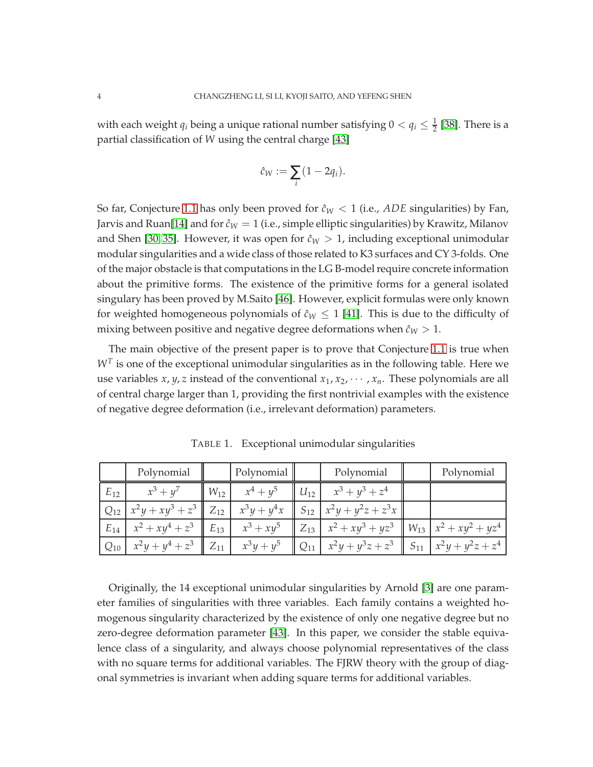with each weight $q_i$ being a unique rational number satisfying $0 < q_i \leq \frac{1}{2}$ [38]. There is a partial classification of $W$ using the central charge [43]

$$\hat{c}_W := \sum_i (1 - 2q_i).$$

So far, Conjecture 1.1 has only been proved for $\hat{c}_W < 1$ (i.e., $ADE$ singularities) by Fan, Jarvis and Ruan[14] and for $\hat{c}_W = 1$ (i.e., simple elliptic singularities) by Krawitz, Milanov and Shen [30, 35]. However, it was open for $\hat{c}_W > 1$, including exceptional unimodular modular singularities and a wide class of those related to K3 surfaces and CY 3-folds. One of the major obstacle is that computations in the LG B-model require concrete information about the primitive forms. The existence of the primitive forms for a general isolated singulary has been proved by M.Saito [46]. However, explicit formulas were only known for weighted homogeneous polynomials of $\hat{c}_W \leq 1$ [41]. This is due to the difficulty of mixing between positive and negative degree deformations when $\hat{c}_W > 1$.

The main objective of the present paper is to prove that Conjecture 1.1 is true when $W^T$ is one of the exceptional unimodular singularities as in the following table. Here we use variables $x, y, z$ instead of the conventional $x_1, x_2, \cdots, x_n$. These polynomials are all of central charge larger than 1, providing the first nontrivial examples with the existence of negative degree deformation (i.e., irrelevant deformation) parameters.

TABLE 1. Exceptional unimodular singularities

| | Polynomial | | Polynomial | | Polynomial | | Polynomial |
|---|---|---|---|---|---|---|---|
| $E_{12}$ | $x^3 + y^7$ | $W_{12}$ | $x^4 + y^5$ | $U_{12}$ | $x^3 + y^3 + z^4$ | | |
| $Q_{12}$ | $x^2y + xy^3 + z^3$ | $Z_{12}$ | $x^3y + y^4x$ | $S_{12}$ | $x^2y + y^2z + z^3x$ | | |
| $E_{14}$ | $x^2 + xy^4 + z^3$ | $E_{13}$ | $x^3 + xy^5$ | $Z_{13}$ | $x^2 + xy^3 + yz^3$ | $W_{13}$ | $x^2 + xy^2 + yz^4$ |
| $Q_{10}$ | $x^2y + y^4 + z^3$ | $Z_{11}$ | $x^3y + y^5$ | $Q_{11}$ | $x^2y + y^3z + z^3$ | $S_{11}$ | $x^2y + y^2z + z^4$ |

Originally, the 14 exceptional unimodular singularities by Arnold [3] are one parameter families of singularities with three variables. Each family contains a weighted homogenous singularity characterized by the existence of only one negative degree but no zero-degree deformation parameter [43]. In this paper, we consider the stable equivalence class of a singularity, and always choose polynomial representatives of the class with no square terms for additional variables. The FJRW theory with the group of diagonal symmetries is invariant when adding square terms for additional variables.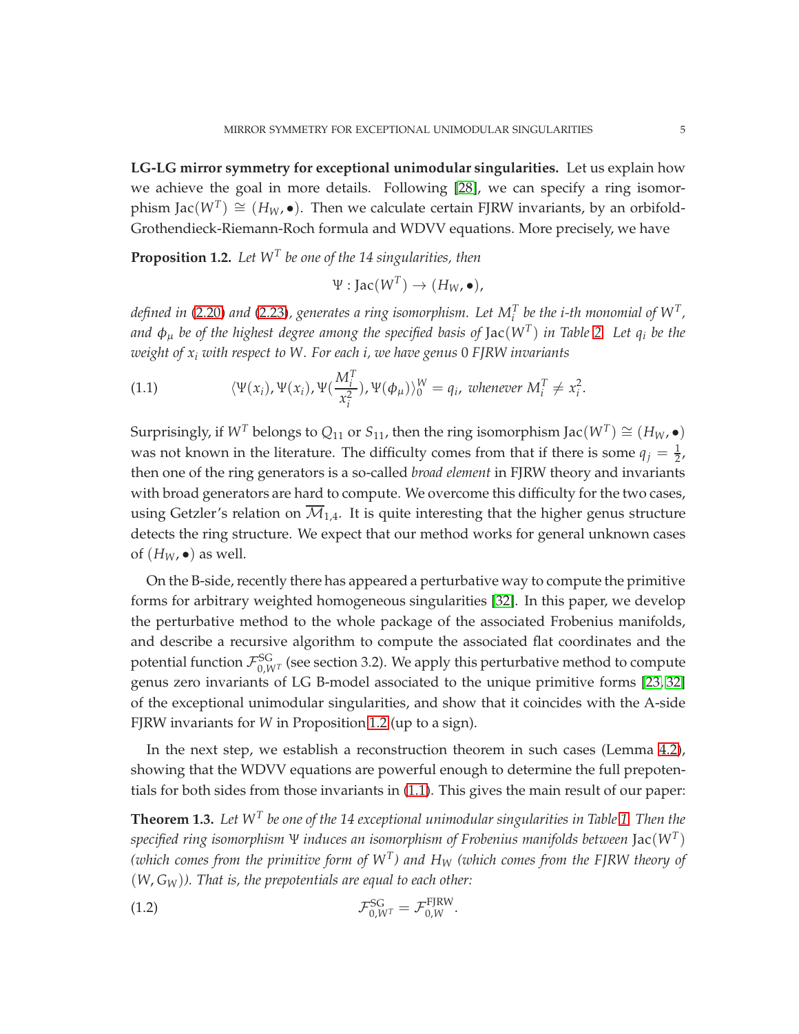**LG-LG mirror symmetry for exceptional unimodular singularities.** Let us explain how we achieve the goal in more details. Following [28], we can specify a ring isomorphism $\mathrm{Jac}(W^T) \cong (H_W, \bullet)$. Then we calculate certain FJRW invariants, by an orbifold-Grothendieck-Riemann-Roch formula and WDVV equations. More precisely, we have

**Proposition 1.2.** *Let $W^T$ be one of the 14 singularities, then*

$$\Psi : \mathrm{Jac}(W^T) \to (H_W, \bullet),$$

*defined in (2.20) and (2.23), generates a ring isomorphism. Let $M_i^T$ be the i-th monomial of $W^T$, and $\phi_\mu$ be of the highest degree among the specified basis of $\mathrm{Jac}(W^T)$ in Table 2. Let $q_i$ be the weight of $x_i$ with respect to $W$. For each $i$, we have genus 0 FJRW invariants*

$$\langle \Psi(x_i), \Psi(x_i), \Psi(\frac{M_i^T}{x_i^2}), \Psi(\phi_\mu) \rangle_0^W = q_i, \text{ whenever } M_i^T \neq x_i^2. \tag{1.1}$$

Surprisingly, if $W^T$ belongs to $Q_{11}$ or $S_{11}$, then the ring isomorphism $\mathrm{Jac}(W^T) \cong (H_W, \bullet)$ was not known in the literature. The difficulty comes from that if there is some $q_j = \frac{1}{2}$, then one of the ring generators is a so-called *broad element* in FJRW theory and invariants with broad generators are hard to compute. We overcome this difficulty for the two cases, using Getzler's relation on $\overline{\mathcal{M}}_{1,4}$. It is quite interesting that the higher genus structure detects the ring structure. We expect that our method works for general unknown cases of $(H_W, \bullet)$ as well.

On the B-side, recently there has appeared a perturbative way to compute the primitive forms for arbitrary weighted homogeneous singularities [32]. In this paper, we develop the perturbative method to the whole package of the associated Frobenius manifolds, and describe a recursive algorithm to compute the associated flat coordinates and the potential function $\mathcal{F}^{\mathrm{SG}}_{0,W^T}$ (see section 3.2). We apply this perturbative method to compute genus zero invariants of LG B-model associated to the unique primitive forms [23, 32] of the exceptional unimodular singularities, and show that it coincides with the A-side FJRW invariants for $W$ in Proposition 1.2 (up to a sign).

In the next step, we establish a reconstruction theorem in such cases (Lemma 4.2), showing that the WDVV equations are powerful enough to determine the full prepotentials for both sides from those invariants in (1.1). This gives the main result of our paper:

**Theorem 1.3.** *Let $W^T$ be one of the 14 exceptional unimodular singularities in Table 1. Then the specified ring isomorphism $\Psi$ induces an isomorphism of Frobenius manifolds between $\mathrm{Jac}(W^T)$ (which comes from the primitive form of $W^T$) and $H_W$ (which comes from the FJRW theory of $(W, G_W)$). That is, the prepotentials are equal to each other:*

$$\mathcal{F}^{\mathrm{SG}}_{0,W^T} = \mathcal{F}^{\mathrm{FJRW}}_{0,W}. \tag{1.2}$$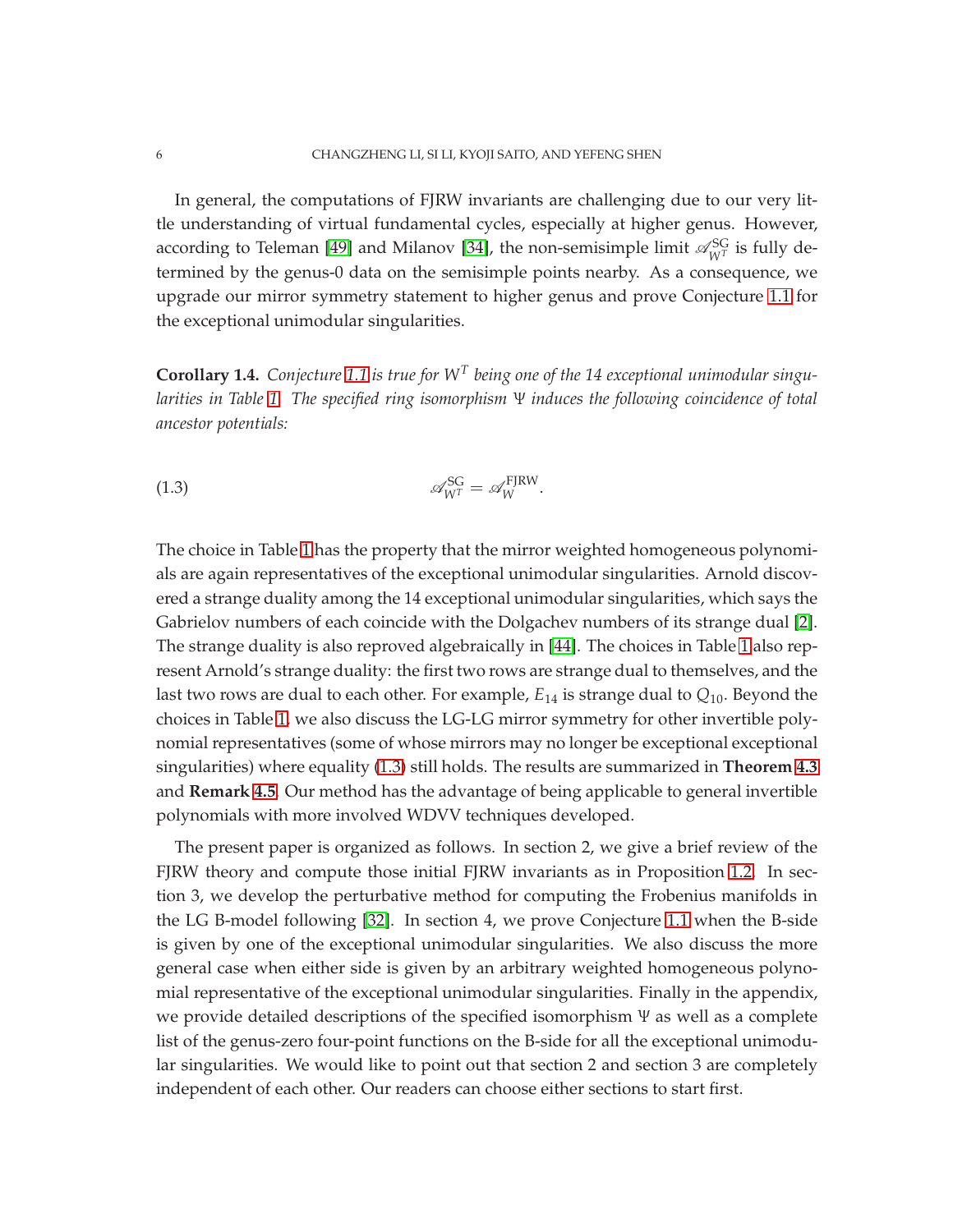In general, the computations of FJRW invariants are challenging due to our very little understanding of virtual fundamental cycles, especially at higher genus. However, according to Teleman [49] and Milanov [34], the non-semisimple limit $\mathscr{A}_{W^T}^{\rm SG}$ is fully determined by the genus-0 data on the semisimple points nearby. As a consequence, we upgrade our mirror symmetry statement to higher genus and prove Conjecture 1.1 for the exceptional unimodular singularities.

**Corollary 1.4.** *Conjecture 1.1 is true for $W^T$ being one of the 14 exceptional unimodular singularities in Table 1. The specified ring isomorphism $\Psi$ induces the following coincidence of total ancestor potentials:*

$$\mathscr{A}_{W^T}^{\rm SG} = \mathscr{A}_{W}^{\rm FJRW}. \tag{1.3}$$

The choice in Table 1 has the property that the mirror weighted homogeneous polynomials are again representatives of the exceptional unimodular singularities. Arnold discovered a strange duality among the 14 exceptional unimodular singularities, which says the Gabrielov numbers of each coincide with the Dolgachev numbers of its strange dual [2]. The strange duality is also reproved algebraically in [44]. The choices in Table 1 also represent Arnold's strange duality: the first two rows are strange dual to themselves, and the last two rows are dual to each other. For example, $E_{14}$ is strange dual to $Q_{10}$. Beyond the choices in Table 1, we also discuss the LG-LG mirror symmetry for other invertible polynomial representatives (some of whose mirrors may no longer be exceptional exceptional singularities) where equality (1.3) still holds. The results are summarized in **Theorem 4.3** and **Remark 4.5**. Our method has the advantage of being applicable to general invertible polynomials with more involved WDVV techniques developed.

The present paper is organized as follows. In section 2, we give a brief review of the FJRW theory and compute those initial FJRW invariants as in Proposition 1.2. In section 3, we develop the perturbative method for computing the Frobenius manifolds in the LG B-model following [32]. In section 4, we prove Conjecture 1.1 when the B-side is given by one of the exceptional unimodular singularities. We also discuss the more general case when either side is given by an arbitrary weighted homogeneous polynomial representative of the exceptional unimodular singularities. Finally in the appendix, we provide detailed descriptions of the specified isomorphism $\Psi$ as well as a complete list of the genus-zero four-point functions on the B-side for all the exceptional unimodular singularities. We would like to point out that section 2 and section 3 are completely independent of each other. Our readers can choose either sections to start first.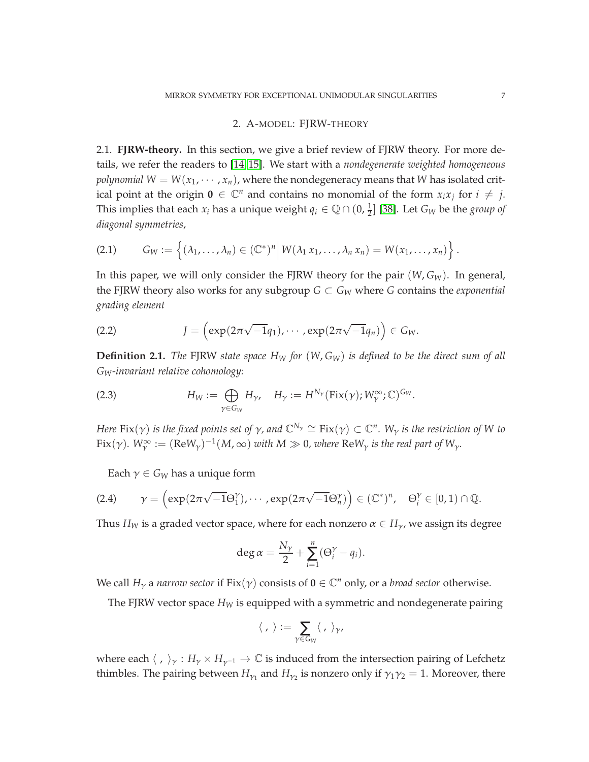## 2. A-MODEL: FJRW-THEORY

2.1. **FJRW-theory.** In this section, we give a brief review of FJRW theory. For more details, we refer the readers to [14, 15]. We start with a *nondegenerate weighted homogeneous polynomial* $W = W(x_1, \cdots, x_n)$, where the nondegeneracy means that $W$ has isolated critical point at the origin $\mathbf{0} \in \mathbb{C}^n$ and contains no monomial of the form $x_i x_j$ for $i \neq j$. This implies that each $x_i$ has a unique weight $q_i \in \mathbb{Q} \cap (0, \frac{1}{2}]$ [38]. Let $G_W$ be the *group of diagonal symmetries*,

$$
G_W := \left\{ (\lambda_1, \ldots, \lambda_n) \in (\mathbb{C}^*)^n \middle| W(\lambda_1 x_1, \ldots, \lambda_n x_n) = W(x_1, \ldots, x_n) \right\}. \tag{2.1}
$$

In this paper, we will only consider the FJRW theory for the pair $(W, G_W)$. In general, the FJRW theory also works for any subgroup $G \subset G_W$ where $G$ contains the *exponential grading element*

$$
J = \left( \exp(2\pi\sqrt{-1}q_1), \cdots, \exp(2\pi\sqrt{-1}q_n) \right) \in G_W. \tag{2.2}
$$

**Definition 2.1.** *The* FJRW *state space $H_W$ for $(W, G_W)$ is defined to be the direct sum of all $G_W$-invariant relative cohomology:*

$$
H_W := \bigoplus_{\gamma \in G_W} H_\gamma, \quad H_\gamma := H^{N_\gamma}(\mathrm{Fix}(\gamma); W_\gamma^\infty; \mathbb{C})^{G_W}. \tag{2.3}
$$

*Here $\mathrm{Fix}(\gamma)$ is the fixed points set of $\gamma$, and $\mathbb{C}^{N_\gamma} \cong \mathrm{Fix}(\gamma) \subset \mathbb{C}^n$. $W_\gamma$ is the restriction of $W$ to $\mathrm{Fix}(\gamma)$. $W_\gamma^\infty := (\mathrm{Re}W_\gamma)^{-1}(M, \infty)$ with $M \gg 0$, where $\mathrm{Re}W_\gamma$ is the real part of $W_\gamma$.*

Each $\gamma \in G_W$ has a unique form

$$
\gamma = \left( \exp(2\pi\sqrt{-1}\Theta_1^\gamma), \cdots, \exp(2\pi\sqrt{-1}\Theta_n^\gamma) \right) \in (\mathbb{C}^*)^n, \quad \Theta_i^\gamma \in [0, 1) \cap \mathbb{Q}. \tag{2.4}
$$

Thus $H_W$ is a graded vector space, where for each nonzero $\alpha \in H_\gamma$, we assign its degree

$$
\deg \alpha = \frac{N_\gamma}{2} + \sum_{i=1}^n (\Theta_i^\gamma - q_i).
$$

We call $H_\gamma$ a *narrow sector* if $\mathrm{Fix}(\gamma)$ consists of $\mathbf{0} \in \mathbb{C}^n$ only, or a *broad sector* otherwise.

The FJRW vector space $H_W$ is equipped with a symmetric and nondegenerate pairing

$$
\langle\, , \,\rangle := \sum_{\gamma \in G_W} \langle\, , \,\rangle_\gamma,
$$

where each $\langle\, , \,\rangle_\gamma : H_\gamma \times H_{\gamma^{-1}} \to \mathbb{C}$ is induced from the intersection pairing of Lefchetz thimbles. The pairing between $H_{\gamma_1}$ and $H_{\gamma_2}$ is nonzero only if $\gamma_1\gamma_2 = 1$. Moreover, there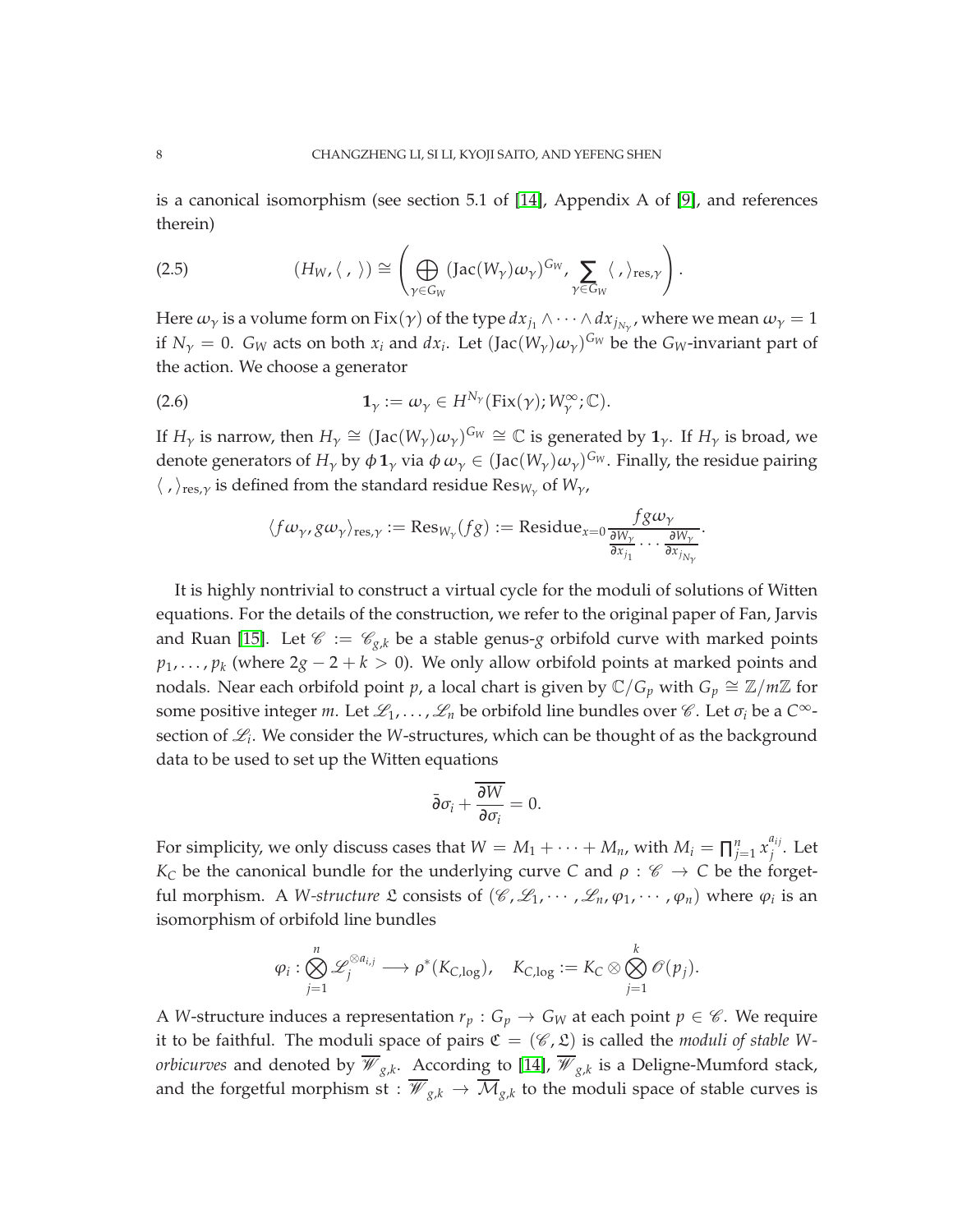is a canonical isomorphism (see section 5.1 of [14], Appendix A of [9], and references therein)

$$(H_W, \langle\ ,\ \rangle) \cong \left( \bigoplus_{\gamma \in G_W} (\mathrm{Jac}(W_\gamma)\omega_\gamma)^{G_W}, \sum_{\gamma \in G_W} \langle\ ,\ \rangle_{\mathrm{res},\gamma} \right). \tag{2.5}$$

Here $\omega_\gamma$ is a volume form on $\mathrm{Fix}(\gamma)$ of the type $dx_{j_1} \wedge \cdots \wedge dx_{j_{N_\gamma}}$, where we mean $\omega_\gamma = 1$ if $N_\gamma = 0$. $G_W$ acts on both $x_i$ and $dx_i$. Let $(\mathrm{Jac}(W_\gamma)\omega_\gamma)^{G_W}$ be the $G_W$-invariant part of the action. We choose a generator

$$\mathbf{1}_\gamma := \omega_\gamma \in H^{N_\gamma}(\mathrm{Fix}(\gamma); W_\gamma^\infty; \mathbb{C}). \tag{2.6}$$

If $H_\gamma$ is narrow, then $H_\gamma \cong (\mathrm{Jac}(W_\gamma)\omega_\gamma)^{G_W} \cong \mathbb{C}$ is generated by $\mathbf{1}_\gamma$. If $H_\gamma$ is broad, we denote generators of $H_\gamma$ by $\phi \mathbf{1}_\gamma$ via $\phi\, \omega_\gamma \in (\mathrm{Jac}(W_\gamma)\omega_\gamma)^{G_W}$. Finally, the residue pairing $\langle\ ,\ \rangle_{\mathrm{res},\gamma}$ is defined from the standard residue $\mathrm{Res}_{W_\gamma}$ of $W_\gamma$,

$$\langle f\omega_\gamma, g\omega_\gamma \rangle_{\mathrm{res},\gamma} := \mathrm{Res}_{W_\gamma}(fg) := \mathrm{Residue}_{x=0} \frac{fg\omega_\gamma}{\frac{\partial W_\gamma}{\partial x_{j_1}} \cdots \frac{\partial W_\gamma}{\partial x_{j_{N_\gamma}}}}.$$

It is highly nontrivial to construct a virtual cycle for the moduli of solutions of Witten equations. For the details of the construction, we refer to the original paper of Fan, Jarvis and Ruan [15]. Let $\mathscr{C} := \mathscr{C}_{g,k}$ be a stable genus-$g$ orbifold curve with marked points $p_1, \ldots, p_k$ (where $2g - 2 + k > 0$). We only allow orbifold points at marked points and nodals. Near each orbifold point $p$, a local chart is given by $\mathbb{C}/G_p$ with $G_p \cong \mathbb{Z}/m\mathbb{Z}$ for some positive integer $m$. Let $\mathscr{L}_1, \ldots, \mathscr{L}_n$ be orbifold line bundles over $\mathscr{C}$. Let $\sigma_i$ be a $C^\infty$-section of $\mathscr{L}_i$. We consider the $W$-structures, which can be thought of as the background data to be used to set up the Witten equations

$$\bar{\partial}\sigma_i + \overline{\frac{\partial W}{\partial \sigma_i}} = 0.$$

For simplicity, we only discuss cases that $W = M_1 + \cdots + M_n$, with $M_i = \prod_{j=1}^n x_j^{a_{ij}}$. Let $K_C$ be the canonical bundle for the underlying curve $C$ and $\rho : \mathscr{C} \to C$ be the forgetful morphism. A *$W$-structure* $\mathfrak{L}$ consists of $(\mathscr{C}, \mathscr{L}_1, \cdots, \mathscr{L}_n, \varphi_1, \cdots, \varphi_n)$ where $\varphi_i$ is an isomorphism of orbifold line bundles

$$\varphi_i : \bigotimes_{j=1}^n \mathscr{L}_j^{\otimes a_{i,j}} \longrightarrow \rho^*(K_{C,\log}), \quad K_{C,\log} := K_C \otimes \bigotimes_{j=1}^k \mathscr{O}(p_j).$$

A $W$-structure induces a representation $r_p : G_p \to G_W$ at each point $p \in \mathscr{C}$. We require it to be faithful. The moduli space of pairs $\mathfrak{C} = (\mathscr{C}, \mathfrak{L})$ is called the *moduli of stable $W$-orbicurves* and denoted by $\overline{\mathscr{W}}_{g,k}$. According to [14], $\overline{\mathscr{W}}_{g,k}$ is a Deligne-Mumford stack, and the forgetful morphism $\mathrm{st} : \overline{\mathscr{W}}_{g,k} \to \overline{\mathcal{M}}_{g,k}$ to the moduli space of stable curves is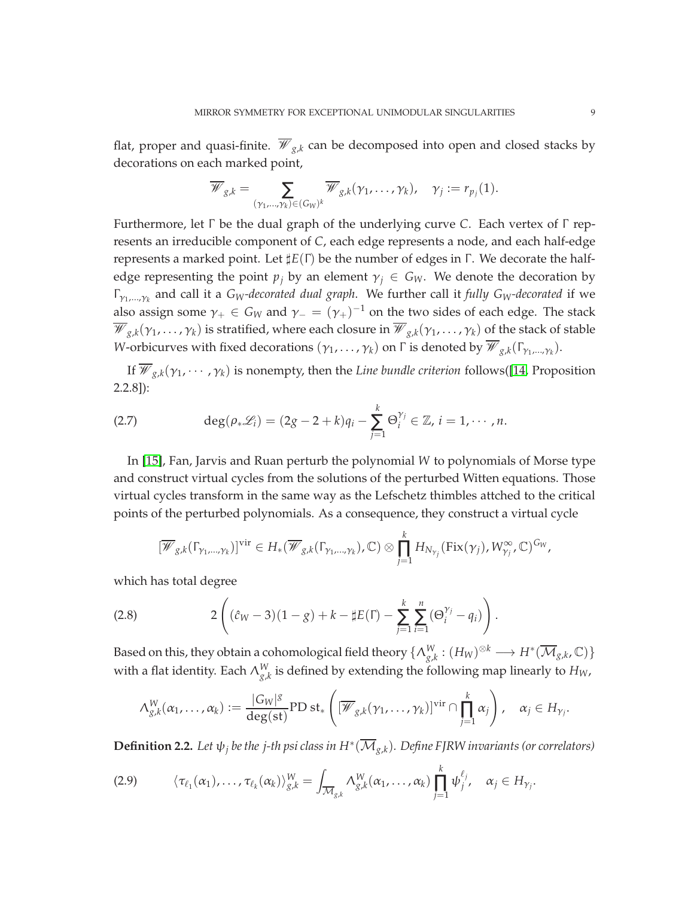flat, proper and quasi-finite. $\overline{\mathscr{W}}_{g,k}$ can be decomposed into open and closed stacks by decorations on each marked point,

$$\overline{\mathscr{W}}_{g,k} = \sum_{(\gamma_1,\dots,\gamma_k)\in(G_W)^k} \overline{\mathscr{W}}_{g,k}(\gamma_1,\dots,\gamma_k), \quad \gamma_j := r_{p_j}(1).$$

Furthermore, let $\Gamma$ be the dual graph of the underlying curve $C$. Each vertex of $\Gamma$ represents an irreducible component of $C$, each edge represents a node, and each half-edge represents a marked point. Let $\sharp E(\Gamma)$ be the number of edges in $\Gamma$. We decorate the half-edge representing the point $p_j$ by an element $\gamma_j \in G_W$. We denote the decoration by $\Gamma_{\gamma_1,\dots,\gamma_k}$ and call it a *$G_W$-decorated dual graph*. We further call it *fully $G_W$-decorated* if we also assign some $\gamma_+ \in G_W$ and $\gamma_- = (\gamma_+)^{-1}$ on the two sides of each edge. The stack $\overline{\mathscr{W}}_{g,k}(\gamma_1,\dots,\gamma_k)$ is stratified, where each closure in $\overline{\mathscr{W}}_{g,k}(\gamma_1,\dots,\gamma_k)$ of the stack of stable $W$-orbicurves with fixed decorations $(\gamma_1,\dots,\gamma_k)$ on $\Gamma$ is denoted by $\overline{\mathscr{W}}_{g,k}(\Gamma_{\gamma_1,\dots,\gamma_k})$.

If $\overline{\mathscr{W}}_{g,k}(\gamma_1,\cdots,\gamma_k)$ is nonempty, then the *Line bundle criterion* follows([14, Proposition 2.2.8]):

$$\deg(\rho_*\mathscr{L}_i) = (2g-2+k)q_i - \sum_{j=1}^{k}\Theta_i^{\gamma_j} \in \mathbb{Z},\ i = 1,\cdots,n. \tag{2.7}$$

In [15], Fan, Jarvis and Ruan perturb the polynomial $W$ to polynomials of Morse type and construct virtual cycles from the solutions of the perturbed Witten equations. Those virtual cycles transform in the same way as the Lefschetz thimbles attched to the critical points of the perturbed polynomials. As a consequence, they construct a virtual cycle

$$[\overline{\mathscr{W}}_{g,k}(\Gamma_{\gamma_1,\dots,\gamma_k})]^{\mathrm{vir}} \in H_*(\overline{\mathscr{W}}_{g,k}(\Gamma_{\gamma_1,\dots,\gamma_k}),\mathbb{C}) \otimes \prod_{j=1}^{k} H_{N_{\gamma_j}}(\mathrm{Fix}(\gamma_j), W_{\gamma_j}^{\infty},\mathbb{C})^{G_W},$$

which has total degree

$$2\left((\hat{c}_W-3)(1-g)+k-\sharp E(\Gamma)-\sum_{j=1}^{k}\sum_{i=1}^{n}(\Theta_i^{\gamma_j}-q_i)\right). \tag{2.8}$$

Based on this, they obtain a cohomological field theory $\{\Lambda_{g,k}^W : (H_W)^{\otimes k} \longrightarrow H^*(\overline{\mathcal{M}}_{g,k},\mathbb{C})\}$ with a flat identity. Each $\Lambda_{g,k}^W$ is defined by extending the following map linearly to $H_W$,

$$\Lambda_{g,k}^W(\alpha_1,\dots,\alpha_k) := \frac{|G_W|^g}{\deg(\mathrm{st})}\mathrm{PD}\,\mathrm{st}_*\left([\overline{\mathscr{W}}_{g,k}(\gamma_1,\dots,\gamma_k)]^{\mathrm{vir}} \cap \prod_{j=1}^{k}\alpha_j\right), \quad \alpha_j \in H_{\gamma_j}.$$

**Definition 2.2.** *Let $\psi_j$ be the $j$-th psi class in $H^*(\overline{\mathcal{M}}_{g,k})$. Define FJRW invariants (or correlators)*

$$\langle \tau_{\ell_1}(\alpha_1),\dots,\tau_{\ell_k}(\alpha_k)\rangle_{g,k}^W = \int_{\overline{\mathcal{M}}_{g,k}} \Lambda_{g,k}^W(\alpha_1,\dots,\alpha_k)\prod_{j=1}^{k}\psi_j^{\ell_j}, \quad \alpha_j \in H_{\gamma_j}. \tag{2.9}$$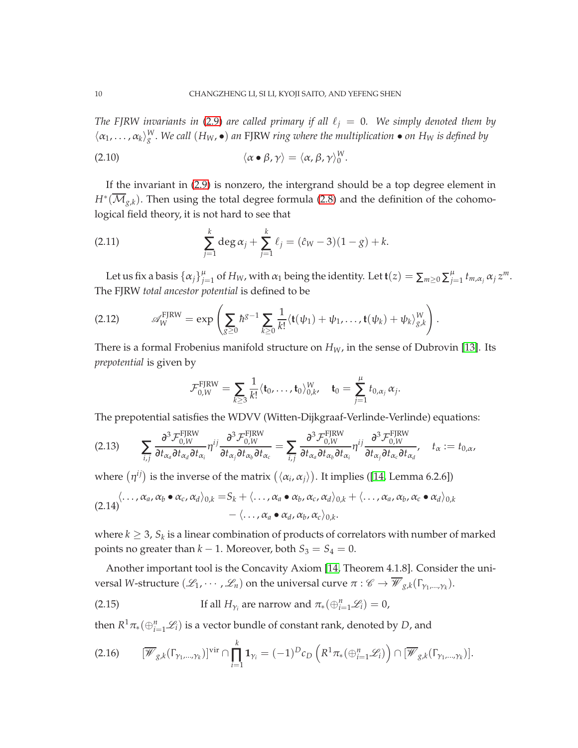*The FJRW invariants in (2.9) are called primary if all $\ell_j = 0$. We simply denoted them by $\langle \alpha_1, \dots, \alpha_k \rangle_g^W$. We call $(H_W, \bullet)$ an* FJRW *ring where the multiplication $\bullet$ on $H_W$ is defined by*

$$
\langle \alpha \bullet \beta, \gamma \rangle = \langle \alpha, \beta, \gamma \rangle_0^W. \tag{2.10}
$$

If the invariant in (2.9) is nonzero, the intergrand should be a top degree element in $H^*(\overline{\mathcal{M}}_{g,k})$. Then using the total degree formula (2.8) and the definition of the cohomological field theory, it is not hard to see that

$$
\sum_{j=1}^{k} \deg \alpha_j + \sum_{j=1}^{k} \ell_j = (\hat{c}_W - 3)(1-g) + k. \tag{2.11}
$$

Let us fix a basis $\{\alpha_j\}_{j=1}^{\mu}$ of $H_W$, with $\alpha_1$ being the identity. Let $\mathbf{t}(z) = \sum_{m \geq 0} \sum_{j=1}^{\mu} t_{m,\alpha_j} \alpha_j z^m$. The FJRW *total ancestor potential* is defined to be

$$
\mathscr{A}_W^{\text{FJRW}} = \exp\left( \sum_{g \geq 0} \hbar^{g-1} \sum_{k \geq 0} \frac{1}{k!} \langle \mathbf{t}(\psi_1) + \psi_1, \dots, \mathbf{t}(\psi_k) + \psi_k \rangle_{g,k}^W \right). \tag{2.12}
$$

There is a formal Frobenius manifold structure on $H_W$, in the sense of Dubrovin [13]. Its *prepotential* is given by

$$
\mathcal{F}_{0,W}^{\text{FJRW}} = \sum_{k \geq 3} \frac{1}{k!} \langle \mathbf{t}_0, \dots, \mathbf{t}_0 \rangle_{0,k}^W, \quad \mathbf{t}_0 = \sum_{j=1}^{\mu} t_{0,\alpha_j} \alpha_j.
$$

The prepotential satisfies the WDVV (Witten-Dijkgraaf-Verlinde-Verlinde) equations:

$$
\sum_{i,j} \frac{\partial^3 \mathcal{F}_{0,W}^{\text{FJRW}}}{\partial t_{\alpha_a} \partial t_{\alpha_d} \partial t_{\alpha_i}} \eta^{ij} \frac{\partial^3 \mathcal{F}_{0,W}^{\text{FJRW}}}{\partial t_{\alpha_j} \partial t_{\alpha_b} \partial t_{\alpha_c}} = \sum_{i,j} \frac{\partial^3 \mathcal{F}_{0,W}^{\text{FJRW}}}{\partial t_{\alpha_a} \partial t_{\alpha_b} \partial t_{\alpha_i}} \eta^{ij} \frac{\partial^3 \mathcal{F}_{0,W}^{\text{FJRW}}}{\partial t_{\alpha_j} \partial t_{\alpha_c} \partial t_{\alpha_d}}, \quad t_\alpha := t_{0,\alpha}, \tag{2.13}
$$

where $\left(\eta^{ij}\right)$ is the inverse of the matrix $\left(\langle \alpha_i, \alpha_j \rangle\right)$. It implies ([14, Lemma 6.2.6])

$$
\begin{aligned}
\langle \dots, \alpha_a, \alpha_b \bullet \alpha_c, \alpha_d \rangle_{0,k} =& S_k + \langle \dots, \alpha_a \bullet \alpha_b, \alpha_c, \alpha_d \rangle_{0,k} + \langle \dots, \alpha_a, \alpha_b, \alpha_c \bullet \alpha_d \rangle_{0,k} \\
&- \langle \dots, \alpha_a \bullet \alpha_d, \alpha_b, \alpha_c \rangle_{0,k}.
\end{aligned} \tag{2.14}
$$

where $k \geq 3$, $S_k$ is a linear combination of products of correlators with number of marked points no greater than $k-1$. Moreover, both $S_3 = S_4 = 0$.

Another important tool is the Concavity Axiom [14, Theorem 4.1.8]. Consider the universal $W$-structure $(\mathscr{L}_1, \cdots, \mathscr{L}_n)$ on the universal curve $\pi : \mathscr{C} \to \overline{\mathscr{W}}_{g,k}(\Gamma_{\gamma_1,\dots,\gamma_k})$.

$$
\text{If all } H_{\gamma_i} \text{ are narrow and } \pi_*(\oplus_{i=1}^n \mathscr{L}_i) = 0, \tag{2.15}
$$

then $R^1\pi_*(\oplus_{i=1}^n \mathscr{L}_i)$ is a vector bundle of constant rank, denoted by $D$, and

$$
[\overline{\mathscr{W}}_{g,k}(\Gamma_{\gamma_1,\dots,\gamma_k})]^{\text{vir}} \cap \prod_{i=1}^{k} \mathbf{1}_{\gamma_i} = (-1)^D c_D\left(R^1\pi_*(\oplus_{i=1}^n \mathscr{L}_i)\right) \cap [\overline{\mathscr{W}}_{g,k}(\Gamma_{\gamma_1,\dots,\gamma_k})]. \tag{2.16}
$$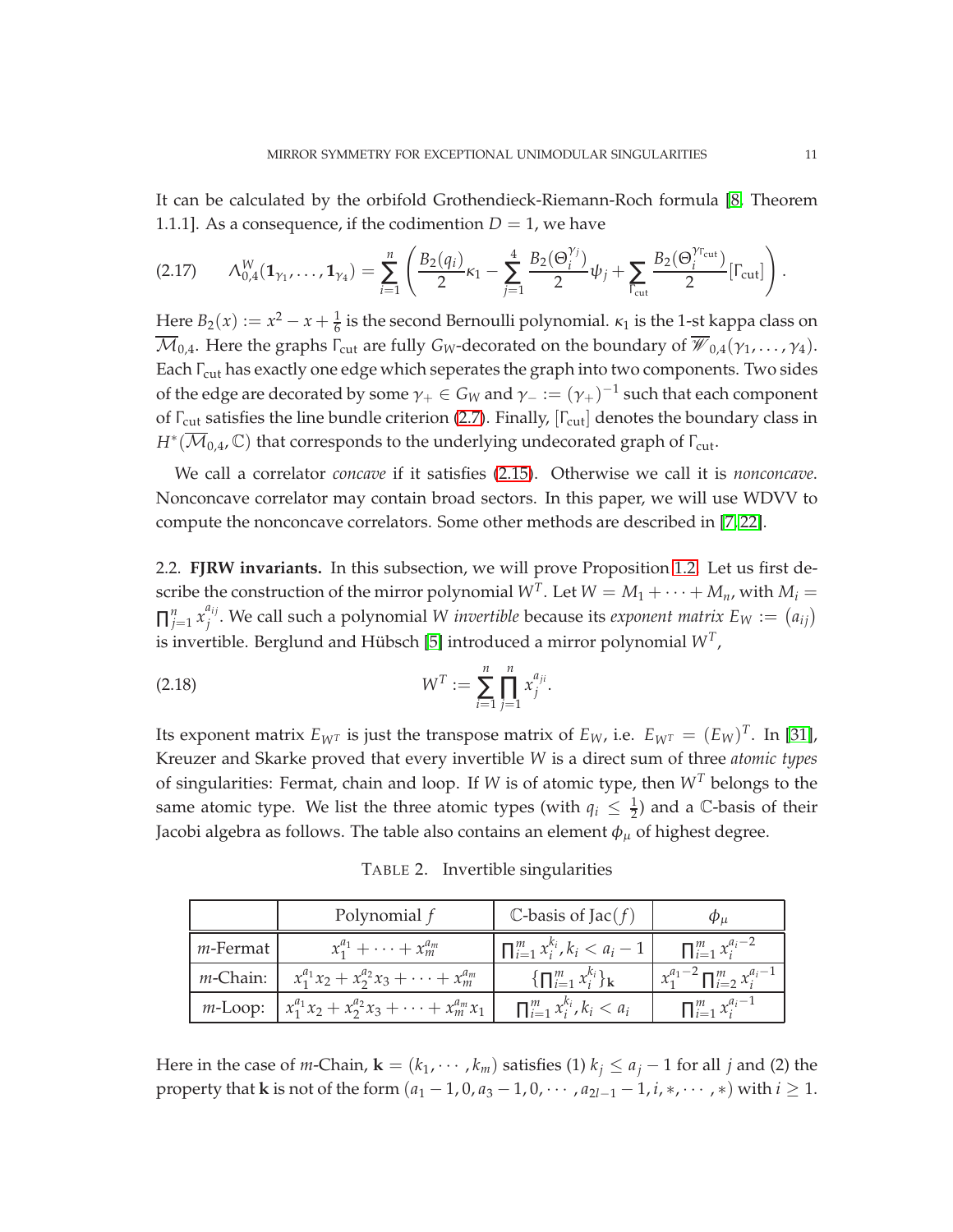It can be calculated by the orbifold Grothendieck-Riemann-Roch formula [8, Theorem 1.1.1]. As a consequence, if the codimention $D = 1$, we have

$$
\Lambda^W_{0,4}(\mathbf{1}_{\gamma_1}, \ldots, \mathbf{1}_{\gamma_4}) = \sum_{i=1}^{n} \left( \frac{B_2(q_i)}{2}\kappa_1 - \sum_{j=1}^{4} \frac{B_2(\Theta_i^{\gamma_j})}{2}\psi_j + \sum_{\Gamma_{\text{cut}}} \frac{B_2(\Theta_i^{\gamma_{\Gamma_{\text{cut}}}})}{2}[\Gamma_{\text{cut}}] \right). \tag{2.17}
$$

Here $B_2(x) := x^2 - x + \frac{1}{6}$ is the second Bernoulli polynomial. $\kappa_1$ is the 1-st kappa class on $\overline{\mathcal{M}}_{0,4}$. Here the graphs $\Gamma_{\text{cut}}$ are fully $G_W$-decorated on the boundary of $\overline{\mathscr{W}}_{0,4}(\gamma_1, \ldots, \gamma_4)$. Each $\Gamma_{\text{cut}}$ has exactly one edge which seperates the graph into two components. Two sides of the edge are decorated by some $\gamma_+ \in G_W$ and $\gamma_- := (\gamma_+)^{-1}$ such that each component of $\Gamma_{\text{cut}}$ satisfies the line bundle criterion (2.7). Finally, $[\Gamma_{\text{cut}}]$ denotes the boundary class in $H^*(\overline{\mathcal{M}}_{0,4}, \mathbb{C})$ that corresponds to the underlying undecorated graph of $\Gamma_{\text{cut}}$.

We call a correlator *concave* if it satisfies (2.15). Otherwise we call it is *nonconcave*. Nonconcave correlator may contain broad sectors. In this paper, we will use WDVV to compute the nonconcave correlators. Some other methods are described in [7, 22].

### 2.2. FJRW invariants.

In this subsection, we will prove Proposition 1.2. Let us first describe the construction of the mirror polynomial $W^T$. Let $W = M_1 + \cdots + M_n$, with $M_i = \prod_{j=1}^n x_j^{a_{ij}}$. We call such a polynomial $W$ *invertible* because its *exponent matrix* $E_W := (a_{ij})$ is invertible. Berglund and Hübsch [5] introduced a mirror polynomial $W^T$,

$$
W^T := \sum_{i=1}^{n} \prod_{j=1}^{n} x_j^{a_{ji}}. \tag{2.18}
$$

Its exponent matrix $E_{W^T}$ is just the transpose matrix of $E_W$, i.e. $E_{W^T} = (E_W)^T$. In [31], Kreuzer and Skarke proved that every invertible $W$ is a direct sum of three *atomic types* of singularities: Fermat, chain and loop. If $W$ is of atomic type, then $W^T$ belongs to the same atomic type. We list the three atomic types (with $q_i \leq \frac{1}{2}$) and a $\mathbb{C}$-basis of their Jacobi algebra as follows. The table also contains an element $\phi_\mu$ of highest degree.

TABLE 2. Invertible singularities

| | Polynomial $f$ | $\mathbb{C}$-basis of $\text{Jac}(f)$ | $\phi_\mu$ |
|---|---|---|---|
| $m$-Fermat | $x_1^{a_1} + \cdots + x_m^{a_m}$ | $\prod_{i=1}^m x_i^{k_i}, k_i < a_i - 1$ | $\prod_{i=1}^m x_i^{a_i-2}$ |
| $m$-Chain: | $x_1^{a_1}x_2 + x_2^{a_2}x_3 + \cdots + x_m^{a_m}$ | $\{\prod_{i=1}^m x_i^{k_i}\}_{\mathbf{k}}$ | $x_1^{a_1-2}\prod_{i=2}^m x_i^{a_i-1}$ |
| $m$-Loop: | $x_1^{a_1}x_2 + x_2^{a_2}x_3 + \cdots + x_m^{a_m}x_1$ | $\prod_{i=1}^m x_i^{k_i}, k_i < a_i$ | $\prod_{i=1}^m x_i^{a_i-1}$ |

Here in the case of $m$-Chain, $\mathbf{k} = (k_1, \cdots, k_m)$ satisfies (1) $k_j \leq a_j - 1$ for all $j$ and (2) the property that $\mathbf{k}$ is not of the form $(a_1 - 1, 0, a_3 - 1, 0, \cdots, a_{2l-1} - 1, i, *, \cdots, *)$ with $i \geq 1$.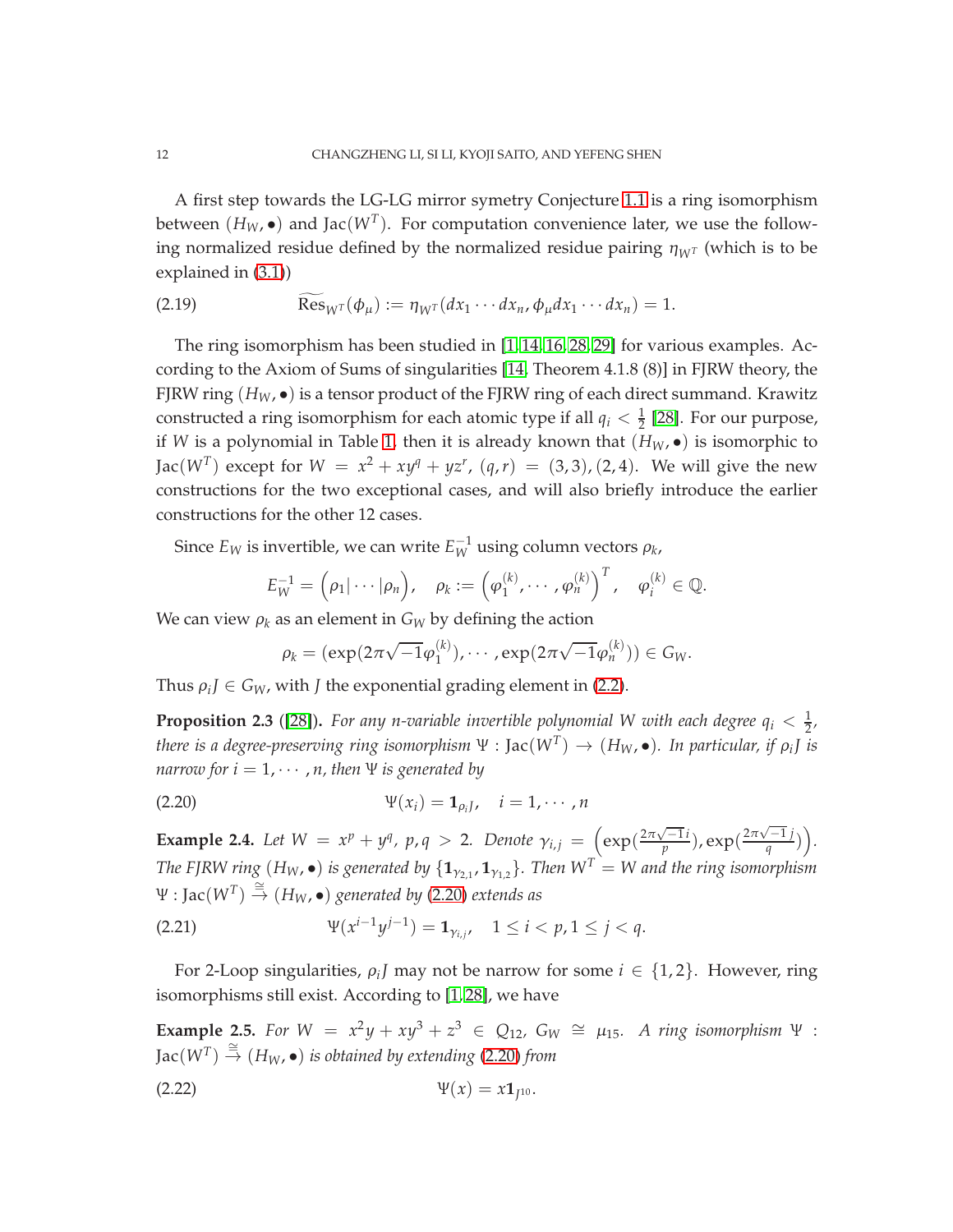A first step towards the LG-LG mirror symetry Conjecture 1.1 is a ring isomorphism between $(H_W, \bullet)$ and $\mathrm{Jac}(W^T)$. For computation convenience later, we use the following normalized residue defined by the normalized residue pairing $\eta_{W^T}$ (which is to be explained in (3.1))

$$\widetilde{\mathrm{Res}}_{W^T}(\phi_\mu) := \eta_{W^T}(dx_1 \cdots dx_n, \phi_\mu dx_1 \cdots dx_n) = 1. \tag{2.19}$$

The ring isomorphism has been studied in [1, 14, 16, 28, 29] for various examples. According to the Axiom of Sums of singularities [14, Theorem 4.1.8 (8)] in FJRW theory, the FJRW ring $(H_W, \bullet)$ is a tensor product of the FJRW ring of each direct summand. Krawitz constructed a ring isomorphism for each atomic type if all $q_i < \frac{1}{2}$ [28]. For our purpose, if $W$ is a polynomial in Table 1, then it is already known that $(H_W, \bullet)$ is isomorphic to $\mathrm{Jac}(W^T)$ except for $W = x^2 + xy^q + yz^r$, $(q, r) = (3, 3), (2, 4)$. We will give the new constructions for the two exceptional cases, and will also briefly introduce the earlier constructions for the other 12 cases.

Since $E_W$ is invertible, we can write $E_W^{-1}$ using column vectors $\rho_k$,

$$E_W^{-1} = \left(\rho_1 | \cdots | \rho_n\right), \quad \rho_k := \left(\varphi_1^{(k)}, \cdots, \varphi_n^{(k)}\right)^T, \quad \varphi_i^{(k)} \in \mathbb{Q}.$$

We can view $\rho_k$ as an element in $G_W$ by defining the action

$$\rho_k = (\exp(2\pi\sqrt{-1}\varphi_1^{(k)}), \cdots, \exp(2\pi\sqrt{-1}\varphi_n^{(k)})) \in G_W.$$

Thus $\rho_i J \in G_W$, with $J$ the exponential grading element in (2.2).

**Proposition 2.3** ([28]). *For any $n$-variable invertible polynomial $W$ with each degree $q_i < \frac{1}{2}$, there is a degree-preserving ring isomorphism $\Psi : \mathrm{Jac}(W^T) \to (H_W, \bullet)$. In particular, if $\rho_i J$ is narrow for $i = 1, \cdots, n$, then $\Psi$ is generated by*

$$\Psi(x_i) = \mathbf{1}_{\rho_i J}, \quad i = 1, \cdots, n \tag{2.20}$$

**Example 2.4.** *Let $W = x^p + y^q$, $p, q > 2$. Denote $\gamma_{i,j} = \left(\exp(\frac{2\pi\sqrt{-1}i}{p}), \exp(\frac{2\pi\sqrt{-1}j}{q})\right)$. The FJRW ring $(H_W, \bullet)$ is generated by $\{\mathbf{1}_{\gamma_{2,1}}, \mathbf{1}_{\gamma_{1,2}}\}$. Then $W^T = W$ and the ring isomorphism $\Psi : \mathrm{Jac}(W^T) \xrightarrow{\cong} (H_W, \bullet)$ generated by (2.20) extends as*

$$\Psi(x^{i-1}y^{j-1}) = \mathbf{1}_{\gamma_{i,j}}, \quad 1 \leq i < p, 1 \leq j < q. \tag{2.21}$$

For 2-Loop singularities, $\rho_i J$ may not be narrow for some $i \in \{1, 2\}$. However, ring isomorphisms still exist. According to [1, 28], we have

**Example 2.5.** *For $W = x^2y + xy^3 + z^3 \in Q_{12}$, $G_W \cong \mu_{15}$. A ring isomorphism $\Psi : \mathrm{Jac}(W^T) \xrightarrow{\cong} (H_W, \bullet)$ is obtained by extending (2.20) from*

$$\Psi(x) = x\mathbf{1}_{J^{10}}. \tag{2.22}$$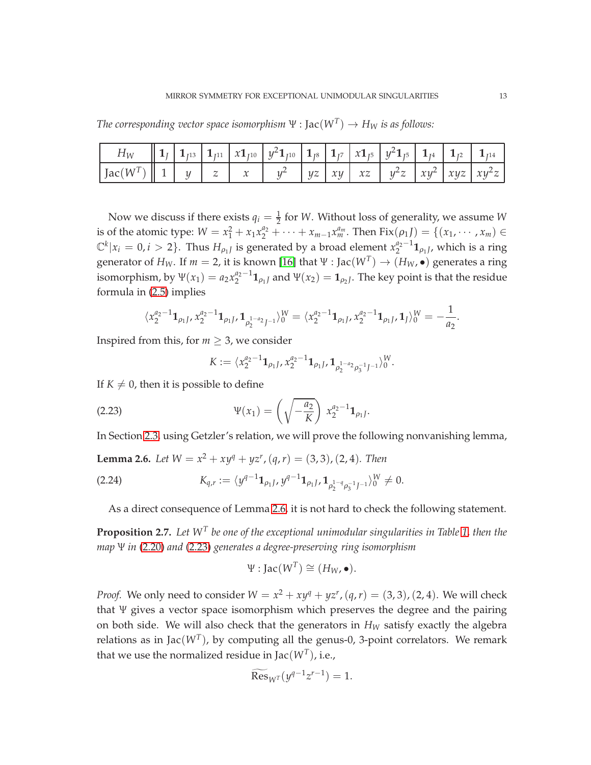*The corresponding vector space isomorphism $\Psi : \mathrm{Jac}(W^T) \to H_W$ is as follows:*

| $H_W$ | $\mathbf{1}_J$ | $\mathbf{1}_{J^{13}}$ | $\mathbf{1}_{J^{11}}$ | $x\mathbf{1}_{J^{10}}$ | $y^2\mathbf{1}_{J^{10}}$ | $\mathbf{1}_{J^8}$ | $\mathbf{1}_{J^7}$ | $x\mathbf{1}_{J^5}$ | $y^2\mathbf{1}_{J^5}$ | $\mathbf{1}_{J^4}$ | $\mathbf{1}_{J^2}$ | $\mathbf{1}_{J^{14}}$ |
|---|---|---|---|---|---|---|---|---|---|---|---|---|
| $\mathrm{Jac}(W^T)$ | $1$ | $y$ | $z$ | $x$ | $y^2$ | $yz$ | $xy$ | $xz$ | $y^2z$ | $xy^2$ | $xyz$ | $xy^2z$ |

Now we discuss if there exists $q_i = \frac{1}{2}$ for $W$. Without loss of generality, we assume $W$ is of the atomic type: $W = x_1^2 + x_1x_2^{a_2} + \cdots + x_{m-1}x_m^{a_m}$. Then $\mathrm{Fix}(\rho_1 J) = \{(x_1, \cdots, x_m) \in \mathbb{C}^k | x_i = 0, i > 2\}$. Thus $H_{\rho_1 J}$ is generated by a broad element $x_2^{a_2-1}\mathbf{1}_{\rho_1 J}$, which is a ring generator of $H_W$. If $m = 2$, it is known [16] that $\Psi : \mathrm{Jac}(W^T) \to (H_W, \bullet)$ generates a ring isomorphism, by $\Psi(x_1) = a_2 x_2^{a_2-1}\mathbf{1}_{\rho_1 J}$ and $\Psi(x_2) = \mathbf{1}_{\rho_2 J}$. The key point is that the residue formula in (2.5) implies

$$\langle x_2^{a_2-1}\mathbf{1}_{\rho_1 J}, x_2^{a_2-1}\mathbf{1}_{\rho_1 J}, \mathbf{1}_{\rho_2^{1-a_2}J^{-1}}\rangle_0^W = \langle x_2^{a_2-1}\mathbf{1}_{\rho_1 J}, x_2^{a_2-1}\mathbf{1}_{\rho_1 J}, \mathbf{1}_J\rangle_0^W = -\frac{1}{a_2}.$$

Inspired from this, for $m \geq 3$, we consider

$$K := \langle x_2^{a_2-1}\mathbf{1}_{\rho_1 J}, x_2^{a_2-1}\mathbf{1}_{\rho_1 J}, \mathbf{1}_{\rho_2^{1-a_2}\rho_3^{-1}J^{-1}}\rangle_0^W.$$

If $K \neq 0$, then it is possible to define

$$\Psi(x_1) = \left(\sqrt{-\frac{a_2}{K}}\right) x_2^{a_2-1}\mathbf{1}_{\rho_1 J}. \tag{2.23}$$

In Section 2.3, using Getzler's relation, we will prove the following nonvanishing lemma,

**Lemma 2.6.** *Let $W = x^2 + xy^q + yz^r, (q, r) = (3, 3), (2, 4)$. Then*

$$K_{q,r} := \langle y^{q-1}\mathbf{1}_{\rho_1 J}, y^{q-1}\mathbf{1}_{\rho_1 J}, \mathbf{1}_{\rho_2^{1-q}\rho_3^{-1}J^{-1}}\rangle_0^W \neq 0. \tag{2.24}$$

As a direct consequence of Lemma 2.6, it is not hard to check the following statement.

**Proposition 2.7.** *Let $W^T$ be one of the exceptional unimodular singularities in Table 1, then the map $\Psi$ in (2.20) and (2.23) generates a degree-preserving ring isomorphism*

$$\Psi : \mathrm{Jac}(W^T) \cong (H_W, \bullet).$$

*Proof.* We only need to consider $W = x^2 + xy^q + yz^r, (q, r) = (3, 3), (2, 4)$. We will check that $\Psi$ gives a vector space isomorphism which preserves the degree and the pairing on both side. We will also check that the generators in $H_W$ satisfy exactly the algebra relations as in $\mathrm{Jac}(W^T)$, by computing all the genus-0, 3-point correlators. We remark that we use the normalized residue in $\mathrm{Jac}(W^T)$, i.e.,

$$\widetilde{\mathrm{Res}}_{W^T}(y^{q-1}z^{r-1}) = 1.$$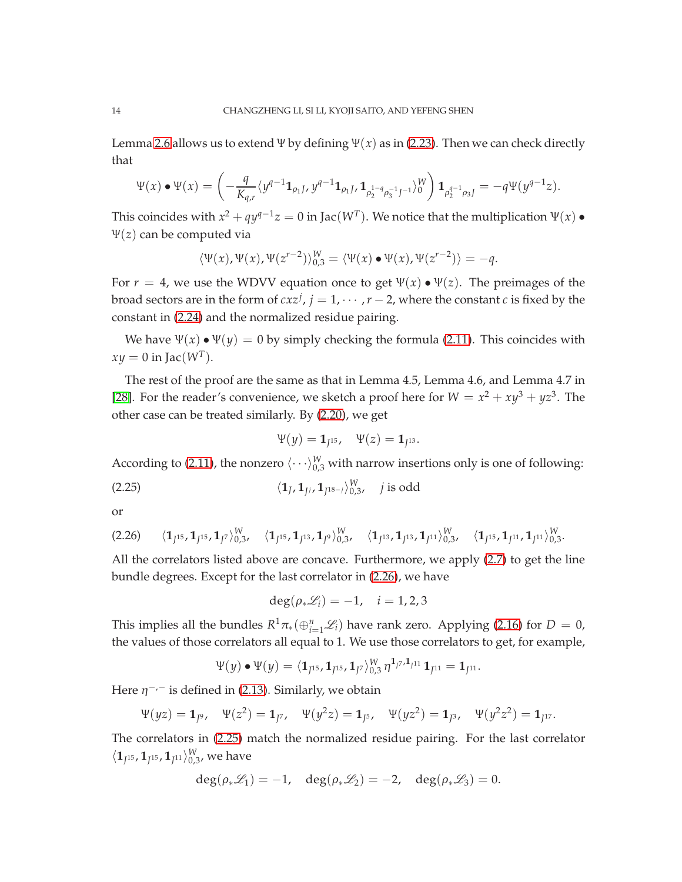Lemma 2.6 allows us to extend $\Psi$ by defining $\Psi(x)$ as in (2.23). Then we can check directly that

$$\Psi(x)\bullet\Psi(x) = \left(-\frac{q}{K_{q,r}}\langle y^{q-1}\mathbf{1}_{\rho_1 J}, y^{q-1}\mathbf{1}_{\rho_1 J}, \mathbf{1}_{\rho_2^{1-q}\rho_3^{-1}J^{-1}}\rangle_0^W\right)\mathbf{1}_{\rho_2^{q-1}\rho_3 J} = -q\Psi(y^{q-1}z).$$

This coincides with $x^2+qy^{q-1}z=0$ in $\mathrm{Jac}(W^T)$. We notice that the multiplication $\Psi(x)\bullet\Psi(z)$ can be computed via

$$\langle\Psi(x),\Psi(x),\Psi(z^{r-2})\rangle_{0,3}^W = \langle\Psi(x)\bullet\Psi(x),\Psi(z^{r-2})\rangle = -q.$$

For $r=4$, we use the WDVV equation once to get $\Psi(x)\bullet\Psi(z)$. The preimages of the broad sectors are in the form of $cxz^j$, $j=1,\cdots,r-2$, where the constant $c$ is fixed by the constant in (2.24) and the normalized residue pairing.

We have $\Psi(x)\bullet\Psi(y)=0$ by simply checking the formula (2.11). This coincides with $xy=0$ in $\mathrm{Jac}(W^T)$.

The rest of the proof are the same as that in Lemma 4.5, Lemma 4.6, and Lemma 4.7 in [28]. For the reader's convenience, we sketch a proof here for $W=x^2+xy^3+yz^3$. The other case can be treated similarly. By (2.20), we get

$$\Psi(y)=\mathbf{1}_{J^{15}},\quad \Psi(z)=\mathbf{1}_{J^{13}}.$$

According to (2.11), the nonzero $\langle\cdots\rangle_{0,3}^W$ with narrow insertions only is one of following:

$$\langle\mathbf{1}_J,\mathbf{1}_{J^j},\mathbf{1}_{J^{18-j}}\rangle_{0,3}^W,\quad j \text{ is odd} \tag{2.25}$$

or

$$\langle\mathbf{1}_{J^{15}},\mathbf{1}_{J^{15}},\mathbf{1}_{J^7}\rangle_{0,3}^W,\quad \langle\mathbf{1}_{J^{15}},\mathbf{1}_{J^{13}},\mathbf{1}_{J^9}\rangle_{0,3}^W,\quad \langle\mathbf{1}_{J^{13}},\mathbf{1}_{J^{13}},\mathbf{1}_{J^{11}}\rangle_{0,3}^W,\quad \langle\mathbf{1}_{J^{15}},\mathbf{1}_{J^{11}},\mathbf{1}_{J^{11}}\rangle_{0,3}^W. \tag{2.26}$$

All the correlators listed above are concave. Furthermore, we apply (2.7) to get the line bundle degrees. Except for the last correlator in (2.26), we have

$$\deg(\rho_*\mathscr{L}_i)=-1,\quad i=1,2,3$$

This implies all the bundles $R^1\pi_*(\oplus_{i=1}^n\mathscr{L}_i)$ have rank zero. Applying (2.16) for $D=0$, the values of those correlators all equal to 1. We use those correlators to get, for example,

$$\Psi(y)\bullet\Psi(y)=\langle\mathbf{1}_{J^{15}},\mathbf{1}_{J^{15}},\mathbf{1}_{J^7}\rangle_{0,3}^W\,\eta^{\mathbf{1}_{J^7},\mathbf{1}_{J^{11}}}\mathbf{1}_{J^{11}}=\mathbf{1}_{J^{11}}.$$

Here $\eta^{-,-}$ is defined in (2.13). Similarly, we obtain

$$\Psi(yz)=\mathbf{1}_{J^9},\quad \Psi(z^2)=\mathbf{1}_{J^7},\quad \Psi(y^2z)=\mathbf{1}_{J^5},\quad \Psi(yz^2)=\mathbf{1}_{J^3},\quad \Psi(y^2z^2)=\mathbf{1}_{J^{17}}.$$

The correlators in (2.25) match the normalized residue pairing. For the last correlator $\langle\mathbf{1}_{J^{15}},\mathbf{1}_{J^{15}},\mathbf{1}_{J^{11}}\rangle_{0,3}^W$, we have

$$\deg(\rho_*\mathscr{L}_1)=-1,\quad \deg(\rho_*\mathscr{L}_2)=-2,\quad \deg(\rho_*\mathscr{L}_3)=0.$$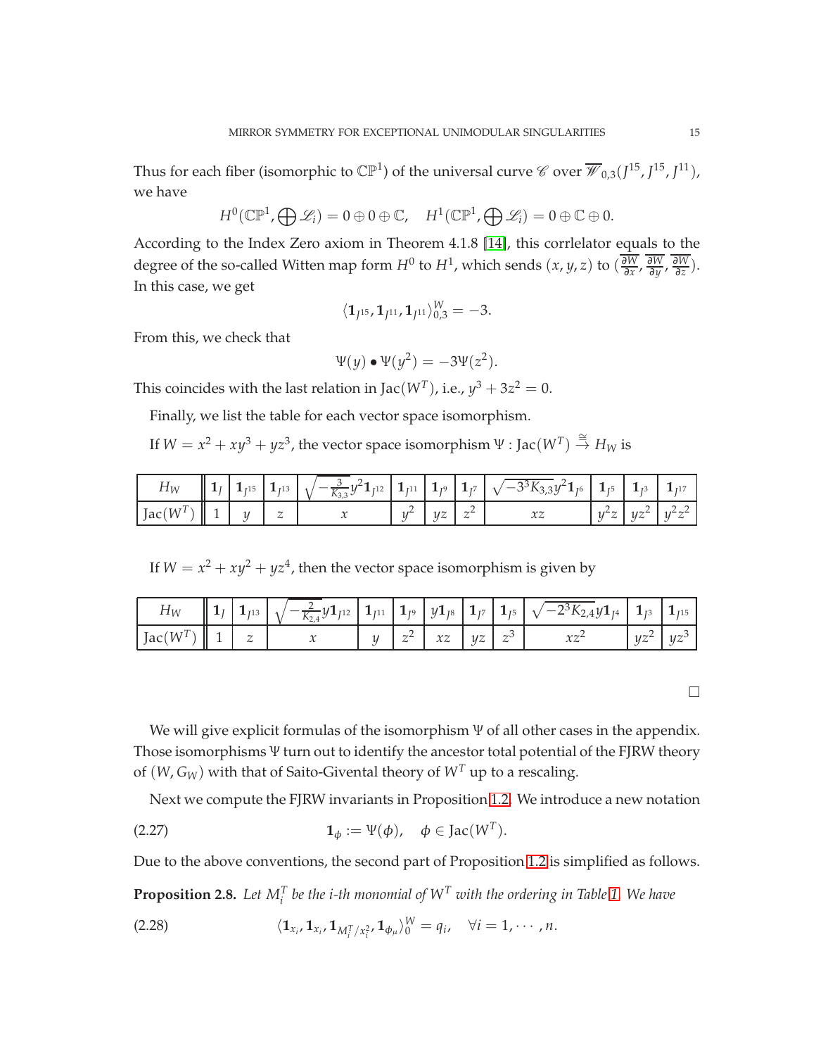Thus for each fiber (isomorphic to $\mathbb{CP}^1$) of the universal curve $\mathscr{C}$ over $\overline{\mathscr{W}}_{0,3}(J^{15}, J^{15}, J^{11})$, we have

$$H^0(\mathbb{CP}^1, \bigoplus \mathscr{L}_i) = 0 \oplus 0 \oplus \mathbb{C}, \quad H^1(\mathbb{CP}^1, \bigoplus \mathscr{L}_i) = 0 \oplus \mathbb{C} \oplus 0.$$

According to the Index Zero axiom in Theorem 4.1.8 [14], this corrlelator equals to the degree of the so-called Witten map form $H^0$ to $H^1$, which sends $(x, y, z)$ to $(\overline{\frac{\partial W}{\partial x}}, \overline{\frac{\partial W}{\partial y}}, \overline{\frac{\partial W}{\partial z}})$. In this case, we get

$$\langle \mathbf{1}_{J^{15}}, \mathbf{1}_{J^{11}}, \mathbf{1}_{J^{11}} \rangle_{0,3}^{W} = -3.$$

From this, we check that

$$\Psi(y) \bullet \Psi(y^2) = -3\Psi(z^2).$$

This coincides with the last relation in $\mathrm{Jac}(W^T)$, i.e., $y^3 + 3z^2 = 0$.

Finally, we list the table for each vector space isomorphism.

If $W = x^2 + xy^3 + yz^3$, the vector space isomorphism $\Psi : \mathrm{Jac}(W^T) \stackrel{\cong}{\to} H_W$ is

| $H_W$ | $\mathbf{1}_J$ | $\mathbf{1}_{J^{15}}$ | $\mathbf{1}_{J^{13}}$ | $\sqrt{-\frac{3}{K_{3,3}}}y^2\mathbf{1}_{J^{12}}$ | $\mathbf{1}_{J^{11}}$ | $\mathbf{1}_{J^9}$ | $\mathbf{1}_{J^7}$ | $\sqrt{-3^3K_{3,3}}y^2\mathbf{1}_{J^6}$ | $\mathbf{1}_{J^5}$ | $\mathbf{1}_{J^3}$ | $\mathbf{1}_{J^{17}}$ |
|---|---|---|---|---|---|---|---|---|---|---|---|
| $\mathrm{Jac}(W^T)$ | $1$ | $y$ | $z$ | $x$ | $y^2$ | $yz$ | $z^2$ | $xz$ | $y^2z$ | $yz^2$ | $y^2z^2$ |

If $W = x^2 + xy^2 + yz^4$, then the vector space isomorphism is given by

| $H_W$ | $\mathbf{1}_J$ | $\mathbf{1}_{J^{13}}$ | $\sqrt{-\frac{2}{K_{2,4}}}y\mathbf{1}_{J^{12}}$ | $\mathbf{1}_{J^{11}}$ | $\mathbf{1}_{J^9}$ | $y\mathbf{1}_{J^8}$ | $\mathbf{1}_{J^7}$ | $\mathbf{1}_{J^5}$ | $\sqrt{-2^3K_{2,4}}y\mathbf{1}_{J^4}$ | $\mathbf{1}_{J^3}$ | $\mathbf{1}_{J^{15}}$ |
|---|---|---|---|---|---|---|---|---|---|---|---|
| $\mathrm{Jac}(W^T)$ | $1$ | $z$ | $x$ | $y$ | $z^2$ | $xz$ | $yz$ | $z^3$ | $xz^2$ | $yz^2$ | $yz^3$ |

□

We will give explicit formulas of the isomorphism $\Psi$ of all other cases in the appendix. Those isomorphisms $\Psi$ turn out to identify the ancestor total potential of the FJRW theory of $(W, G_W)$ with that of Saito-Givental theory of $W^T$ up to a rescaling.

Next we compute the FJRW invariants in Proposition 1.2. We introduce a new notation

$$\mathbf{1}_\phi := \Psi(\phi), \quad \phi \in \mathrm{Jac}(W^T). \tag{2.27}$$

Due to the above conventions, the second part of Proposition 1.2 is simplified as follows.

**Proposition 2.8.** *Let $M_i^T$ be the i-th monomial of $W^T$ with the ordering in Table 1. We have*

$$\langle \mathbf{1}_{x_i}, \mathbf{1}_{x_i}, \mathbf{1}_{M_i^T/x_i^2}, \mathbf{1}_{\phi_\mu} \rangle_0^W = q_i, \quad \forall i = 1, \cdots, n. \tag{2.28}$$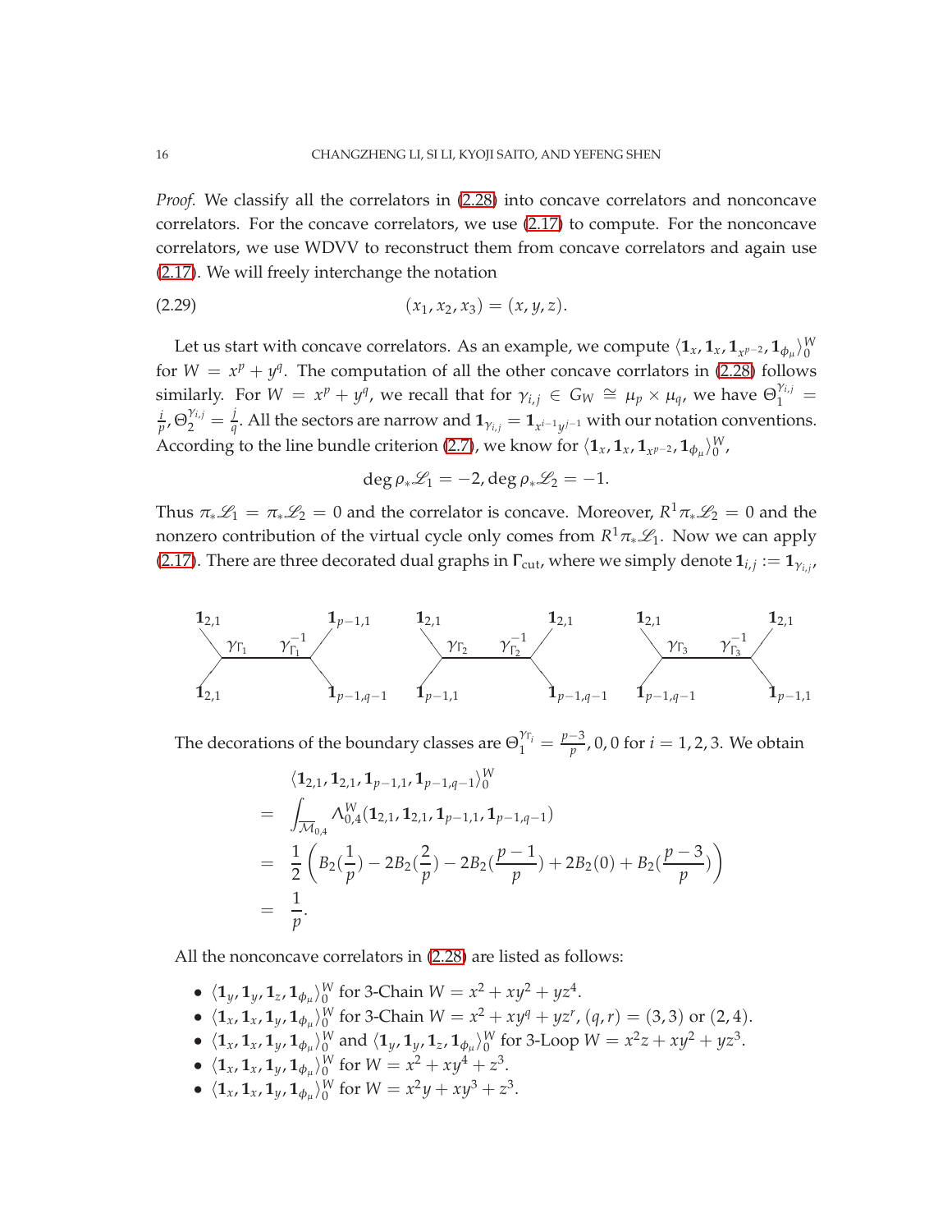*Proof.* We classify all the correlators in (2.28) into concave correlators and nonconcave correlators. For the concave correlators, we use (2.17) to compute. For the nonconcave correlators, we use WDVV to reconstruct them from concave correlators and again use (2.17). We will freely interchange the notation

$$(x_1, x_2, x_3) = (x, y, z). \tag{2.29}$$

Let us start with concave correlators. As an example, we compute $\langle \mathbf{1}_x, \mathbf{1}_x, \mathbf{1}_{x^{p-2}}, \mathbf{1}_{\phi_\mu} \rangle_0^W$ for $W = x^p + y^q$. The computation of all the other concave corrlators in (2.28) follows similarly. For $W = x^p + y^q$, we recall that for $\gamma_{i,j} \in G_W \cong \mu_p \times \mu_q$, we have $\Theta_1^{\gamma_{i,j}} = \frac{i}{p}, \Theta_2^{\gamma_{i,j}} = \frac{j}{q}$. All the sectors are narrow and $\mathbf{1}_{\gamma_{i,j}} = \mathbf{1}_{x^{i-1}y^{j-1}}$ with our notation conventions. According to the line bundle criterion (2.7), we know for $\langle \mathbf{1}_x, \mathbf{1}_x, \mathbf{1}_{x^{p-2}}, \mathbf{1}_{\phi_\mu} \rangle_0^W$,

$$\deg \rho_* \mathscr{L}_1 = -2, \deg \rho_* \mathscr{L}_2 = -1.$$

Thus $\pi_* \mathscr{L}_1 = \pi_* \mathscr{L}_2 = 0$ and the correlator is concave. Moreover, $R^1 \pi_* \mathscr{L}_2 = 0$ and the nonzero contribution of the virtual cycle only comes from $R^1 \pi_* \mathscr{L}_1$. Now we can apply (2.17). There are three decorated dual graphs in $\Gamma_{\text{cut}}$, where we simply denote $\mathbf{1}_{i,j} := \mathbf{1}_{\gamma_{i,j}}$,

$$\Gamma_1:\ \mathbf{1}_{2,1}, \mathbf{1}_{2,1} \ \overset{\gamma_{\Gamma_1}\quad \gamma_{\Gamma_1}^{-1}}{\text{———}} \ \mathbf{1}_{p-1,1}, \mathbf{1}_{p-1,q-1} \qquad \Gamma_2:\ \mathbf{1}_{2,1}, \mathbf{1}_{p-1,1} \ \overset{\gamma_{\Gamma_2}\quad \gamma_{\Gamma_2}^{-1}}{\text{———}} \ \mathbf{1}_{2,1}, \mathbf{1}_{p-1,q-1} \qquad \Gamma_3:\ \mathbf{1}_{2,1}, \mathbf{1}_{p-1,q-1} \ \overset{\gamma_{\Gamma_3}\quad \gamma_{\Gamma_3}^{-1}}{\text{———}} \ \mathbf{1}_{2,1}, \mathbf{1}_{p-1,1}$$

The decorations of the boundary classes are $\Theta_1^{\gamma_{\Gamma_i}} = \frac{p-3}{p}, 0, 0$ for $i = 1, 2, 3$. We obtain

$$\begin{aligned}
& \langle \mathbf{1}_{2,1}, \mathbf{1}_{2,1}, \mathbf{1}_{p-1,1}, \mathbf{1}_{p-1,q-1} \rangle_0^W \\
= & \int_{\overline{\mathcal{M}}_{0,4}} \Lambda_{0,4}^W(\mathbf{1}_{2,1}, \mathbf{1}_{2,1}, \mathbf{1}_{p-1,1}, \mathbf{1}_{p-1,q-1}) \\
= & \frac{1}{2} \left( B_2(\frac{1}{p}) - 2B_2(\frac{2}{p}) - 2B_2(\frac{p-1}{p}) + 2B_2(0) + B_2(\frac{p-3}{p}) \right) \\
= & \frac{1}{p}.
\end{aligned}$$

All the nonconcave correlators in (2.28) are listed as follows:

- $\langle \mathbf{1}_y, \mathbf{1}_y, \mathbf{1}_z, \mathbf{1}_{\phi_\mu} \rangle_0^W$ for 3-Chain $W = x^2 + xy^2 + yz^4$.
- $\langle \mathbf{1}_x, \mathbf{1}_x, \mathbf{1}_y, \mathbf{1}_{\phi_\mu} \rangle_0^W$ for 3-Chain $W = x^2 + xy^q + yz^r$, $(q, r) = (3, 3)$ or $(2, 4)$.
- $\langle \mathbf{1}_x, \mathbf{1}_x, \mathbf{1}_y, \mathbf{1}_{\phi_\mu} \rangle_0^W$ and $\langle \mathbf{1}_y, \mathbf{1}_y, \mathbf{1}_z, \mathbf{1}_{\phi_\mu} \rangle_0^W$ for 3-Loop $W = x^2 z + xy^2 + yz^3$.
- $\langle \mathbf{1}_x, \mathbf{1}_x, \mathbf{1}_y, \mathbf{1}_{\phi_\mu} \rangle_0^W$ for $W = x^2 + xy^4 + z^3$.
- $\langle \mathbf{1}_x, \mathbf{1}_x, \mathbf{1}_y, \mathbf{1}_{\phi_\mu} \rangle_0^W$ for $W = x^2 y + xy^3 + z^3$.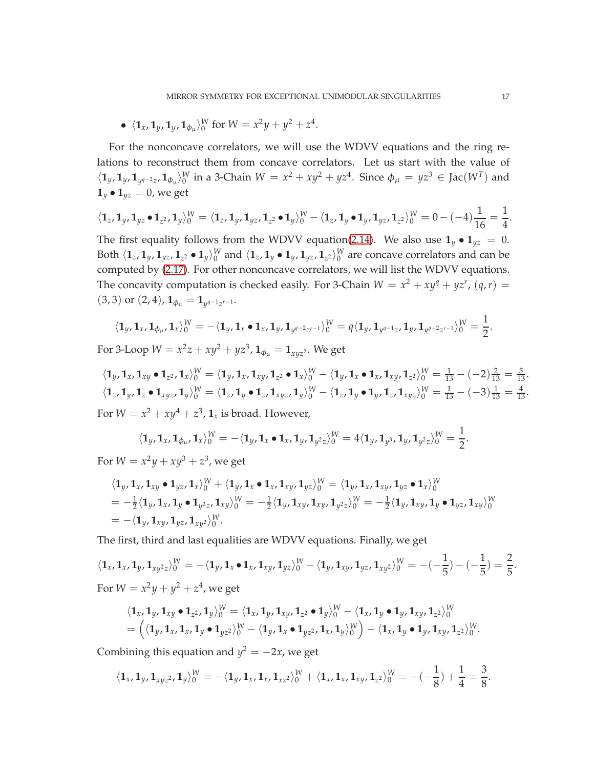- $\langle \mathbf{1}_x, \mathbf{1}_y, \mathbf{1}_y, \mathbf{1}_{\phi_\mu} \rangle_0^W$ for $W = x^2y + y^2 + z^4$.

For the nonconcave correlators, we will use the WDVV equations and the ring relations to reconstruct them from concave correlators. Let us start with the value of $\langle \mathbf{1}_y, \mathbf{1}_y, \mathbf{1}_{y^{q-2}z}, \mathbf{1}_{\phi_\mu} \rangle_0^W$ in a 3-Chain $W = x^2 + xy^2 + yz^4$. Since $\phi_\mu = yz^3 \in \mathrm{Jac}(W^T)$ and $\mathbf{1}_y \bullet \mathbf{1}_{yz} = 0$, we get

$$\langle \mathbf{1}_z, \mathbf{1}_y, \mathbf{1}_{yz} \bullet \mathbf{1}_{z^2}, \mathbf{1}_y \rangle_0^W = \langle \mathbf{1}_z, \mathbf{1}_y, \mathbf{1}_{yz}, \mathbf{1}_{z^2} \bullet \mathbf{1}_y \rangle_0^W - \langle \mathbf{1}_z, \mathbf{1}_y \bullet \mathbf{1}_y, \mathbf{1}_{yz}, \mathbf{1}_{z^2} \rangle_0^W = 0 - (-4)\frac{1}{16} = \frac{1}{4}.$$

The first equality follows from the WDVV equation(2.14). We also use $\mathbf{1}_y \bullet \mathbf{1}_{yz} = 0$. Both $\langle \mathbf{1}_z, \mathbf{1}_y, \mathbf{1}_{yz}, \mathbf{1}_{z^2} \bullet \mathbf{1}_y \rangle_0^W$ and $\langle \mathbf{1}_z, \mathbf{1}_y \bullet \mathbf{1}_y, \mathbf{1}_{yz}, \mathbf{1}_{z^2} \rangle_0^W$ are concave correlators and can be computed by (2.17). For other nonconcave correlators, we will list the WDVV equations. The concavity computation is checked easily. For 3-Chain $W = x^2 + xy^q + yz^r$, $(q, r) = (3, 3)$ or $(2, 4)$, $\mathbf{1}_{\phi_\mu} = \mathbf{1}_{y^{q-1}z^{r-1}}$.

$$\langle \mathbf{1}_y, \mathbf{1}_x, \mathbf{1}_{\phi_\mu}, \mathbf{1}_x \rangle_0^W = -\langle \mathbf{1}_y, \mathbf{1}_x \bullet \mathbf{1}_x, \mathbf{1}_y, \mathbf{1}_{y^{q-2}z^{r-1}} \rangle_0^W = q\langle \mathbf{1}_y, \mathbf{1}_{y^{q-1}z}, \mathbf{1}_y, \mathbf{1}_{y^{q-2}z^{r-1}} \rangle_0^W = \frac{1}{2}.$$

For 3-Loop $W = x^2z + xy^2 + yz^3$, $\mathbf{1}_{\phi_\mu} = \mathbf{1}_{xyz^2}$. We get

$$\langle \mathbf{1}_y, \mathbf{1}_x, \mathbf{1}_{xy} \bullet \mathbf{1}_{z^2}, \mathbf{1}_x \rangle_0^W = \langle \mathbf{1}_y, \mathbf{1}_x, \mathbf{1}_{xy}, \mathbf{1}_{z^2} \bullet \mathbf{1}_x \rangle_0^W - \langle \mathbf{1}_y, \mathbf{1}_x \bullet \mathbf{1}_x, \mathbf{1}_{xy}, \mathbf{1}_{z^2} \rangle_0^W = \tfrac{1}{13} - (-2)\tfrac{2}{13} = \tfrac{5}{13}.$$

$$\langle \mathbf{1}_z, \mathbf{1}_y, \mathbf{1}_z \bullet \mathbf{1}_{xyz}, \mathbf{1}_y \rangle_0^W = \langle \mathbf{1}_z, \mathbf{1}_y \bullet \mathbf{1}_z, \mathbf{1}_{xyz}, \mathbf{1}_y \rangle_0^W - \langle \mathbf{1}_z, \mathbf{1}_y \bullet \mathbf{1}_y, \mathbf{1}_z, \mathbf{1}_{xyz} \rangle_0^W = \tfrac{1}{13} - (-3)\tfrac{1}{13} = \tfrac{4}{13}.$$

For $W = x^2 + xy^4 + z^3$, $\mathbf{1}_x$ is broad. However,

$$\langle \mathbf{1}_y, \mathbf{1}_x, \mathbf{1}_{\phi_\mu}, \mathbf{1}_x \rangle_0^W = -\langle \mathbf{1}_y, \mathbf{1}_x \bullet \mathbf{1}_x, \mathbf{1}_y, \mathbf{1}_{y^2z} \rangle_0^W = 4\langle \mathbf{1}_y, \mathbf{1}_{y^3}, \mathbf{1}_y, \mathbf{1}_{y^2z} \rangle_0^W = \frac{1}{2}.$$

For $W = x^2y + xy^3 + z^3$, we get

$$\begin{aligned}
&\langle \mathbf{1}_y, \mathbf{1}_x, \mathbf{1}_{xy} \bullet \mathbf{1}_{yz}, \mathbf{1}_x \rangle_0^W + \langle \mathbf{1}_y, \mathbf{1}_x \bullet \mathbf{1}_x, \mathbf{1}_{xy}, \mathbf{1}_{yz} \rangle_0^W = \langle \mathbf{1}_y, \mathbf{1}_x, \mathbf{1}_{xy}, \mathbf{1}_{yz} \bullet \mathbf{1}_x \rangle_0^W \\
&= -\tfrac{1}{2}\langle \mathbf{1}_y, \mathbf{1}_x, \mathbf{1}_y \bullet \mathbf{1}_{y^2z}, \mathbf{1}_{xy} \rangle_0^W = -\tfrac{1}{2}\langle \mathbf{1}_y, \mathbf{1}_{xy}, \mathbf{1}_{xy}, \mathbf{1}_{y^2z} \rangle_0^W = -\tfrac{1}{2}\langle \mathbf{1}_y, \mathbf{1}_{xy}, \mathbf{1}_y \bullet \mathbf{1}_{yz}, \mathbf{1}_{xy} \rangle_0^W \\
&= -\langle \mathbf{1}_y, \mathbf{1}_{xy}, \mathbf{1}_{yz}, \mathbf{1}_{xy^2} \rangle_0^W.
\end{aligned}$$

The first, third and last equalities are WDVV equations. Finally, we get

$$\langle \mathbf{1}_x, \mathbf{1}_x, \mathbf{1}_y, \mathbf{1}_{xy^2z} \rangle_0^W = -\langle \mathbf{1}_y, \mathbf{1}_x \bullet \mathbf{1}_x, \mathbf{1}_{xy}, \mathbf{1}_{yz} \rangle_0^W - \langle \mathbf{1}_y, \mathbf{1}_{xy}, \mathbf{1}_{yz}, \mathbf{1}_{xy^2} \rangle_0^W = -(-\frac{1}{5}) - (-\frac{1}{5}) = \frac{2}{5}.$$

For $W = x^2y + y^2 + z^4$, we get

$$\begin{aligned}
&\langle \mathbf{1}_x, \mathbf{1}_y, \mathbf{1}_{xy} \bullet \mathbf{1}_{z^2}, \mathbf{1}_y \rangle_0^W = \langle \mathbf{1}_x, \mathbf{1}_y, \mathbf{1}_{xy}, \mathbf{1}_{z^2} \bullet \mathbf{1}_y \rangle_0^W - \langle \mathbf{1}_x, \mathbf{1}_y \bullet \mathbf{1}_y, \mathbf{1}_{xy}, \mathbf{1}_{z^2} \rangle_0^W \\
&= \Big( \langle \mathbf{1}_y, \mathbf{1}_x, \mathbf{1}_x, \mathbf{1}_y \bullet \mathbf{1}_{yz^2} \rangle_0^W - \langle \mathbf{1}_y, \mathbf{1}_x \bullet \mathbf{1}_{yz^2}, \mathbf{1}_x, \mathbf{1}_y \rangle_0^W \Big) - \langle \mathbf{1}_x, \mathbf{1}_y \bullet \mathbf{1}_y, \mathbf{1}_{xy}, \mathbf{1}_{z^2} \rangle_0^W.
\end{aligned}$$

Combining this equation and $y^2 = -2x$, we get

$$\langle \mathbf{1}_x, \mathbf{1}_y, \mathbf{1}_{xyz^2}, \mathbf{1}_y \rangle_0^W = -\langle \mathbf{1}_y, \mathbf{1}_x, \mathbf{1}_x, \mathbf{1}_{xz^2} \rangle_0^W + \langle \mathbf{1}_x, \mathbf{1}_x, \mathbf{1}_{xy}, \mathbf{1}_{z^2} \rangle_0^W = -(-\frac{1}{8}) + \frac{1}{4} = \frac{3}{8}.$$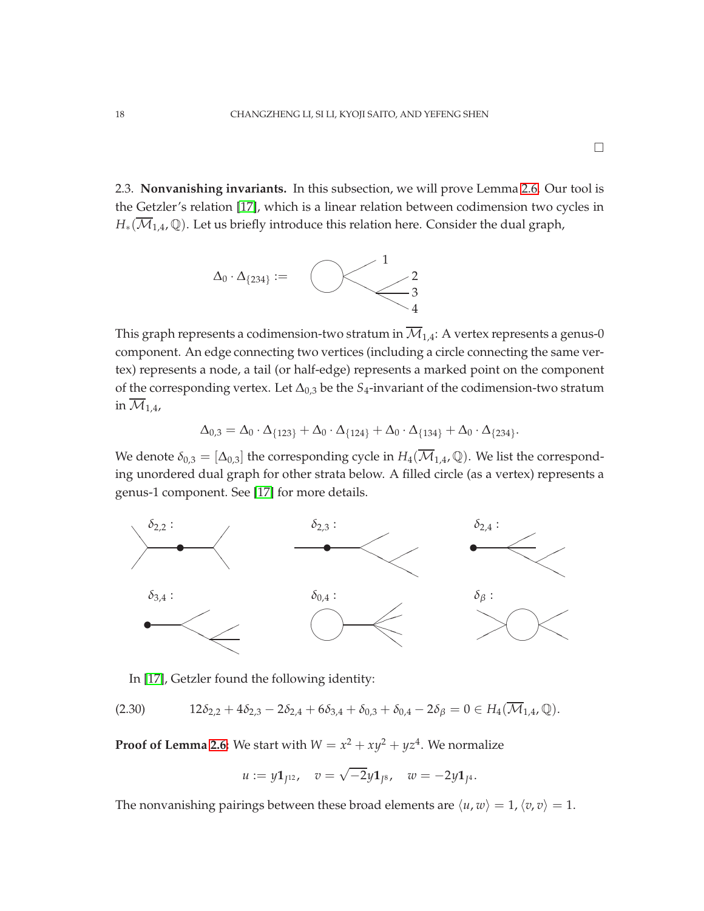□

2.3. **Nonvanishing invariants.** In this subsection, we will prove Lemma 2.6. Our tool is the Getzler's relation [17], which is a linear relation between codimension two cycles in $H_*(\overline{\mathcal{M}}_{1,4},\mathbb{Q})$. Let us briefly introduce this relation here. Consider the dual graph,

$\Delta_0 \cdot \Delta_{\{234\}} :=$

This graph represents a codimension-two stratum in $\overline{\mathcal{M}}_{1,4}$: A vertex represents a genus-0 component. An edge connecting two vertices (including a circle connecting the same vertex) represents a node, a tail (or half-edge) represents a marked point on the component of the corresponding vertex. Let $\Delta_{0,3}$ be the $S_4$-invariant of the codimension-two stratum in $\overline{\mathcal{M}}_{1,4}$,

$$\Delta_{0,3} = \Delta_0 \cdot \Delta_{\{123\}} + \Delta_0 \cdot \Delta_{\{124\}} + \Delta_0 \cdot \Delta_{\{134\}} + \Delta_0 \cdot \Delta_{\{234\}}.$$

We denote $\delta_{0,3} = [\Delta_{0,3}]$ the corresponding cycle in $H_4(\overline{\mathcal{M}}_{1,4},\mathbb{Q})$. We list the corresponding unordered dual graph for other strata below. A filled circle (as a vertex) represents a genus-1 component. See [17] for more details.

$\delta_{2,2}$ : $\quad$ $\delta_{2,3}$ : $\quad$ $\delta_{2,4}$ :

$\delta_{3,4}$ : $\quad$ $\delta_{0,4}$ : $\quad$ $\delta_{\beta}$ :

In [17], Getzler found the following identity:

$$12\delta_{2,2} + 4\delta_{2,3} - 2\delta_{2,4} + 6\delta_{3,4} + \delta_{0,3} + \delta_{0,4} - 2\delta_{\beta} = 0 \in H_4(\overline{\mathcal{M}}_{1,4},\mathbb{Q}). \tag{2.30}$$

**Proof of Lemma 2.6**: We start with $W = x^2 + xy^2 + yz^4$. We normalize

$$u := y\mathbf{1}_{J^{12}}, \quad v = \sqrt{-2}y\mathbf{1}_{J^8}, \quad w = -2y\mathbf{1}_{J^4}.$$

The nonvanishing pairings between these broad elements are $\langle u, w\rangle = 1$, $\langle v, v\rangle = 1$.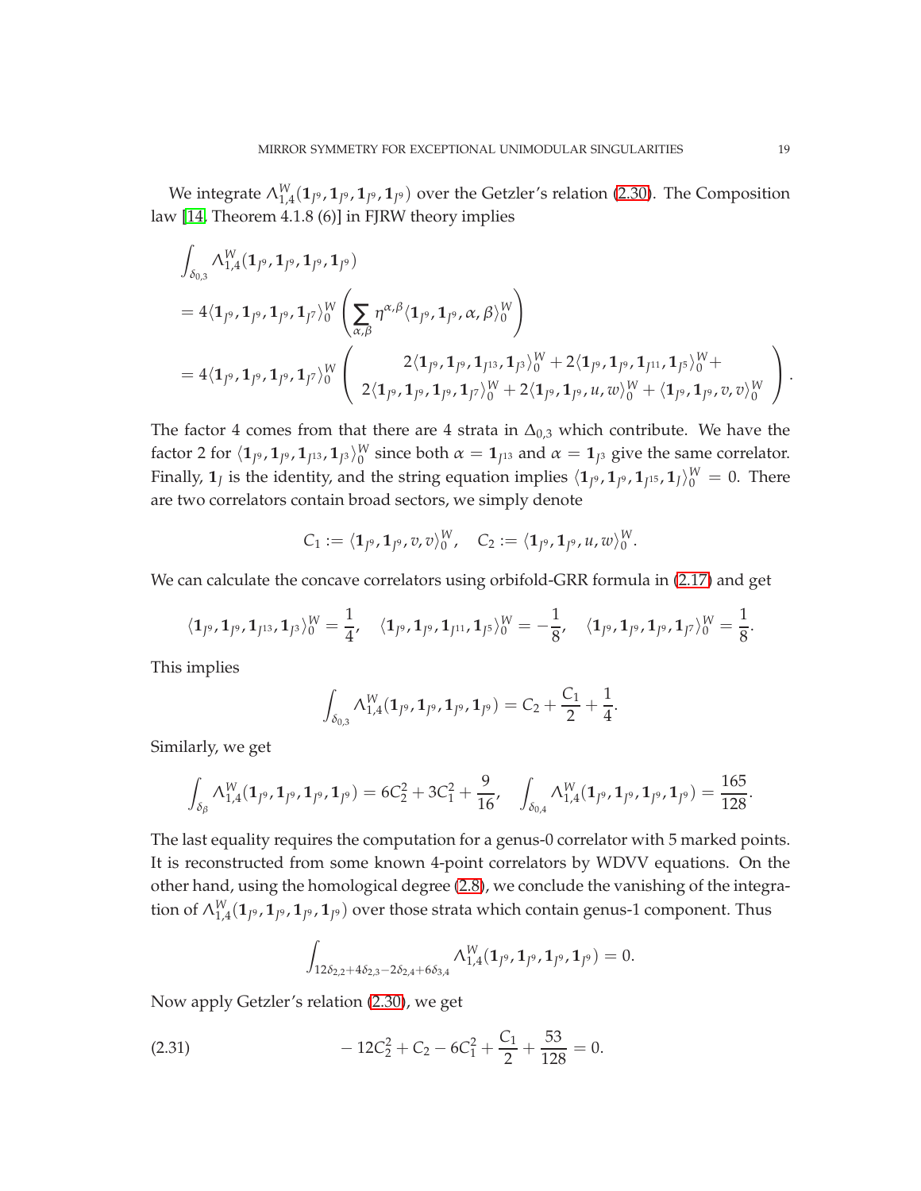We integrate $\Lambda^W_{1,4}(\mathbf{1}_{J^9},\mathbf{1}_{J^9},\mathbf{1}_{J^9},\mathbf{1}_{J^9})$ over the Getzler's relation (2.30). The Composition law [14, Theorem 4.1.8 (6)] in FJRW theory implies

$$
\begin{aligned}
&\int_{\delta_{0,3}} \Lambda^W_{1,4}(\mathbf{1}_{J^9},\mathbf{1}_{J^9},\mathbf{1}_{J^9},\mathbf{1}_{J^9})\\
&= 4\langle \mathbf{1}_{J^9},\mathbf{1}_{J^9},\mathbf{1}_{J^9},\mathbf{1}_{J^7}\rangle_0^W \left(\sum_{\alpha,\beta}\eta^{\alpha,\beta}\langle \mathbf{1}_{J^9},\mathbf{1}_{J^9},\alpha,\beta\rangle_0^W\right)\\
&= 4\langle \mathbf{1}_{J^9},\mathbf{1}_{J^9},\mathbf{1}_{J^9},\mathbf{1}_{J^7}\rangle_0^W \left(\begin{array}{c} 2\langle \mathbf{1}_{J^9},\mathbf{1}_{J^9},\mathbf{1}_{J^{13}},\mathbf{1}_{J^3}\rangle_0^W + 2\langle \mathbf{1}_{J^9},\mathbf{1}_{J^9},\mathbf{1}_{J^{11}},\mathbf{1}_{J^5}\rangle_0^W + \\ 2\langle \mathbf{1}_{J^9},\mathbf{1}_{J^9},\mathbf{1}_{J^9},\mathbf{1}_{J^7}\rangle_0^W + 2\langle \mathbf{1}_{J^9},\mathbf{1}_{J^9},u,w\rangle_0^W + \langle \mathbf{1}_{J^9},\mathbf{1}_{J^9},v,v\rangle_0^W \end{array}\right).
\end{aligned}
$$

The factor 4 comes from that there are 4 strata in $\Delta_{0,3}$ which contribute. We have the factor 2 for $\langle \mathbf{1}_{J^9},\mathbf{1}_{J^9},\mathbf{1}_{J^{13}},\mathbf{1}_{J^3}\rangle_0^W$ since both $\alpha=\mathbf{1}_{J^{13}}$ and $\alpha=\mathbf{1}_{J^3}$ give the same correlator. Finally, $\mathbf{1}_J$ is the identity, and the string equation implies $\langle \mathbf{1}_{J^9},\mathbf{1}_{J^9},\mathbf{1}_{J^{15}},\mathbf{1}_{J}\rangle_0^W=0$. There are two correlators contain broad sectors, we simply denote

$$
C_1 := \langle \mathbf{1}_{J^9},\mathbf{1}_{J^9},v,v\rangle_0^W, \quad C_2 := \langle \mathbf{1}_{J^9},\mathbf{1}_{J^9},u,w\rangle_0^W.
$$

We can calculate the concave correlators using orbifold-GRR formula in (2.17) and get

$$
\langle \mathbf{1}_{J^9},\mathbf{1}_{J^9},\mathbf{1}_{J^{13}},\mathbf{1}_{J^3}\rangle_0^W=\frac{1}{4}, \quad \langle \mathbf{1}_{J^9},\mathbf{1}_{J^9},\mathbf{1}_{J^{11}},\mathbf{1}_{J^5}\rangle_0^W=-\frac{1}{8}, \quad \langle \mathbf{1}_{J^9},\mathbf{1}_{J^9},\mathbf{1}_{J^9},\mathbf{1}_{J^7}\rangle_0^W=\frac{1}{8}.
$$

This implies

$$
\int_{\delta_{0,3}} \Lambda^W_{1,4}(\mathbf{1}_{J^9},\mathbf{1}_{J^9},\mathbf{1}_{J^9},\mathbf{1}_{J^9}) = C_2+\frac{C_1}{2}+\frac{1}{4}.
$$

Similarly, we get

$$
\int_{\delta_{\beta}} \Lambda^W_{1,4}(\mathbf{1}_{J^9},\mathbf{1}_{J^9},\mathbf{1}_{J^9},\mathbf{1}_{J^9}) = 6C_2^2+3C_1^2+\frac{9}{16}, \quad \int_{\delta_{0,4}} \Lambda^W_{1,4}(\mathbf{1}_{J^9},\mathbf{1}_{J^9},\mathbf{1}_{J^9},\mathbf{1}_{J^9}) = \frac{165}{128}.
$$

The last equality requires the computation for a genus-0 correlator with 5 marked points. It is reconstructed from some known 4-point correlators by WDVV equations. On the other hand, using the homological degree (2.8), we conclude the vanishing of the integration of $\Lambda^W_{1,4}(\mathbf{1}_{J^9},\mathbf{1}_{J^9},\mathbf{1}_{J^9},\mathbf{1}_{J^9})$ over those strata which contain genus-1 component. Thus

$$
\int_{12\delta_{2,2}+4\delta_{2,3}-2\delta_{2,4}+6\delta_{3,4}} \Lambda^W_{1,4}(\mathbf{1}_{J^9},\mathbf{1}_{J^9},\mathbf{1}_{J^9},\mathbf{1}_{J^9}) = 0.
$$

Now apply Getzler's relation (2.30), we get

$$
-12C_2^2+C_2-6C_1^2+\frac{C_1}{2}+\frac{53}{128}=0. \tag{2.31}
$$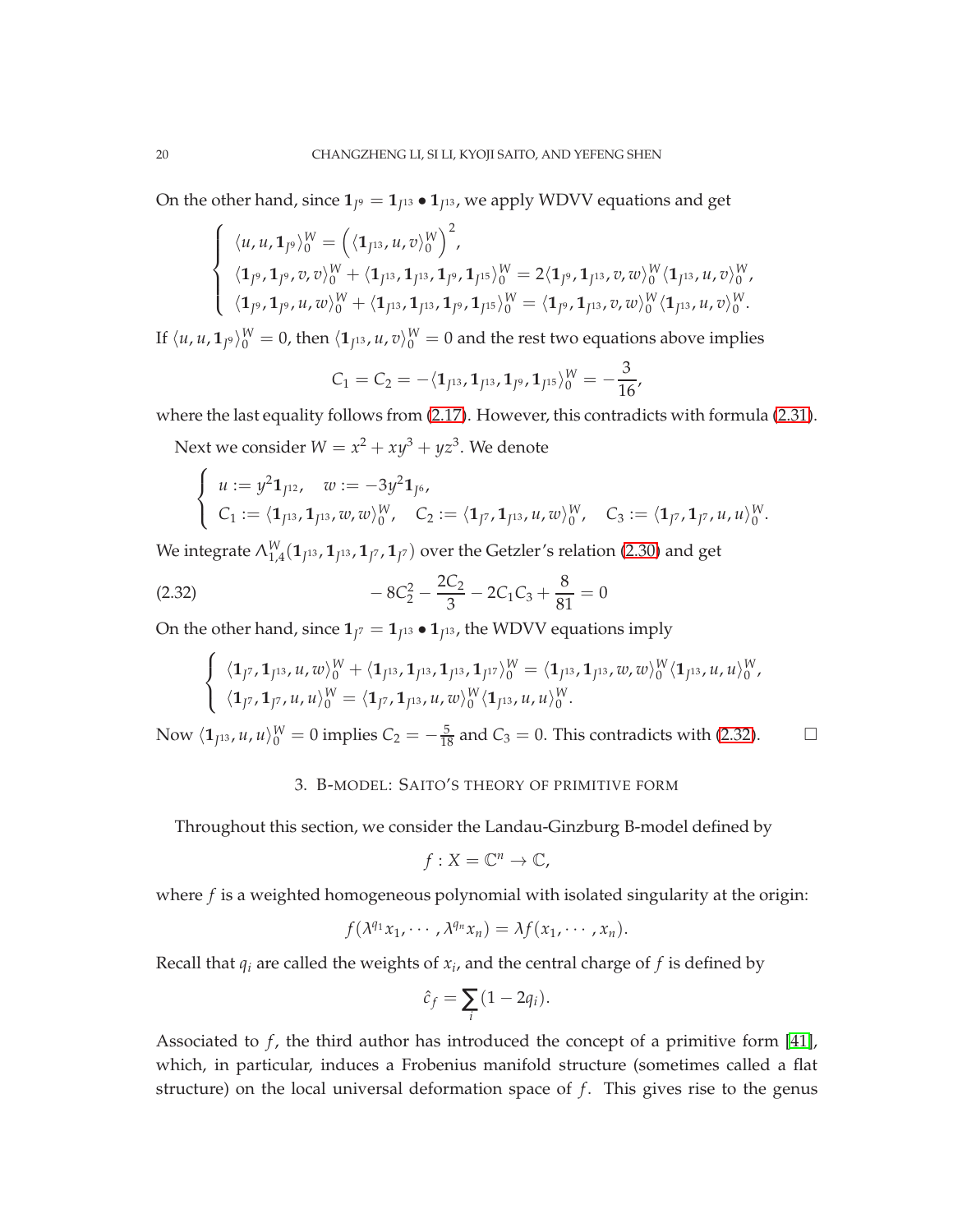On the other hand, since $\mathbf{1}_{J^9} = \mathbf{1}_{J^{13}} \bullet \mathbf{1}_{J^{13}}$, we apply WDVV equations and get

$$
\begin{cases}
\langle u, u, \mathbf{1}_{J^9} \rangle_0^W = \left( \langle \mathbf{1}_{J^{13}}, u, v \rangle_0^W \right)^2, \\
\langle \mathbf{1}_{J^9}, \mathbf{1}_{J^9}, v, v \rangle_0^W + \langle \mathbf{1}_{J^{13}}, \mathbf{1}_{J^{13}}, \mathbf{1}_{J^9}, \mathbf{1}_{J^{15}} \rangle_0^W = 2 \langle \mathbf{1}_{J^9}, \mathbf{1}_{J^{13}}, v, w \rangle_0^W \langle \mathbf{1}_{J^{13}}, u, v \rangle_0^W, \\
\langle \mathbf{1}_{J^9}, \mathbf{1}_{J^9}, u, w \rangle_0^W + \langle \mathbf{1}_{J^{13}}, \mathbf{1}_{J^{13}}, \mathbf{1}_{J^9}, \mathbf{1}_{J^{15}} \rangle_0^W = \langle \mathbf{1}_{J^9}, \mathbf{1}_{J^{13}}, v, w \rangle_0^W \langle \mathbf{1}_{J^{13}}, u, v \rangle_0^W.
\end{cases}
$$

If $\langle u, u, \mathbf{1}_{J^9} \rangle_0^W = 0$, then $\langle \mathbf{1}_{J^{13}}, u, v \rangle_0^W = 0$ and the rest two equations above implies

$$
C_1 = C_2 = -\langle \mathbf{1}_{J^{13}}, \mathbf{1}_{J^{13}}, \mathbf{1}_{J^9}, \mathbf{1}_{J^{15}} \rangle_0^W = -\frac{3}{16},
$$

where the last equality follows from (2.17). However, this contradicts with formula (2.31).

Next we consider $W = x^2 + xy^3 + yz^3$. We denote

$$
\begin{cases}
u := y^2 \mathbf{1}_{J^{12}}, \quad w := -3y^2 \mathbf{1}_{J^6}, \\
C_1 := \langle \mathbf{1}_{J^{13}}, \mathbf{1}_{J^{13}}, w, w \rangle_0^W, \quad C_2 := \langle \mathbf{1}_{J^7}, \mathbf{1}_{J^{13}}, u, w \rangle_0^W, \quad C_3 := \langle \mathbf{1}_{J^7}, \mathbf{1}_{J^7}, u, u \rangle_0^W.
\end{cases}
$$

We integrate $\Lambda_{1,4}^W(\mathbf{1}_{J^{13}}, \mathbf{1}_{J^{13}}, \mathbf{1}_{J^7}, \mathbf{1}_{J^7})$ over the Getzler's relation (2.30) and get

$$
-8C_2^2 - \frac{2C_2}{3} - 2C_1C_3 + \frac{8}{81} = 0 \tag{2.32}
$$

On the other hand, since $\mathbf{1}_{J^7} = \mathbf{1}_{J^{13}} \bullet \mathbf{1}_{J^{13}}$, the WDVV equations imply

$$
\begin{cases}
\langle \mathbf{1}_{J^7}, \mathbf{1}_{J^{13}}, u, w \rangle_0^W + \langle \mathbf{1}_{J^{13}}, \mathbf{1}_{J^{13}}, \mathbf{1}_{J^{13}}, \mathbf{1}_{J^{17}} \rangle_0^W = \langle \mathbf{1}_{J^{13}}, \mathbf{1}_{J^{13}}, w, w \rangle_0^W \langle \mathbf{1}_{J^{13}}, u, u \rangle_0^W, \\
\langle \mathbf{1}_{J^7}, \mathbf{1}_{J^7}, u, u \rangle_0^W = \langle \mathbf{1}_{J^7}, \mathbf{1}_{J^{13}}, u, w \rangle_0^W \langle \mathbf{1}_{J^{13}}, u, u \rangle_0^W.
\end{cases}
$$

Now $\langle \mathbf{1}_{J^{13}}, u, u \rangle_0^W = 0$ implies $C_2 = -\frac{5}{18}$ and $C_3 = 0$. This contradicts with (2.32). $\square$

## 3. B-model: Saito's theory of primitive form

Throughout this section, we consider the Landau-Ginzburg B-model defined by

$$
f : X = \mathbb{C}^n \to \mathbb{C},
$$

where $f$ is a weighted homogeneous polynomial with isolated singularity at the origin:

$$
f(\lambda^{q_1} x_1, \cdots, \lambda^{q_n} x_n) = \lambda f(x_1, \cdots, x_n).
$$

Recall that $q_i$ are called the weights of $x_i$, and the central charge of $f$ is defined by

$$
\hat{c}_f = \sum_i (1 - 2q_i).
$$

Associated to $f$, the third author has introduced the concept of a primitive form [41], which, in particular, induces a Frobenius manifold structure (sometimes called a flat structure) on the local universal deformation space of $f$. This gives rise to the genus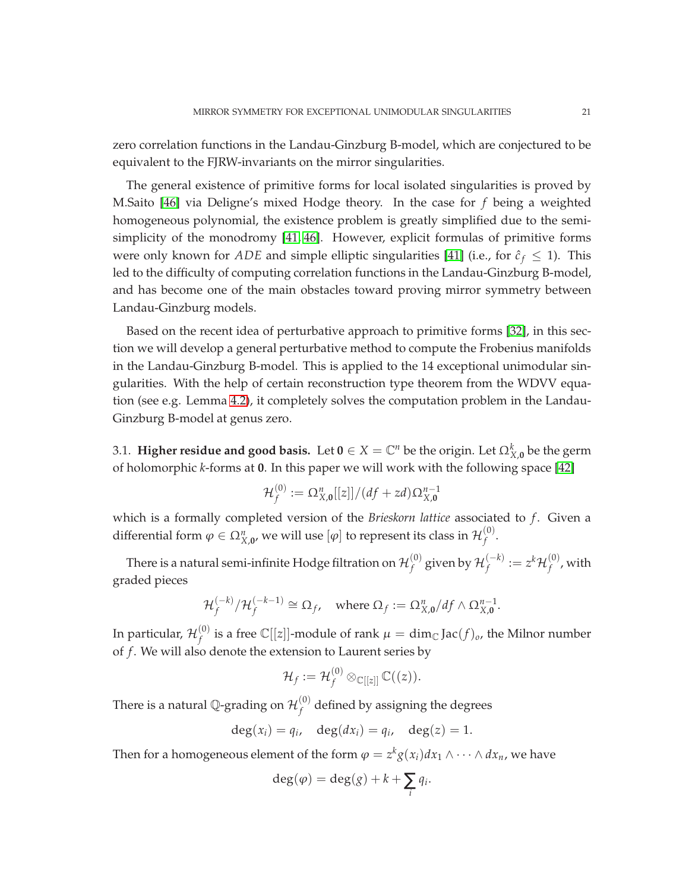zero correlation functions in the Landau-Ginzburg B-model, which are conjectured to be equivalent to the FJRW-invariants on the mirror singularities.

The general existence of primitive forms for local isolated singularities is proved by M.Saito [46] via Deligne's mixed Hodge theory. In the case for $f$ being a weighted homogeneous polynomial, the existence problem is greatly simplified due to the semi-simplicity of the monodromy [41, 46]. However, explicit formulas of primitive forms were only known for $ADE$ and simple elliptic singularities [41] (i.e., for $\hat{c}_f \leq 1$). This led to the difficulty of computing correlation functions in the Landau-Ginzburg B-model, and has become one of the main obstacles toward proving mirror symmetry between Landau-Ginzburg models.

Based on the recent idea of perturbative approach to primitive forms [32], in this section we will develop a general perturbative method to compute the Frobenius manifolds in the Landau-Ginzburg B-model. This is applied to the 14 exceptional unimodular singularities. With the help of certain reconstruction type theorem from the WDVV equation (see e.g. Lemma 4.2), it completely solves the computation problem in the Landau-Ginzburg B-model at genus zero.

3.1. **Higher residue and good basis.** Let $\mathbf{0} \in X = \mathbb{C}^n$ be the origin. Let $\Omega^k_{X,\mathbf{0}}$ be the germ of holomorphic $k$-forms at $\mathbf{0}$. In this paper we will work with the following space [42]

$$\mathcal{H}^{(0)}_f := \Omega^n_{X,\mathbf{0}}[[z]]/(df + zd)\Omega^{n-1}_{X,\mathbf{0}}$$

which is a formally completed version of the *Brieskorn lattice* associated to $f$. Given a differential form $\varphi \in \Omega^n_{X,\mathbf{0}}$, we will use $[\varphi]$ to represent its class in $\mathcal{H}^{(0)}_f$.

There is a natural semi-infinite Hodge filtration on $\mathcal{H}^{(0)}_f$ given by $\mathcal{H}^{(-k)}_f := z^k \mathcal{H}^{(0)}_f$, with graded pieces

$$\mathcal{H}^{(-k)}_f / \mathcal{H}^{(-k-1)}_f \cong \Omega_f, \quad \text{where } \Omega_f := \Omega^n_{X,\mathbf{0}}/df \wedge \Omega^{n-1}_{X,\mathbf{0}}.$$

In particular, $\mathcal{H}^{(0)}_f$ is a free $\mathbb{C}[[z]]$-module of rank $\mu = \dim_{\mathbb{C}} \operatorname{Jac}(f)_o$, the Milnor number of $f$. We will also denote the extension to Laurent series by

$$\mathcal{H}_f := \mathcal{H}^{(0)}_f \otimes_{\mathbb{C}[[z]]} \mathbb{C}((z)).$$

There is a natural $\mathbb{Q}$-grading on $\mathcal{H}^{(0)}_f$ defined by assigning the degrees

$$\deg(x_i) = q_i, \quad \deg(dx_i) = q_i, \quad \deg(z) = 1.$$

Then for a homogeneous element of the form $\varphi = z^k g(x_i) dx_1 \wedge \cdots \wedge dx_n$, we have

$$\deg(\varphi) = \deg(g) + k + \sum_i q_i.$$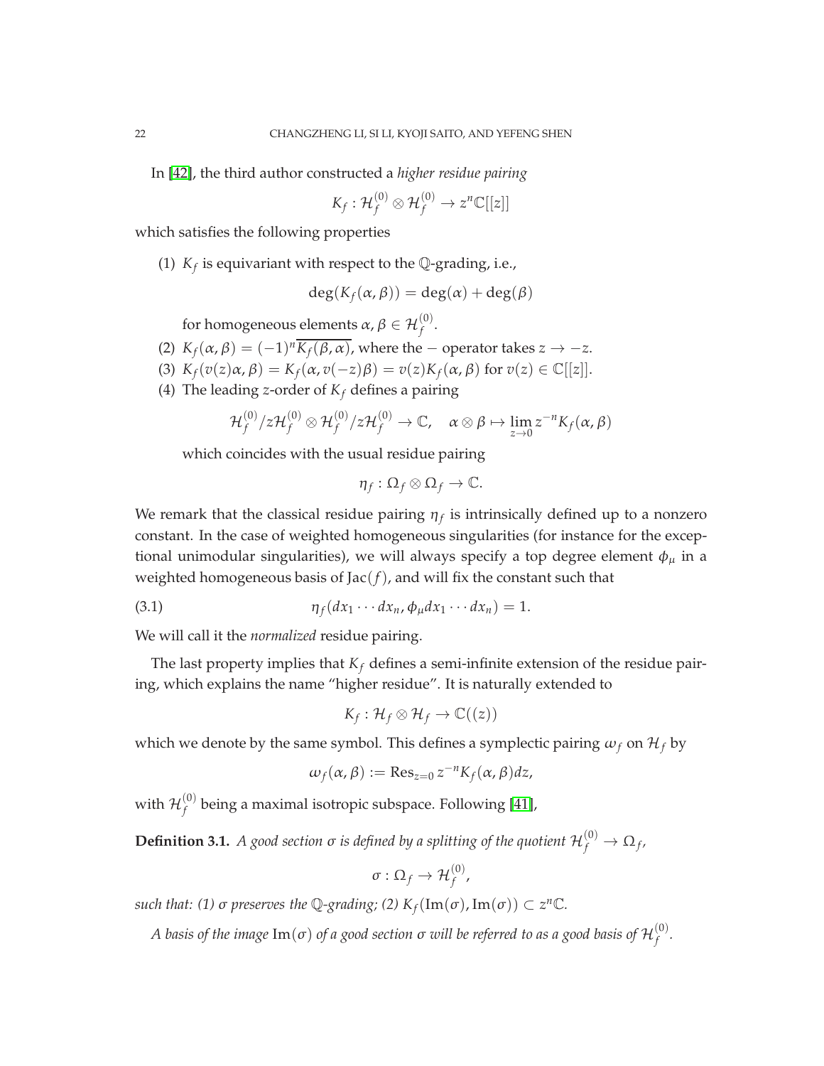In [42], the third author constructed a *higher residue pairing*

$$K_f : \mathcal{H}_f^{(0)} \otimes \mathcal{H}_f^{(0)} \to z^n\mathbb{C}[[z]]$$

which satisfies the following properties

(1) $K_f$ is equivariant with respect to the $\mathbb{Q}$-grading, i.e.,

$$\deg(K_f(\alpha, \beta)) = \deg(\alpha) + \deg(\beta)$$

for homogeneous elements $\alpha, \beta \in \mathcal{H}_f^{(0)}$.

(2) $K_f(\alpha, \beta) = (-1)^n \overline{K_f(\beta, \alpha)}$, where the $-$ operator takes $z \to -z$.

(3) $K_f(v(z)\alpha, \beta) = K_f(\alpha, v(-z)\beta) = v(z)K_f(\alpha, \beta)$ for $v(z) \in \mathbb{C}[[z]]$.

(4) The leading $z$-order of $K_f$ defines a pairing

$$\mathcal{H}_f^{(0)}/z\mathcal{H}_f^{(0)} \otimes \mathcal{H}_f^{(0)}/z\mathcal{H}_f^{(0)} \to \mathbb{C}, \quad \alpha \otimes \beta \mapsto \lim_{z \to 0} z^{-n} K_f(\alpha, \beta)$$

which coincides with the usual residue pairing

$$\eta_f : \Omega_f \otimes \Omega_f \to \mathbb{C}.$$

We remark that the classical residue pairing $\eta_f$ is intrinsically defined up to a nonzero constant. In the case of weighted homogeneous singularities (for instance for the exceptional unimodular singularities), we will always specify a top degree element $\phi_\mu$ in a weighted homogeneous basis of $\mathrm{Jac}(f)$, and will fix the constant such that

$$\eta_f(dx_1 \cdots dx_n, \phi_\mu dx_1 \cdots dx_n) = 1. \tag{3.1}$$

We will call it the *normalized* residue pairing.

The last property implies that $K_f$ defines a semi-infinite extension of the residue pairing, which explains the name "higher residue". It is naturally extended to

$$K_f : \mathcal{H}_f \otimes \mathcal{H}_f \to \mathbb{C}((z))$$

which we denote by the same symbol. This defines a symplectic pairing $\omega_f$ on $\mathcal{H}_f$ by

$$\omega_f(\alpha, \beta) := \mathrm{Res}_{z=0}\, z^{-n} K_f(\alpha, \beta) dz,$$

with $\mathcal{H}_f^{(0)}$ being a maximal isotropic subspace. Following [41],

**Definition 3.1.** *A good section $\sigma$ is defined by a splitting of the quotient $\mathcal{H}_f^{(0)} \to \Omega_f$,*

$$\sigma : \Omega_f \to \mathcal{H}_f^{(0)},$$

*such that: (1) $\sigma$ preserves the $\mathbb{Q}$-grading; (2) $K_f(\mathrm{Im}(\sigma), \mathrm{Im}(\sigma)) \subset z^n\mathbb{C}$.*

*A basis of the image $\mathrm{Im}(\sigma)$ of a good section $\sigma$ will be referred to as a good basis of $\mathcal{H}_f^{(0)}$.*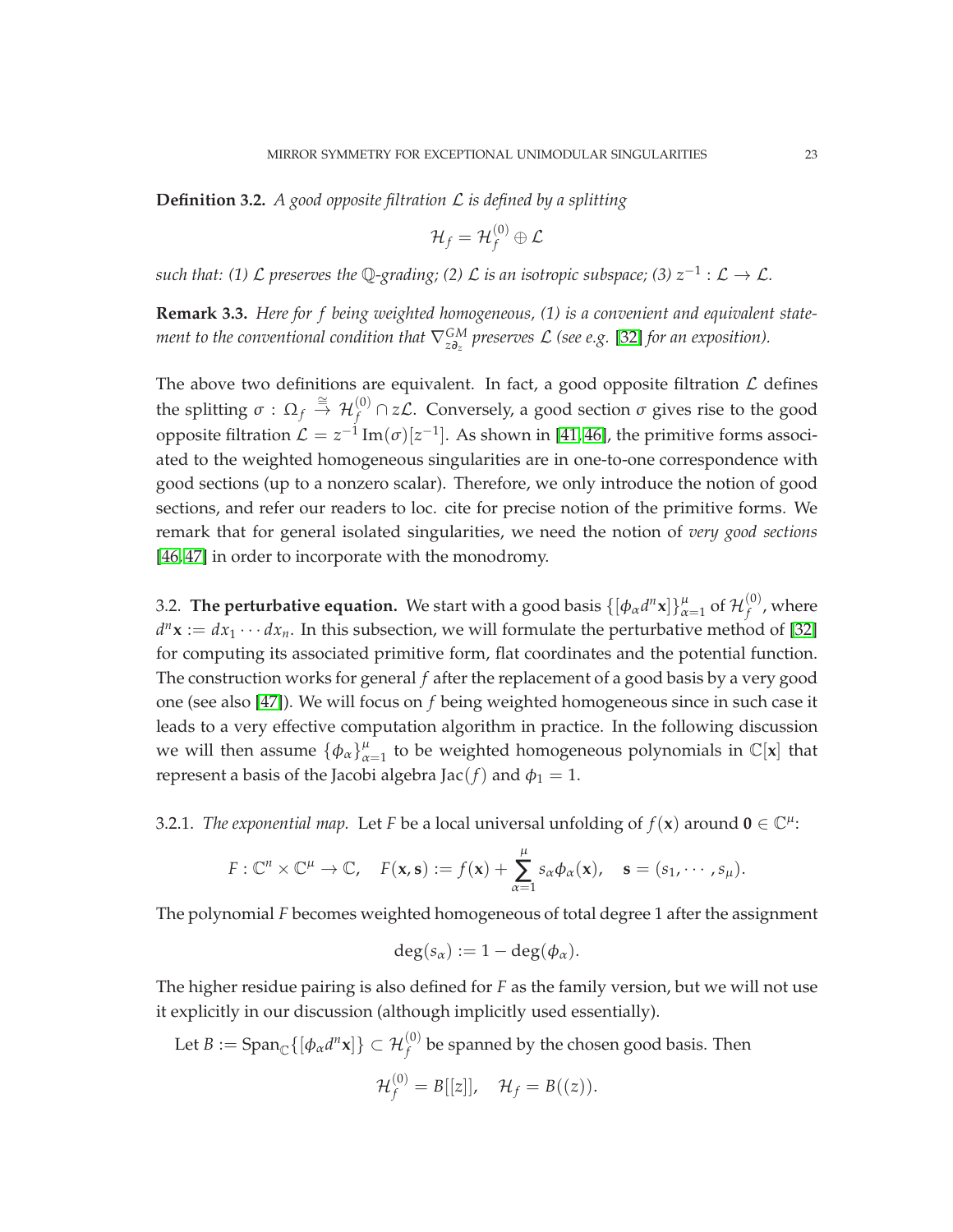**Definition 3.2.** *A good opposite filtration $\mathcal{L}$ is defined by a splitting*

$$\mathcal{H}_f = \mathcal{H}_f^{(0)} \oplus \mathcal{L}$$

*such that: (1) $\mathcal{L}$ preserves the $\mathbb{Q}$-grading; (2) $\mathcal{L}$ is an isotropic subspace; (3) $z^{-1} : \mathcal{L} \to \mathcal{L}$.*

**Remark 3.3.** *Here for $f$ being weighted homogeneous, (1) is a convenient and equivalent statement to the conventional condition that $\nabla^{GM}_{z\partial_z}$ preserves $\mathcal{L}$ (see e.g. [32] for an exposition).*

The above two definitions are equivalent. In fact, a good opposite filtration $\mathcal{L}$ defines the splitting $\sigma : \Omega_f \overset{\cong}{\to} \mathcal{H}_f^{(0)} \cap z\mathcal{L}$. Conversely, a good section $\sigma$ gives rise to the good opposite filtration $\mathcal{L} = z^{-1}\operatorname{Im}(\sigma)[z^{-1}]$. As shown in [41, 46], the primitive forms associated to the weighted homogeneous singularities are in one-to-one correspondence with good sections (up to a nonzero scalar). Therefore, we only introduce the notion of good sections, and refer our readers to loc. cite for precise notion of the primitive forms. We remark that for general isolated singularities, we need the notion of *very good sections* [46, 47] in order to incorporate with the monodromy.

3.2. **The perturbative equation.** We start with a good basis $\{[\phi_\alpha d^n\mathbf{x}]\}_{\alpha=1}^{\mu}$ of $\mathcal{H}_f^{(0)}$, where $d^n\mathbf{x} := dx_1 \cdots dx_n$. In this subsection, we will formulate the perturbative method of [32] for computing its associated primitive form, flat coordinates and the potential function. The construction works for general $f$ after the replacement of a good basis by a very good one (see also [47]). We will focus on $f$ being weighted homogeneous since in such case it leads to a very effective computation algorithm in practice. In the following discussion we will then assume $\{\phi_\alpha\}_{\alpha=1}^{\mu}$ to be weighted homogeneous polynomials in $\mathbb{C}[\mathbf{x}]$ that represent a basis of the Jacobi algebra $\operatorname{Jac}(f)$ and $\phi_1 = 1$.

3.2.1. *The exponential map.* Let $F$ be a local universal unfolding of $f(\mathbf{x})$ around $\mathbf{0} \in \mathbb{C}^\mu$:

$$F : \mathbb{C}^n \times \mathbb{C}^\mu \to \mathbb{C}, \quad F(\mathbf{x}, \mathbf{s}) := f(\mathbf{x}) + \sum_{\alpha=1}^{\mu} s_\alpha \phi_\alpha(\mathbf{x}), \quad \mathbf{s} = (s_1, \cdots, s_\mu).$$

The polynomial $F$ becomes weighted homogeneous of total degree 1 after the assignment

$$\deg(s_\alpha) := 1 - \deg(\phi_\alpha).$$

The higher residue pairing is also defined for $F$ as the family version, but we will not use it explicitly in our discussion (although implicitly used essentially).

Let $B := \operatorname{Span}_{\mathbb{C}}\{[\phi_\alpha d^n\mathbf{x}]\} \subset \mathcal{H}_f^{(0)}$ be spanned by the chosen good basis. Then

$$\mathcal{H}_f^{(0)} = B[[z]], \quad \mathcal{H}_f = B((z)).$$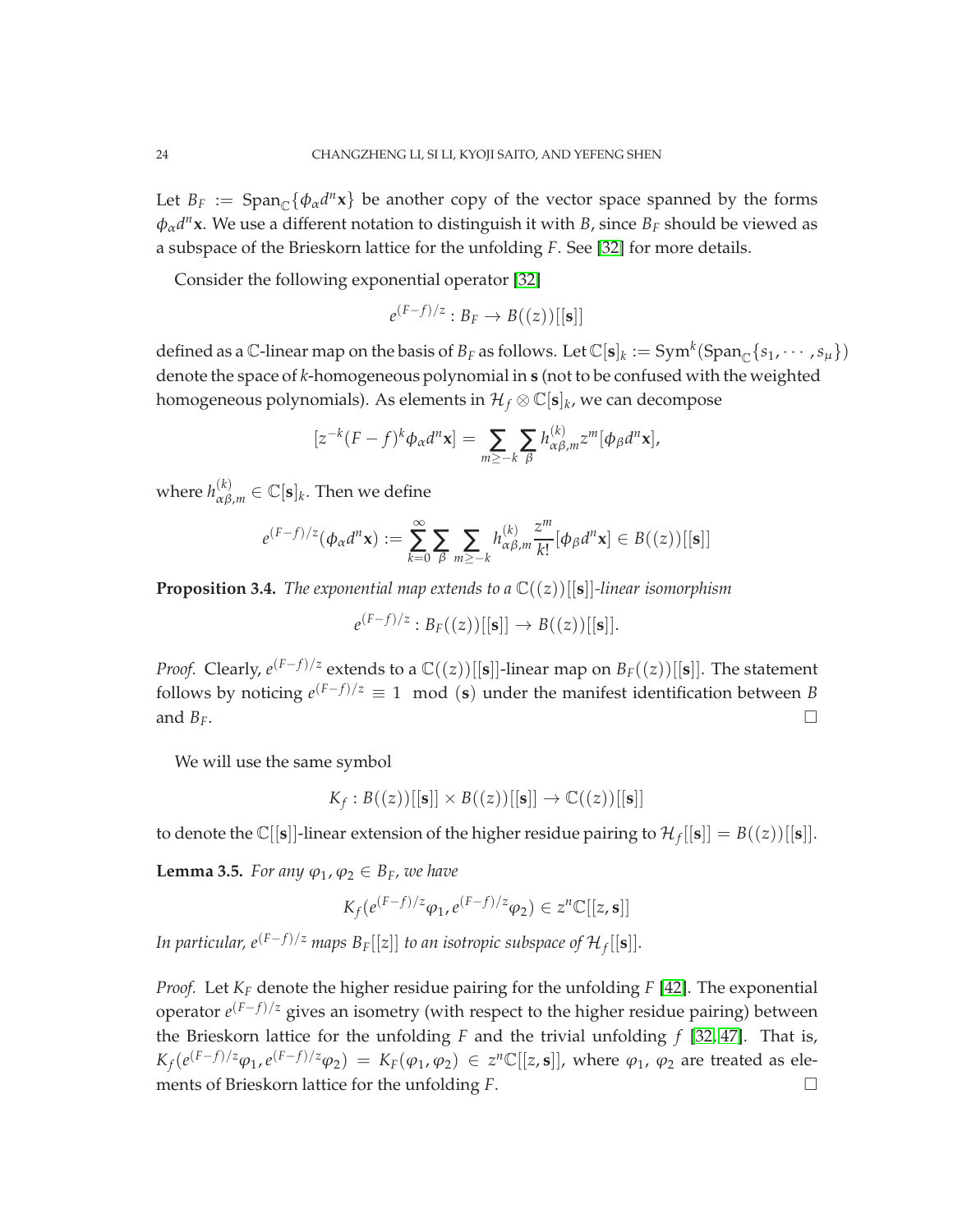Let $B_F := \text{Span}_{\mathbb{C}}\{\phi_\alpha d^n\mathbf{x}\}$ be another copy of the vector space spanned by the forms $\phi_\alpha d^n\mathbf{x}$. We use a different notation to distinguish it with $B$, since $B_F$ should be viewed as a subspace of the Brieskorn lattice for the unfolding $F$. See [32] for more details.

Consider the following exponential operator [32]

$$e^{(F-f)/z} : B_F \to B((z))[[\mathbf{s}]]$$

defined as a $\mathbb{C}$-linear map on the basis of $B_F$ as follows. Let $\mathbb{C}[\mathbf{s}]_k := \text{Sym}^k(\text{Span}_{\mathbb{C}}\{s_1, \cdots, s_\mu\})$ denote the space of $k$-homogeneous polynomial in $\mathbf{s}$ (not to be confused with the weighted homogeneous polynomials). As elements in $\mathcal{H}_f \otimes \mathbb{C}[\mathbf{s}]_k$, we can decompose

$$[z^{-k}(F-f)^k \phi_\alpha d^n\mathbf{x}] = \sum_{m \geq -k} \sum_\beta h^{(k)}_{\alpha\beta,m} z^m [\phi_\beta d^n\mathbf{x}],$$

where $h^{(k)}_{\alpha\beta,m} \in \mathbb{C}[\mathbf{s}]_k$. Then we define

$$e^{(F-f)/z}(\phi_\alpha d^n\mathbf{x}) := \sum_{k=0}^{\infty} \sum_\beta \sum_{m \geq -k} h^{(k)}_{\alpha\beta,m} \frac{z^m}{k!} [\phi_\beta d^n\mathbf{x}] \in B((z))[[\mathbf{s}]]$$

**Proposition 3.4.** *The exponential map extends to a $\mathbb{C}((z))[[\mathbf{s}]]$-linear isomorphism*

$$e^{(F-f)/z} : B_F((z))[[\mathbf{s}]] \to B((z))[[\mathbf{s}]].$$

*Proof.* Clearly, $e^{(F-f)/z}$ extends to a $\mathbb{C}((z))[[\mathbf{s}]]$-linear map on $B_F((z))[[\mathbf{s}]]$. The statement follows by noticing $e^{(F-f)/z} \equiv 1 \mod (\mathbf{s})$ under the manifest identification between $B$ and $B_F$. □

We will use the same symbol

$$K_f : B((z))[[\mathbf{s}]] \times B((z))[[\mathbf{s}]] \to \mathbb{C}((z))[[\mathbf{s}]]$$

to denote the $\mathbb{C}[[\mathbf{s}]]$-linear extension of the higher residue pairing to $\mathcal{H}_f[[\mathbf{s}]] = B((z))[[\mathbf{s}]]$.

**Lemma 3.5.** *For any $\varphi_1, \varphi_2 \in B_F$, we have*

$$K_f(e^{(F-f)/z}\varphi_1, e^{(F-f)/z}\varphi_2) \in z^n\mathbb{C}[[z, \mathbf{s}]]$$

*In particular, $e^{(F-f)/z}$ maps $B_F[[z]]$ to an isotropic subspace of $\mathcal{H}_f[[\mathbf{s}]]$.*

*Proof.* Let $K_F$ denote the higher residue pairing for the unfolding $F$ [42]. The exponential operator $e^{(F-f)/z}$ gives an isometry (with respect to the higher residue pairing) between the Brieskorn lattice for the unfolding $F$ and the trivial unfolding $f$ [32, 47]. That is, $K_f(e^{(F-f)/z}\varphi_1, e^{(F-f)/z}\varphi_2) = K_F(\varphi_1, \varphi_2) \in z^n\mathbb{C}[[z, \mathbf{s}]]$, where $\varphi_1$, $\varphi_2$ are treated as elements of Brieskorn lattice for the unfolding $F$. □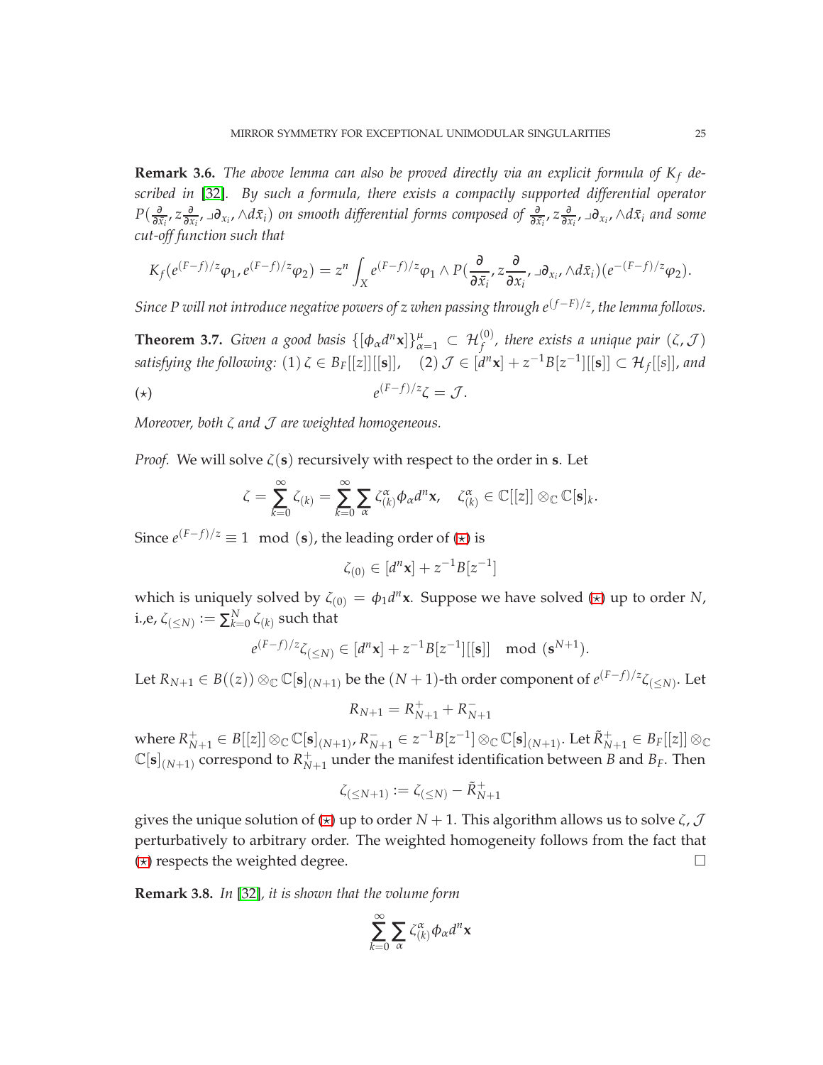**Remark 3.6.** *The above lemma can also be proved directly via an explicit formula of $K_f$ described in [32]. By such a formula, there exists a compactly supported differential operator $P(\frac{\partial}{\partial \bar{x}_i}, z\frac{\partial}{\partial x_i}, \lrcorner \partial_{x_i}, \wedge d\bar{x}_i)$ on smooth differential forms composed of $\frac{\partial}{\partial \bar{x}_i}, z\frac{\partial}{\partial x_i}, \lrcorner\partial_{x_i}, \wedge d\bar{x}_i$ and some cut-off function such that*

$$K_f(e^{(F-f)/z}\varphi_1, e^{(F-f)/z}\varphi_2) = z^n \int_X e^{(F-f)/z}\varphi_1 \wedge P(\frac{\partial}{\partial \bar{x}_i}, z\frac{\partial}{\partial x_i}, \lrcorner\partial_{x_i}, \wedge d\bar{x}_i)(e^{-(F-f)/z}\varphi_2).$$

*Since $P$ will not introduce negative powers of $z$ when passing through $e^{(f-F)/z}$, the lemma follows.*

**Theorem 3.7.** *Given a good basis $\{[\phi_\alpha d^n\mathbf{x}]\}_{\alpha=1}^{\mu} \subset \mathcal{H}_f^{(0)}$, there exists a unique pair $(\zeta, \mathcal{J})$ satisfying the following: (1) $\zeta \in B_F[[z]][[\mathbf{s}]]$, (2) $\mathcal{J} \in [d^n\mathbf{x}] + z^{-1}B[z^{-1}][[\mathbf{s}]] \subset \mathcal{H}_f[[s]]$, and*

$$e^{(F-f)/z}\zeta = \mathcal{J}. \tag{$\star$}$$

*Moreover, both $\zeta$ and $\mathcal{J}$ are weighted homogeneous.*

*Proof.* We will solve $\zeta(\mathbf{s})$ recursively with respect to the order in $\mathbf{s}$. Let

$$\zeta = \sum_{k=0}^{\infty} \zeta_{(k)} = \sum_{k=0}^{\infty}\sum_{\alpha} \zeta_{(k)}^{\alpha}\phi_\alpha d^n\mathbf{x}, \quad \zeta_{(k)}^{\alpha} \in \mathbb{C}[[z]] \otimes_{\mathbb{C}} \mathbb{C}[\mathbf{s}]_k.$$

Since $e^{(F-f)/z} \equiv 1 \mod (\mathbf{s})$, the leading order of ($\star$) is

$$\zeta_{(0)} \in [d^n\mathbf{x}] + z^{-1}B[z^{-1}]$$

which is uniquely solved by $\zeta_{(0)} = \phi_1 d^n\mathbf{x}$. Suppose we have solved ($\star$) up to order $N$, i.,e, $\zeta_{(\le N)} := \sum_{k=0}^{N}\zeta_{(k)}$ such that

$$e^{(F-f)/z}\zeta_{(\le N)} \in [d^n\mathbf{x}] + z^{-1}B[z^{-1}][[\mathbf{s}]] \mod (\mathbf{s}^{N+1}).$$

Let $R_{N+1} \in B((z)) \otimes_{\mathbb{C}} \mathbb{C}[\mathbf{s}]_{(N+1)}$ be the $(N+1)$-th order component of $e^{(F-f)/z}\zeta_{(\le N)}$. Let

$$R_{N+1} = R_{N+1}^{+} + R_{N+1}^{-}$$

where $R_{N+1}^{+} \in B[[z]] \otimes_{\mathbb{C}} \mathbb{C}[\mathbf{s}]_{(N+1)}$, $R_{N+1}^{-} \in z^{-1}B[z^{-1}] \otimes_{\mathbb{C}} \mathbb{C}[\mathbf{s}]_{(N+1)}$. Let $\tilde{R}_{N+1}^{+} \in B_F[[z]] \otimes_{\mathbb{C}} \mathbb{C}[\mathbf{s}]_{(N+1)}$ correspond to $R_{N+1}^{+}$ under the manifest identification between $B$ and $B_F$. Then

$$\zeta_{(\le N+1)} := \zeta_{(\le N)} - \tilde{R}_{N+1}^{+}$$

gives the unique solution of ($\star$) up to order $N+1$. This algorithm allows us to solve $\zeta, \mathcal{J}$ perturbatively to arbitrary order. The weighted homogeneity follows from the fact that ($\star$) respects the weighted degree. $\square$

**Remark 3.8.** *In [32], it is shown that the volume form*

$$\sum_{k=0}^{\infty}\sum_{\alpha} \zeta_{(k)}^{\alpha}\phi_\alpha d^n\mathbf{x}$$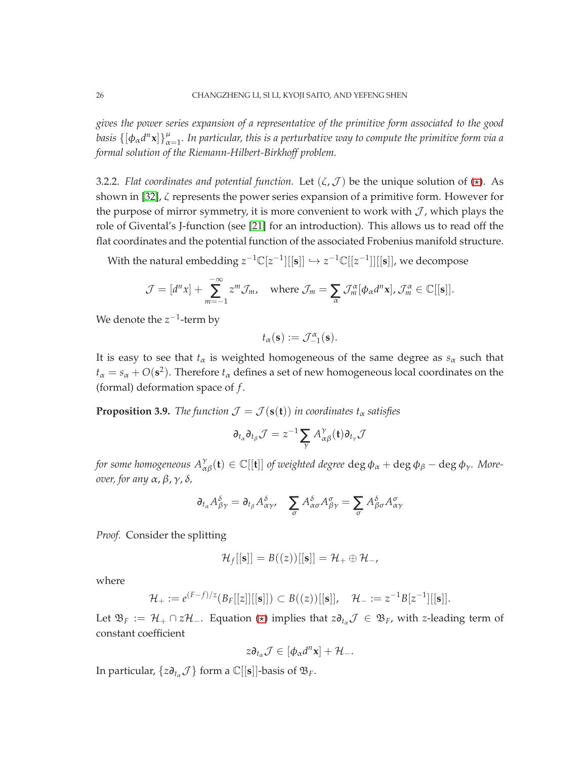*gives the power series expansion of a representative of the primitive form associated to the good basis $\{[\phi_\alpha d^n\mathbf{x}]\}_{\alpha=1}^{\mu}$. In particular, this is a perturbative way to compute the primitive form via a formal solution of the Riemann-Hilbert-Birkhoff problem.*

3.2.2. *Flat coordinates and potential function.* Let $(\zeta, \mathcal{J})$ be the unique solution of ($\star$). As shown in [32], $\zeta$ represents the power series expansion of a primitive form. However for the purpose of mirror symmetry, it is more convenient to work with $\mathcal{J}$, which plays the role of Givental's J-function (see [21] for an introduction). This allows us to read off the flat coordinates and the potential function of the associated Frobenius manifold structure.

With the natural embedding $z^{-1}\mathbb{C}[z^{-1}][[\mathbf{s}]] \hookrightarrow z^{-1}\mathbb{C}[[z^{-1}]][[\mathbf{s}]]$, we decompose

$$\mathcal{J} = [d^n x] + \sum_{m=-1}^{-\infty} z^m \mathcal{J}_m, \quad \text{where } \mathcal{J}_m = \sum_\alpha \mathcal{J}_m^\alpha [\phi_\alpha d^n \mathbf{x}], \mathcal{J}_m^\alpha \in \mathbb{C}[[\mathbf{s}]].$$

We denote the $z^{-1}$-term by

$$t_\alpha(\mathbf{s}) := \mathcal{J}_{-1}^\alpha(\mathbf{s}).$$

It is easy to see that $t_\alpha$ is weighted homogeneous of the same degree as $s_\alpha$ such that $t_\alpha = s_\alpha + O(\mathbf{s}^2)$. Therefore $t_\alpha$ defines a set of new homogeneous local coordinates on the (formal) deformation space of $f$.

**Proposition 3.9.** *The function $\mathcal{J} = \mathcal{J}(\mathbf{s}(\mathbf{t}))$ in coordinates $t_\alpha$ satisfies*

$$\partial_{t_\alpha}\partial_{t_\beta}\mathcal{J} = z^{-1}\sum_\gamma A_{\alpha\beta}^\gamma(\mathbf{t})\partial_{t_\gamma}\mathcal{J}$$

*for some homogeneous $A_{\alpha\beta}^\gamma(\mathbf{t}) \in \mathbb{C}[[\mathbf{t}]]$ of weighted degree $\deg\phi_\alpha + \deg\phi_\beta - \deg\phi_\gamma$. Moreover, for any $\alpha, \beta, \gamma, \delta$,*

$$\partial_{t_\alpha} A_{\beta\gamma}^\delta = \partial_{t_\beta} A_{\alpha\gamma}^\delta, \quad \sum_\sigma A_{\alpha\sigma}^\delta A_{\beta\gamma}^\sigma = \sum_\sigma A_{\beta\sigma}^\delta A_{\alpha\gamma}^\sigma$$

*Proof.* Consider the splitting

$$\mathcal{H}_f[[\mathbf{s}]] = B((z))[[\mathbf{s}]] = \mathcal{H}_+ \oplus \mathcal{H}_-,$$

where

$$\mathcal{H}_+ := e^{(F-f)/z}(B_F[[z]][[\mathbf{s}]]) \subset B((z))[[\mathbf{s}]], \quad \mathcal{H}_- := z^{-1}B[z^{-1}][[\mathbf{s}]].$$

Let $\mathfrak{B}_F := \mathcal{H}_+ \cap z\mathcal{H}_-$. Equation ($\star$) implies that $z\partial_{t_\alpha}\mathcal{J} \in \mathfrak{B}_F$, with $z$-leading term of constant coefficient

$$z\partial_{t_\alpha}\mathcal{J} \in [\phi_\alpha d^n \mathbf{x}] + \mathcal{H}_-.$$

In particular, $\{z\partial_{t_\alpha}\mathcal{J}\}$ form a $\mathbb{C}[[\mathbf{s}]]$-basis of $\mathfrak{B}_F$.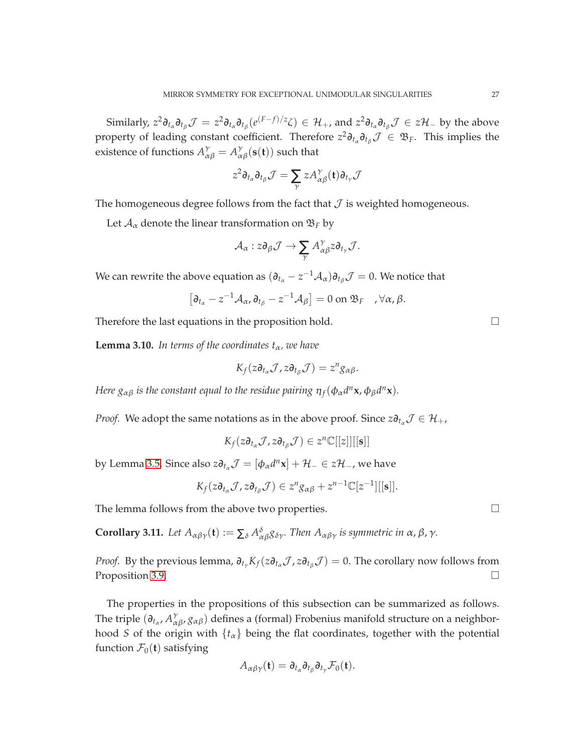Similarly, $z^2\partial_{t_\alpha}\partial_{t_\beta}\mathcal{J} = z^2\partial_{t_\alpha}\partial_{t_\beta}(e^{(F-f)/z}\zeta) \in \mathcal{H}_+$, and $z^2\partial_{t_\alpha}\partial_{t_\beta}\mathcal{J} \in z\mathcal{H}_-$ by the above property of leading constant coefficient. Therefore $z^2\partial_{t_\alpha}\partial_{t_\beta}\mathcal{J} \in \mathfrak{B}_F$. This implies the existence of functions $A_{\alpha\beta}^{\gamma} = A_{\alpha\beta}^{\gamma}(\mathbf{s}(\mathbf{t}))$ such that

$$z^2\partial_{t_\alpha}\partial_{t_\beta}\mathcal{J} = \sum_\gamma zA_{\alpha\beta}^{\gamma}(\mathbf{t})\partial_{t_\gamma}\mathcal{J}$$

The homogeneous degree follows from the fact that $\mathcal{J}$ is weighted homogeneous.

Let $\mathcal{A}_\alpha$ denote the linear transformation on $\mathfrak{B}_F$ by

$$\mathcal{A}_\alpha : z\partial_\beta\mathcal{J} \to \sum_\gamma A_{\alpha\beta}^{\gamma} z\partial_{t_\gamma}\mathcal{J}.$$

We can rewrite the above equation as $(\partial_{t_\alpha} - z^{-1}\mathcal{A}_\alpha)\partial_{t_\beta}\mathcal{J} = 0$. We notice that

$$\left[\partial_{t_\alpha} - z^{-1}\mathcal{A}_\alpha, \partial_{t_\beta} - z^{-1}\mathcal{A}_\beta\right] = 0 \text{ on } \mathfrak{B}_F \quad , \forall \alpha, \beta.$$

Therefore the last equations in the proposition hold. □

**Lemma 3.10.** *In terms of the coordinates $t_\alpha$, we have*

$$K_f(z\partial_{t_\alpha}\mathcal{J}, z\partial_{t_\beta}\mathcal{J}) = z^n g_{\alpha\beta}.$$

*Here $g_{\alpha\beta}$ is the constant equal to the residue pairing $\eta_f(\phi_\alpha d^n\mathbf{x}, \phi_\beta d^n\mathbf{x})$.*

*Proof.* We adopt the same notations as in the above proof. Since $z\partial_{t_\alpha}\mathcal{J} \in \mathcal{H}_+$,

$$K_f(z\partial_{t_\alpha}\mathcal{J}, z\partial_{t_\beta}\mathcal{J}) \in z^n\mathbb{C}[[z]][[\mathbf{s}]]$$

by Lemma 3.5. Since also $z\partial_{t_\alpha}\mathcal{J} = [\phi_\alpha d^n\mathbf{x}] + \mathcal{H}_- \in z\mathcal{H}_-$, we have

$$K_f(z\partial_{t_\alpha}\mathcal{J}, z\partial_{t_\beta}\mathcal{J}) \in z^n g_{\alpha\beta} + z^{n-1}\mathbb{C}[z^{-1}][[\mathbf{s}]].$$

The lemma follows from the above two properties. □

**Corollary 3.11.** *Let $A_{\alpha\beta\gamma}(\mathbf{t}) := \sum_\delta A_{\alpha\beta}^{\delta} g_{\delta\gamma}$. Then $A_{\alpha\beta\gamma}$ is symmetric in $\alpha, \beta, \gamma$.*

*Proof.* By the previous lemma, $\partial_{t_\gamma}K_f(z\partial_{t_\alpha}\mathcal{J}, z\partial_{t_\beta}\mathcal{J}) = 0$. The corollary now follows from Proposition 3.9. □

The properties in the propositions of this subsection can be summarized as follows. The triple $(\partial_{t_\alpha}, A_{\alpha\beta}^{\gamma}, g_{\alpha\beta})$ defines a (formal) Frobenius manifold structure on a neighborhood $S$ of the origin with $\{t_\alpha\}$ being the flat coordinates, together with the potential function $\mathcal{F}_0(\mathbf{t})$ satisfying

$$A_{\alpha\beta\gamma}(\mathbf{t}) = \partial_{t_\alpha}\partial_{t_\beta}\partial_{t_\gamma}\mathcal{F}_0(\mathbf{t}).$$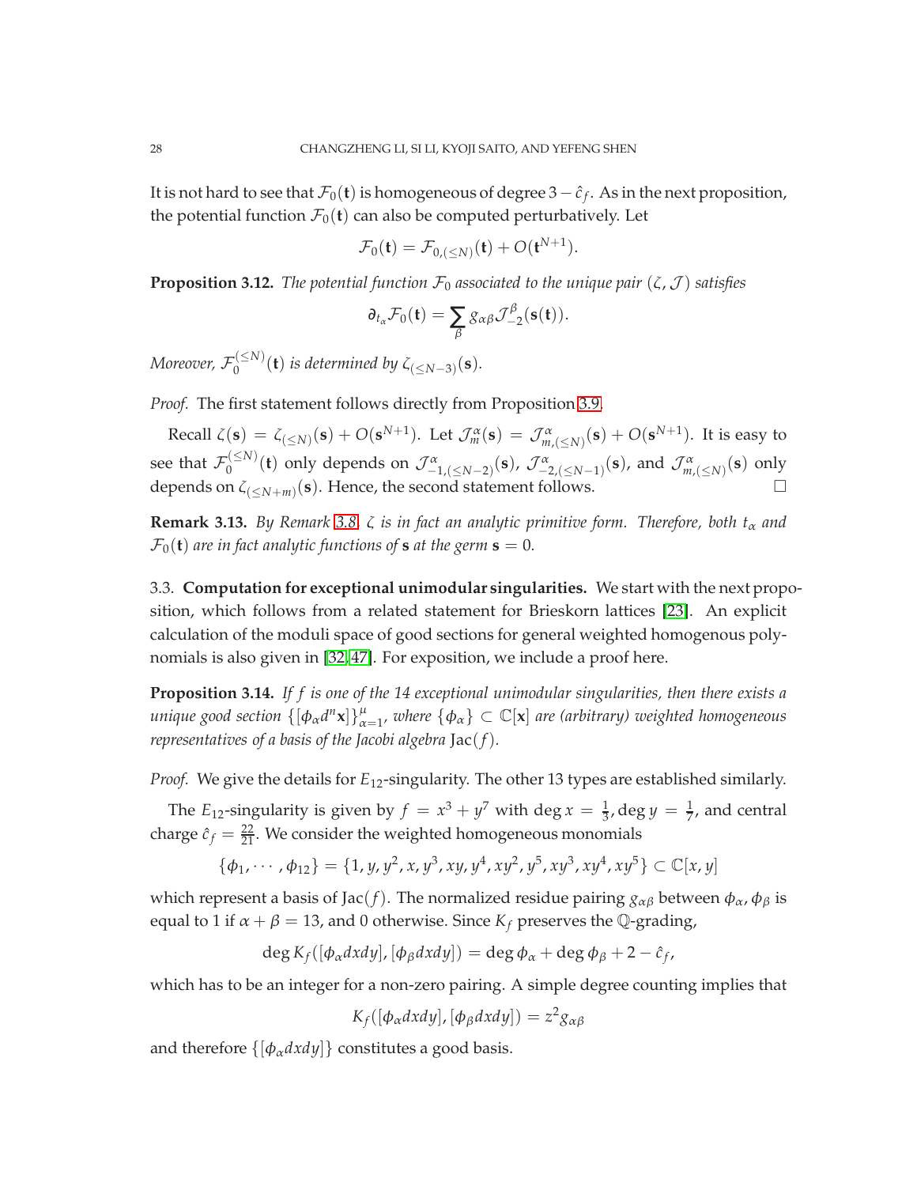It is not hard to see that $\mathcal{F}_0(\mathbf{t})$ is homogeneous of degree $3 - \hat{c}_f$. As in the next proposition, the potential function $\mathcal{F}_0(\mathbf{t})$ can also be computed perturbatively. Let

$$\mathcal{F}_0(\mathbf{t}) = \mathcal{F}_{0,(\leq N)}(\mathbf{t}) + O(\mathbf{t}^{N+1}).$$

**Proposition 3.12.** *The potential function $\mathcal{F}_0$ associated to the unique pair $(\zeta, \mathcal{J})$ satisfies*

$$\partial_{t_\alpha} \mathcal{F}_0(\mathbf{t}) = \sum_\beta g_{\alpha\beta} \mathcal{J}^\beta_{-2}(\mathbf{s}(\mathbf{t})).$$

*Moreover, $\mathcal{F}_0^{(\leq N)}(\mathbf{t})$ is determined by $\zeta_{(\leq N-3)}(\mathbf{s})$.*

*Proof.* The first statement follows directly from Proposition 3.9.

Recall $\zeta(\mathbf{s}) = \zeta_{(\leq N)}(\mathbf{s}) + O(\mathbf{s}^{N+1})$. Let $\mathcal{J}^\alpha_m(\mathbf{s}) = \mathcal{J}^\alpha_{m,(\leq N)}(\mathbf{s}) + O(\mathbf{s}^{N+1})$. It is easy to see that $\mathcal{F}_0^{(\leq N)}(\mathbf{t})$ only depends on $\mathcal{J}^\alpha_{-1,(\leq N-2)}(\mathbf{s})$, $\mathcal{J}^\alpha_{-2,(\leq N-1)}(\mathbf{s})$, and $\mathcal{J}^\alpha_{m,(\leq N)}(\mathbf{s})$ only depends on $\zeta_{(\leq N+m)}(\mathbf{s})$. Hence, the second statement follows. $\square$

**Remark 3.13.** *By Remark 3.8, $\zeta$ is in fact an analytic primitive form. Therefore, both $t_\alpha$ and $\mathcal{F}_0(\mathbf{t})$ are in fact analytic functions of $\mathbf{s}$ at the germ $\mathbf{s} = 0$.*

### 3.3. Computation for exceptional unimodular singularities.

We start with the next proposition, which follows from a related statement for Brieskorn lattices [23]. An explicit calculation of the moduli space of good sections for general weighted homogenous polynomials is also given in [32, 47]. For exposition, we include a proof here.

**Proposition 3.14.** *If $f$ is one of the 14 exceptional unimodular singularities, then there exists a unique good section $\{[\phi_\alpha d^n\mathbf{x}]\}_{\alpha=1}^\mu$, where $\{\phi_\alpha\} \subset \mathbb{C}[\mathbf{x}]$ are (arbitrary) weighted homogeneous representatives of a basis of the Jacobi algebra $\mathrm{Jac}(f)$.*

*Proof.* We give the details for $E_{12}$-singularity. The other 13 types are established similarly.

The $E_{12}$-singularity is given by $f = x^3 + y^7$ with $\deg x = \frac{1}{3}, \deg y = \frac{1}{7}$, and central charge $\hat{c}_f = \frac{22}{21}$. We consider the weighted homogeneous monomials

$$\{\phi_1, \cdots, \phi_{12}\} = \{1, y, y^2, x, y^3, xy, y^4, xy^2, y^5, xy^3, xy^4, xy^5\} \subset \mathbb{C}[x, y]$$

which represent a basis of $\mathrm{Jac}(f)$. The normalized residue pairing $g_{\alpha\beta}$ between $\phi_\alpha, \phi_\beta$ is equal to 1 if $\alpha + \beta = 13$, and 0 otherwise. Since $K_f$ preserves the $\mathbb{Q}$-grading,

$$\deg K_f([\phi_\alpha dxdy], [\phi_\beta dxdy]) = \deg \phi_\alpha + \deg \phi_\beta + 2 - \hat{c}_f,$$

which has to be an integer for a non-zero pairing. A simple degree counting implies that

$$K_f([\phi_\alpha dxdy], [\phi_\beta dxdy]) = z^2 g_{\alpha\beta}$$

and therefore $\{[\phi_\alpha dxdy]\}$ constitutes a good basis.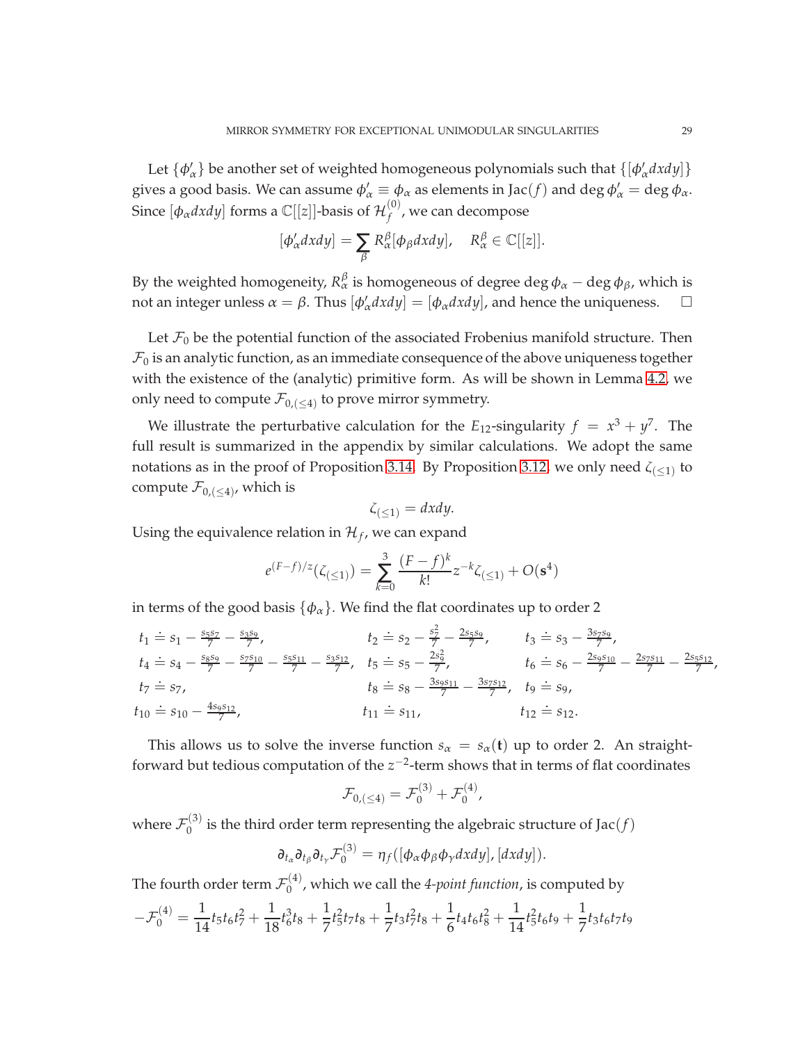Let $\{\phi'_\alpha\}$ be another set of weighted homogeneous polynomials such that $\{[\phi'_\alpha dxdy]\}$ gives a good basis. We can assume $\phi'_\alpha \equiv \phi_\alpha$ as elements in $\mathrm{Jac}(f)$ and $\deg \phi'_\alpha = \deg \phi_\alpha$. Since $[\phi_\alpha dxdy]$ forms a $\mathbb{C}[[z]]$-basis of $\mathcal{H}_f^{(0)}$, we can decompose

$$[\phi'_\alpha dxdy] = \sum_\beta R_\alpha^\beta [\phi_\beta dxdy], \quad R_\alpha^\beta \in \mathbb{C}[[z]].$$

By the weighted homogeneity, $R_\alpha^\beta$ is homogeneous of degree $\deg \phi_\alpha - \deg \phi_\beta$, which is not an integer unless $\alpha = \beta$. Thus $[\phi'_\alpha dxdy] = [\phi_\alpha dxdy]$, and hence the uniqueness. $\square$

Let $\mathcal{F}_0$ be the potential function of the associated Frobenius manifold structure. Then $\mathcal{F}_0$ is an analytic function, as an immediate consequence of the above uniqueness together with the existence of the (analytic) primitive form. As will be shown in Lemma 4.2, we only need to compute $\mathcal{F}_{0,(\leq 4)}$ to prove mirror symmetry.

We illustrate the perturbative calculation for the $E_{12}$-singularity $f = x^3 + y^7$. The full result is summarized in the appendix by similar calculations. We adopt the same notations as in the proof of Proposition 3.14. By Proposition 3.12, we only need $\zeta_{(\leq 1)}$ to compute $\mathcal{F}_{0,(\leq 4)}$, which is

$$\zeta_{(\leq 1)} = dxdy.$$

Using the equivalence relation in $\mathcal{H}_f$, we can expand

$$e^{(F-f)/z}(\zeta_{(\leq 1)}) = \sum_{k=0}^{3} \frac{(F-f)^k}{k!} z^{-k} \zeta_{(\leq 1)} + O(\mathbf{s}^4)$$

in terms of the good basis $\{\phi_\alpha\}$. We find the flat coordinates up to order 2

$$
\begin{aligned}
&t_1 \doteq s_1 - \tfrac{s_5 s_7}{7} - \tfrac{s_3 s_9}{7}, && t_2 \doteq s_2 - \tfrac{s_7^2}{7} - \tfrac{2 s_5 s_9}{7}, && t_3 \doteq s_3 - \tfrac{3 s_7 s_9}{7}, \\
&t_4 \doteq s_4 - \tfrac{s_8 s_9}{7} - \tfrac{s_7 s_{10}}{7} - \tfrac{s_5 s_{11}}{7} - \tfrac{s_3 s_{12}}{7}, && t_5 \doteq s_5 - \tfrac{2 s_9^2}{7}, && t_6 \doteq s_6 - \tfrac{2 s_9 s_{10}}{7} - \tfrac{2 s_7 s_{11}}{7} - \tfrac{2 s_5 s_{12}}{7}, \\
&t_7 \doteq s_7, && t_8 \doteq s_8 - \tfrac{3 s_9 s_{11}}{7} - \tfrac{3 s_7 s_{12}}{7}, && t_9 \doteq s_9, \\
&t_{10} \doteq s_{10} - \tfrac{4 s_9 s_{12}}{7}, && t_{11} \doteq s_{11}, && t_{12} \doteq s_{12}.
\end{aligned}
$$

This allows us to solve the inverse function $s_\alpha = s_\alpha(\mathbf{t})$ up to order 2. An straightforward but tedious computation of the $z^{-2}$-term shows that in terms of flat coordinates

$$\mathcal{F}_{0,(\leq 4)} = \mathcal{F}_0^{(3)} + \mathcal{F}_0^{(4)},$$

where $\mathcal{F}_0^{(3)}$ is the third order term representing the algebraic structure of $\mathrm{Jac}(f)$

$$\partial_{t_\alpha} \partial_{t_\beta} \partial_{t_\gamma} \mathcal{F}_0^{(3)} = \eta_f([\phi_\alpha \phi_\beta \phi_\gamma dxdy], [dxdy]).$$

The fourth order term $\mathcal{F}_0^{(4)}$, which we call the *4-point function*, is computed by

$$-\mathcal{F}_0^{(4)} = \frac{1}{14} t_5 t_6 t_7^2 + \frac{1}{18} t_6^3 t_8 + \frac{1}{7} t_5^2 t_7 t_8 + \frac{1}{7} t_3 t_7^2 t_8 + \frac{1}{6} t_4 t_6 t_8^2 + \frac{1}{14} t_5^2 t_6 t_9 + \frac{1}{7} t_3 t_6 t_7 t_9$$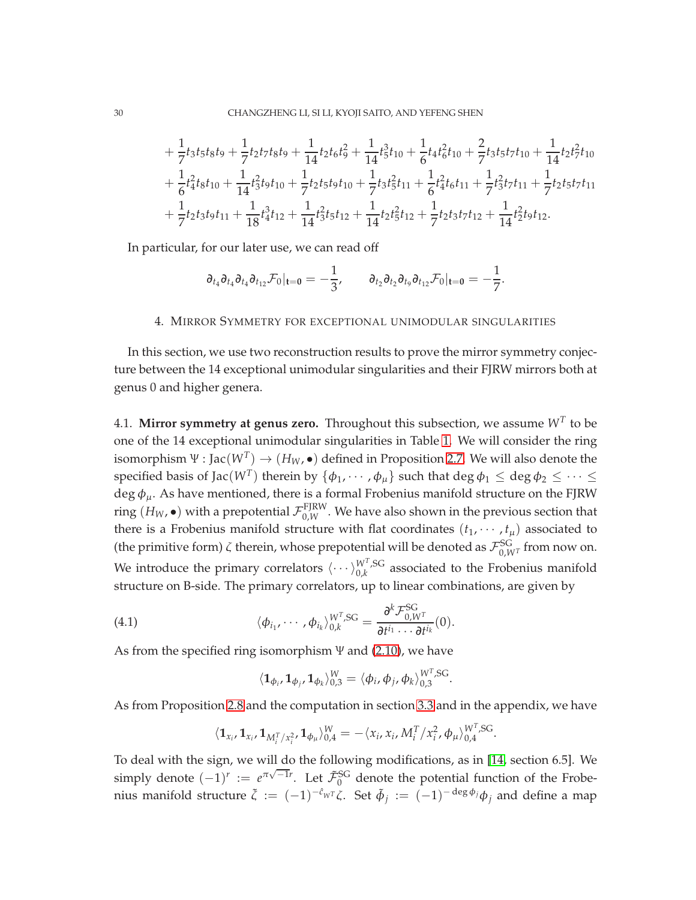$$+\frac{1}{7}t_3t_5t_8t_9+\frac{1}{7}t_2t_7t_8t_9+\frac{1}{14}t_2t_6t_9^2+\frac{1}{14}t_5^3t_{10}+\frac{1}{6}t_4t_6^2t_{10}+\frac{2}{7}t_3t_5t_7t_{10}+\frac{1}{14}t_2t_7^2t_{10}$$
$$+\frac{1}{6}t_4^2t_8t_{10}+\frac{1}{14}t_3^2t_9t_{10}+\frac{1}{7}t_2t_5t_9t_{10}+\frac{1}{7}t_3t_5^2t_{11}+\frac{1}{6}t_4^2t_6t_{11}+\frac{1}{7}t_3^2t_7t_{11}+\frac{1}{7}t_2t_5t_7t_{11}$$
$$+\frac{1}{7}t_2t_3t_9t_{11}+\frac{1}{18}t_4^3t_{12}+\frac{1}{14}t_3^2t_5t_{12}+\frac{1}{14}t_2t_5^2t_{12}+\frac{1}{7}t_2t_3t_7t_{12}+\frac{1}{14}t_2^2t_9t_{12}.$$

In particular, for our later use, we can read off

$$\partial_{t_4}\partial_{t_4}\partial_{t_4}\partial_{t_{12}}\mathcal{F}_0|_{\mathbf{t}=\mathbf{0}}=-\frac{1}{3},\qquad \partial_{t_2}\partial_{t_2}\partial_{t_9}\partial_{t_{12}}\mathcal{F}_0|_{\mathbf{t}=\mathbf{0}}=-\frac{1}{7}.$$

## 4. Mirror Symmetry for exceptional unimodular singularities

In this section, we use two reconstruction results to prove the mirror symmetry conjecture between the 14 exceptional unimodular singularities and their FJRW mirrors both at genus 0 and higher genera.

### 4.1. Mirror symmetry at genus zero.

Throughout this subsection, we assume $W^T$ to be one of the 14 exceptional unimodular singularities in Table 1. We will consider the ring isomorphism $\Psi : \mathrm{Jac}(W^T) \to (H_W, \bullet)$ defined in Proposition 2.7. We will also denote the specified basis of $\mathrm{Jac}(W^T)$ therein by $\{\phi_1, \cdots, \phi_\mu\}$ such that $\deg\phi_1 \le \deg\phi_2 \le \cdots \le \deg\phi_\mu$. As have mentioned, there is a formal Frobenius manifold structure on the FJRW ring $(H_W, \bullet)$ with a prepotential $\mathcal{F}^{\mathrm{FJRW}}_{0,W}$. We have also shown in the previous section that there is a Frobenius manifold structure with flat coordinates $(t_1, \cdots, t_\mu)$ associated to (the primitive form) $\zeta$ therein, whose prepotential will be denoted as $\mathcal{F}^{\mathrm{SG}}_{0,W^T}$ from now on. We introduce the primary correlators $\langle\cdots\rangle^{W^T,\mathrm{SG}}_{0,k}$ associated to the Frobenius manifold structure on B-side. The primary correlators, up to linear combinations, are given by

$$\langle\phi_{i_1},\cdots,\phi_{i_k}\rangle^{W^T,\mathrm{SG}}_{0,k}=\frac{\partial^k\mathcal{F}^{\mathrm{SG}}_{0,W^T}}{\partial t^{i_1}\cdots\partial t^{i_k}}(0). \tag{4.1}$$

As from the specified ring isomorphism $\Psi$ and (2.10), we have

$$\langle\mathbf{1}_{\phi_i},\mathbf{1}_{\phi_j},\mathbf{1}_{\phi_k}\rangle^W_{0,3}=\langle\phi_i,\phi_j,\phi_k\rangle^{W^T,\mathrm{SG}}_{0,3}.$$

As from Proposition 2.8 and the computation in section 3.3 and in the appendix, we have

$$\langle\mathbf{1}_{x_i},\mathbf{1}_{x_i},\mathbf{1}_{M_i^T/x_i^2},\mathbf{1}_{\phi_\mu}\rangle^W_{0,4}=-\langle x_i,x_i,M_i^T/x_i^2,\phi_\mu\rangle^{W^T,\mathrm{SG}}_{0,4}.$$

To deal with the sign, we will do the following modifications, as in [14, section 6.5]. We simply denote $(-1)^r := e^{\pi\sqrt{-1}r}$. Let $\tilde{\mathcal{F}}^{\mathrm{SG}}_0$ denote the potential function of the Frobenius manifold structure $\tilde{\zeta} := (-1)^{-\hat{c}_{W^T}}\zeta$. Set $\tilde{\phi}_j := (-1)^{-\deg\phi_j}\phi_j$ and define a map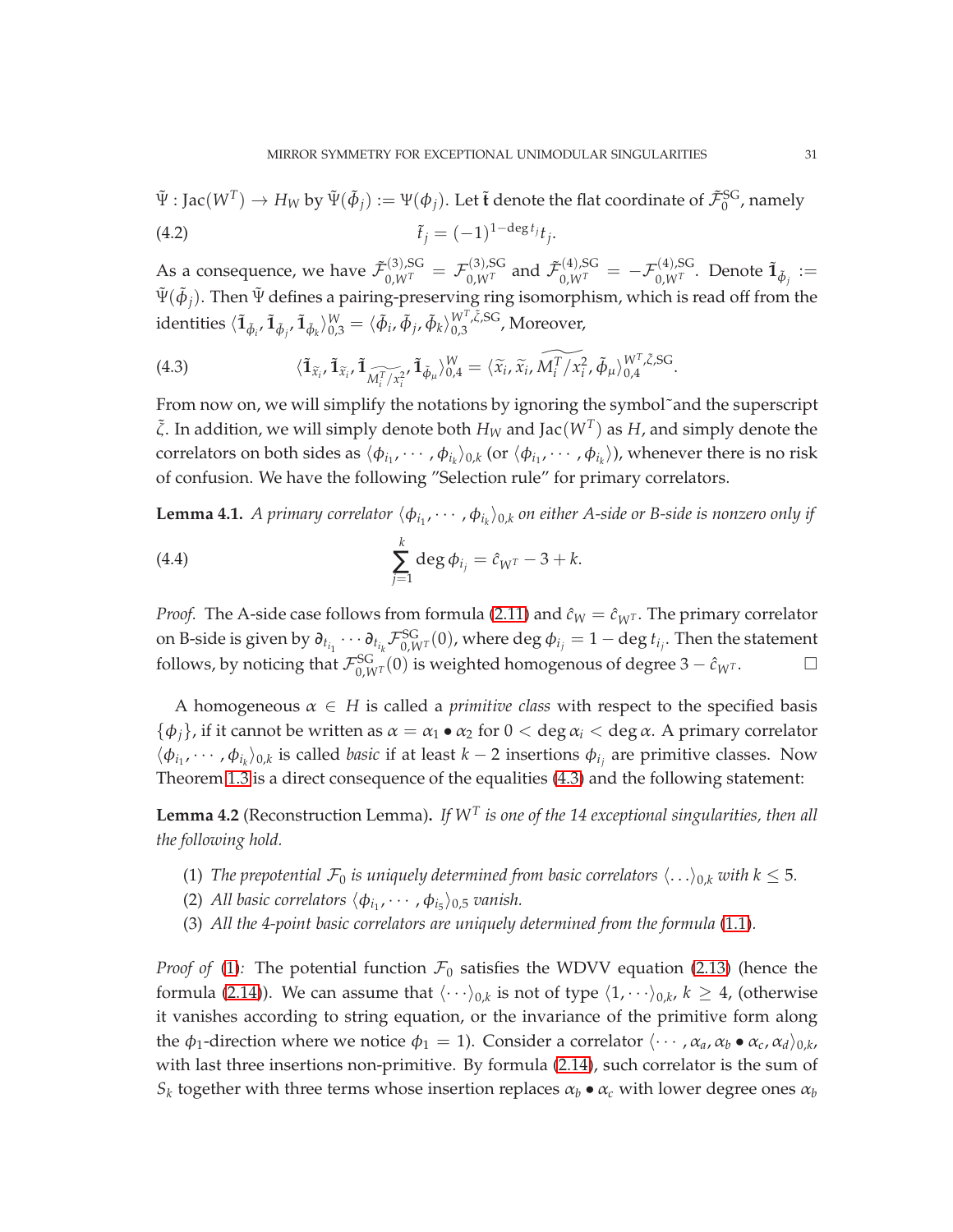$\tilde{\Psi} : \mathrm{Jac}(W^T) \to H_W$ by $\tilde{\Psi}(\tilde{\phi}_j) := \Psi(\phi_j)$. Let $\tilde{\mathbf{t}}$ denote the flat coordinate of $\tilde{\mathcal{F}}_0^{\mathrm{SG}}$, namely

$$\tilde{t}_j = (-1)^{1-\deg t_j} t_j. \tag{4.2}$$

As a consequence, we have $\tilde{\mathcal{F}}^{(3),\mathrm{SG}}_{0,W^T} = \mathcal{F}^{(3),\mathrm{SG}}_{0,W^T}$ and $\tilde{\mathcal{F}}^{(4),\mathrm{SG}}_{0,W^T} = -\mathcal{F}^{(4),\mathrm{SG}}_{0,W^T}$. Denote $\mathbf{1}_{\tilde{\phi}_j} := \tilde{\Psi}(\tilde{\phi}_j)$. Then $\tilde{\Psi}$ defines a pairing-preserving ring isomorphism, which is read off from the identities $\langle \mathbf{1}_{\tilde{\phi}_i}, \mathbf{1}_{\tilde{\phi}_j}, \mathbf{1}_{\tilde{\phi}_k}\rangle^W_{0,3} = \langle \tilde{\phi}_i, \tilde{\phi}_j, \tilde{\phi}_k\rangle^{W^T,\tilde{\zeta},\mathrm{SG}}_{0,3}$, Moreover,

$$\langle \mathbf{1}_{\tilde{x}_i}, \mathbf{1}_{\tilde{x}_i}, \mathbf{1}_{\widetilde{M_i^T/x_i^2}}, \mathbf{1}_{\tilde{\phi}_\mu}\rangle^W_{0,4} = \langle \tilde{x}_i, \tilde{x}_i, \widetilde{M_i^T/x_i^2}, \tilde{\phi}_\mu\rangle^{W^T,\tilde{\zeta},\mathrm{SG}}_{0,4}. \tag{4.3}$$

From now on, we will simplify the notations by ignoring the symbol˜and the superscript $\tilde{\zeta}$. In addition, we will simply denote both $H_W$ and $\mathrm{Jac}(W^T)$ as $H$, and simply denote the correlators on both sides as $\langle \phi_{i_1}, \cdots, \phi_{i_k}\rangle_{0,k}$ (or $\langle \phi_{i_1}, \cdots, \phi_{i_k}\rangle$), whenever there is no risk of confusion. We have the following "Selection rule" for primary correlators.

**Lemma 4.1.** *A primary correlator $\langle \phi_{i_1}, \cdots, \phi_{i_k}\rangle_{0,k}$ on either A-side or B-side is nonzero only if*

$$\sum_{j=1}^{k} \deg \phi_{i_j} = \hat{c}_{W^T} - 3 + k. \tag{4.4}$$

*Proof.* The A-side case follows from formula (2.11) and $\hat{c}_W = \hat{c}_{W^T}$. The primary correlator on B-side is given by $\partial_{t_{i_1}} \cdots \partial_{t_{i_k}} \mathcal{F}^{\mathrm{SG}}_{0,W^T}(0)$, where $\deg \phi_{i_j} = 1 - \deg t_{i_j}$. Then the statement follows, by noticing that $\mathcal{F}^{\mathrm{SG}}_{0,W^T}(0)$ is weighted homogenous of degree $3 - \hat{c}_{W^T}$. □

A homogeneous $\alpha \in H$ is called a *primitive class* with respect to the specified basis $\{\phi_j\}$, if it cannot be written as $\alpha = \alpha_1 \bullet \alpha_2$ for $0 < \deg \alpha_i < \deg \alpha$. A primary correlator $\langle \phi_{i_1}, \cdots, \phi_{i_k}\rangle_{0,k}$ is called *basic* if at least $k-2$ insertions $\phi_{i_j}$ are primitive classes. Now Theorem 1.3 is a direct consequence of the equalities (4.3) and the following statement:

**Lemma 4.2** (Reconstruction Lemma)**.** *If $W^T$ is one of the 14 exceptional singularities, then all the following hold.*

1. *The prepotential $\mathcal{F}_0$ is uniquely determined from basic correlators $\langle \ldots \rangle_{0,k}$ with $k \leq 5$.*
2. *All basic correlators $\langle \phi_{i_1}, \cdots, \phi_{i_5}\rangle_{0,5}$ vanish.*
3. *All the 4-point basic correlators are uniquely determined from the formula (1.1).*

*Proof of (1):* The potential function $\mathcal{F}_0$ satisfies the WDVV equation (2.13) (hence the formula (2.14)). We can assume that $\langle \cdots \rangle_{0,k}$ is not of type $\langle 1, \cdots \rangle_{0,k}$, $k \geq 4$, (otherwise it vanishes according to string equation, or the invariance of the primitive form along the $\phi_1$-direction where we notice $\phi_1 = 1$). Consider a correlator $\langle \cdots, \alpha_a, \alpha_b \bullet \alpha_c, \alpha_d\rangle_{0,k}$, with last three insertions non-primitive. By formula (2.14), such correlator is the sum of $S_k$ together with three terms whose insertion replaces $\alpha_b \bullet \alpha_c$ with lower degree ones $\alpha_b$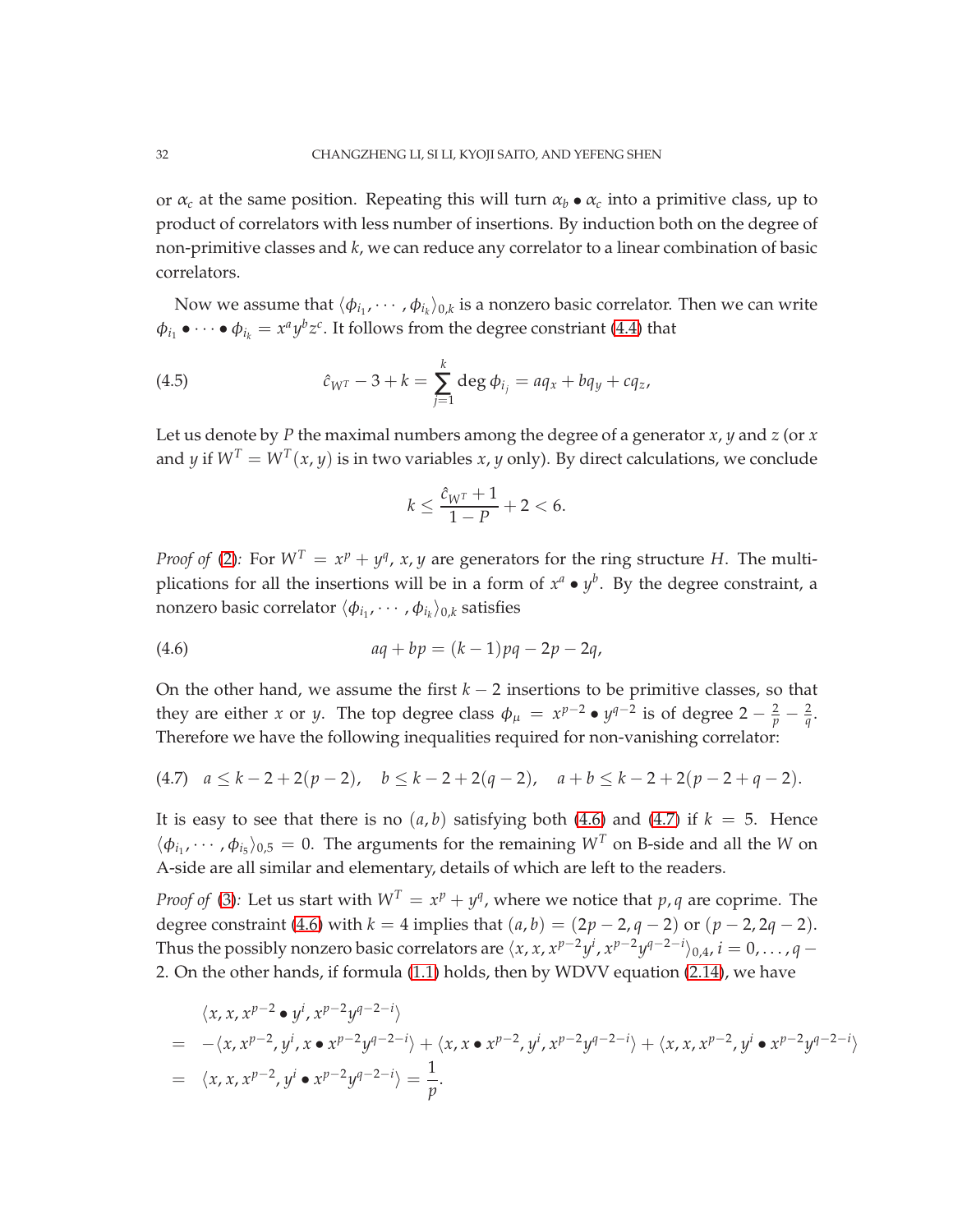or $\alpha_c$ at the same position. Repeating this will turn $\alpha_b \bullet \alpha_c$ into a primitive class, up to product of correlators with less number of insertions. By induction both on the degree of non-primitive classes and $k$, we can reduce any correlator to a linear combination of basic correlators.

Now we assume that $\langle \phi_{i_1}, \cdots, \phi_{i_k} \rangle_{0,k}$ is a nonzero basic correlator. Then we can write $\phi_{i_1} \bullet \cdots \bullet \phi_{i_k} = x^a y^b z^c$. It follows from the degree constriant (4.4) that

$$\hat{c}_{W^T} - 3 + k = \sum_{j=1}^{k} \deg \phi_{i_j} = a q_x + b q_y + c q_z, \tag{4.5}$$

Let us denote by $P$ the maximal numbers among the degree of a generator $x$, $y$ and $z$ (or $x$ and $y$ if $W^T = W^T(x, y)$ is in two variables $x, y$ only). By direct calculations, we conclude

$$k \leq \frac{\hat{c}_{W^T} + 1}{1 - P} + 2 < 6.$$

*Proof of* (2)*:* For $W^T = x^p + y^q$, $x, y$ are generators for the ring structure $H$. The multiplications for all the insertions will be in a form of $x^a \bullet y^b$. By the degree constraint, a nonzero basic correlator $\langle \phi_{i_1}, \cdots, \phi_{i_k} \rangle_{0,k}$ satisfies

$$aq + bp = (k-1)pq - 2p - 2q, \tag{4.6}$$

On the other hand, we assume the first $k-2$ insertions to be primitive classes, so that they are either $x$ or $y$. The top degree class $\phi_\mu = x^{p-2} \bullet y^{q-2}$ is of degree $2 - \frac{2}{p} - \frac{2}{q}$. Therefore we have the following inequalities required for non-vanishing correlator:

$$a \leq k - 2 + 2(p-2), \quad b \leq k - 2 + 2(q-2), \quad a + b \leq k - 2 + 2(p - 2 + q - 2). \tag{4.7}$$

It is easy to see that there is no $(a, b)$ satisfying both (4.6) and (4.7) if $k = 5$. Hence $\langle \phi_{i_1}, \cdots, \phi_{i_5} \rangle_{0,5} = 0$. The arguments for the remaining $W^T$ on B-side and all the $W$ on A-side are all similar and elementary, details of which are left to the readers.

*Proof of* (3)*:* Let us start with $W^T = x^p + y^q$, where we notice that $p, q$ are coprime. The degree constraint (4.6) with $k = 4$ implies that $(a, b) = (2p-2, q-2)$ or $(p-2, 2q-2)$. Thus the possibly nonzero basic correlators are $\langle x, x, x^{p-2}y^i, x^{p-2}y^{q-2-i} \rangle_{0,4}$, $i = 0, \ldots, q-2$. On the other hands, if formula (1.1) holds, then by WDVV equation (2.14), we have

$$\begin{aligned}
& \langle x, x, x^{p-2} \bullet y^i, x^{p-2}y^{q-2-i} \rangle \\
= \; & -\langle x, x^{p-2}, y^i, x \bullet x^{p-2}y^{q-2-i} \rangle + \langle x, x \bullet x^{p-2}, y^i, x^{p-2}y^{q-2-i} \rangle + \langle x, x, x^{p-2}, y^i \bullet x^{p-2}y^{q-2-i} \rangle \\
= \; & \langle x, x, x^{p-2}, y^i \bullet x^{p-2}y^{q-2-i} \rangle = \frac{1}{p}.
\end{aligned}$$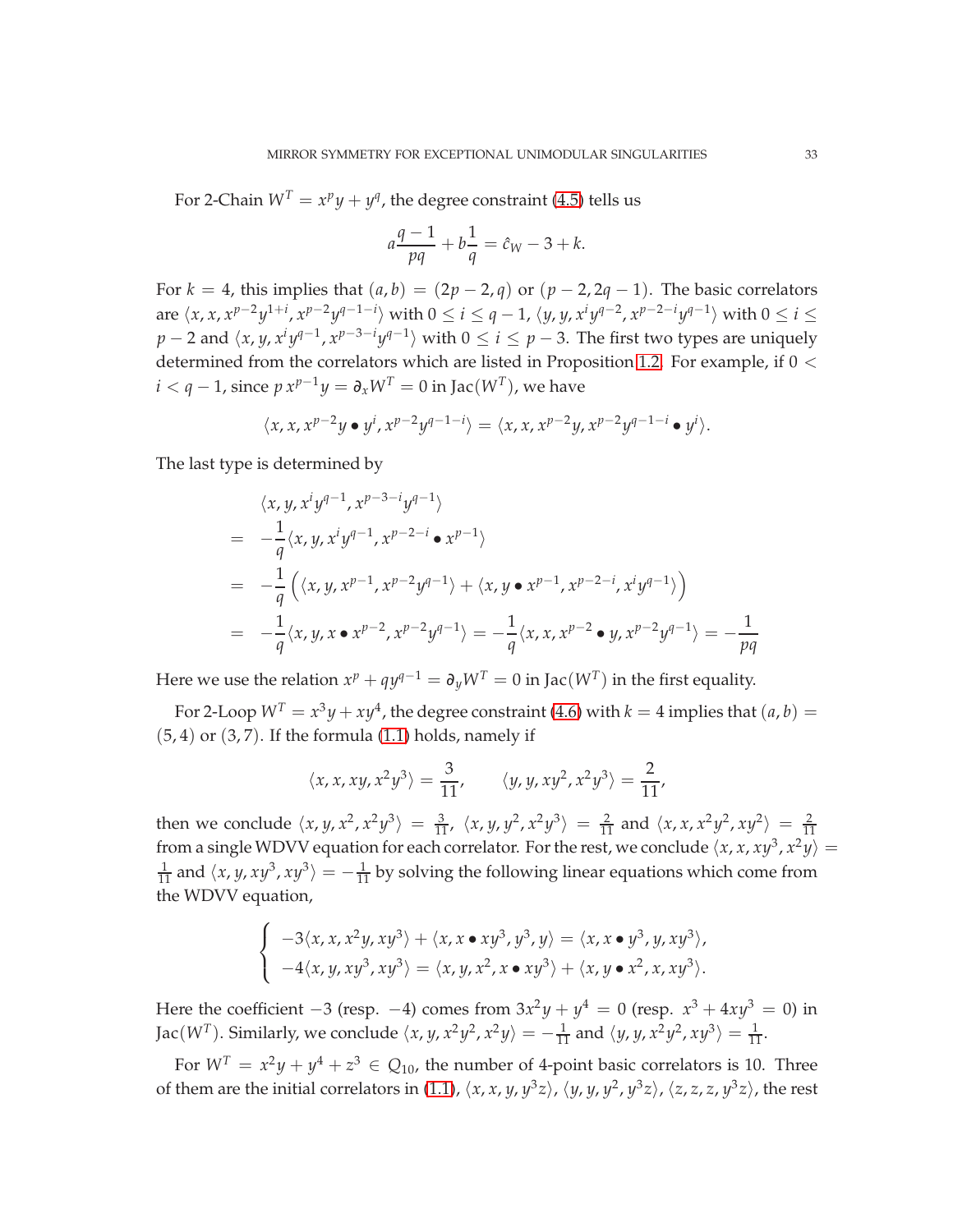For 2-Chain $W^T = x^p y + y^q$, the degree constraint (4.5) tells us

$$a\frac{q-1}{pq} + b\frac{1}{q} = \hat{c}_W - 3 + k.$$

For $k = 4$, this implies that $(a, b) = (2p-2, q)$ or $(p-2, 2q-1)$. The basic correlators are $\langle x, x, x^{p-2}y^{1+i}, x^{p-2}y^{q-1-i}\rangle$ with $0 \leq i \leq q-1$, $\langle y, y, x^i y^{q-2}, x^{p-2-i}y^{q-1}\rangle$ with $0 \leq i \leq p-2$ and $\langle x, y, x^i y^{q-1}, x^{p-3-i}y^{q-1}\rangle$ with $0 \leq i \leq p-3$. The first two types are uniquely determined from the correlators which are listed in Proposition 1.2. For example, if $0 < i < q-1$, since $p\, x^{p-1}y = \partial_x W^T = 0$ in $\mathrm{Jac}(W^T)$, we have

$$\langle x, x, x^{p-2}y \bullet y^i, x^{p-2}y^{q-1-i}\rangle = \langle x, x, x^{p-2}y, x^{p-2}y^{q-1-i} \bullet y^i\rangle.$$

The last type is determined by

$$\begin{aligned}
& \langle x, y, x^i y^{q-1}, x^{p-3-i}y^{q-1}\rangle \\
= \; & -\frac{1}{q}\langle x, y, x^i y^{q-1}, x^{p-2-i} \bullet x^{p-1}\rangle \\
= \; & -\frac{1}{q}\left(\langle x, y, x^{p-1}, x^{p-2}y^{q-1}\rangle + \langle x, y \bullet x^{p-1}, x^{p-2-i}, x^i y^{q-1}\rangle\right) \\
= \; & -\frac{1}{q}\langle x, y, x \bullet x^{p-2}, x^{p-2}y^{q-1}\rangle = -\frac{1}{q}\langle x, x, x^{p-2} \bullet y, x^{p-2}y^{q-1}\rangle = -\frac{1}{pq}
\end{aligned}$$

Here we use the relation $x^p + qy^{q-1} = \partial_y W^T = 0$ in $\mathrm{Jac}(W^T)$ in the first equality.

For 2-Loop $W^T = x^3 y + xy^4$, the degree constraint (4.6) with $k = 4$ implies that $(a, b) = (5, 4)$ or $(3, 7)$. If the formula (1.1) holds, namely if

$$\langle x, x, xy, x^2y^3\rangle = \frac{3}{11}, \qquad \langle y, y, xy^2, x^2y^3\rangle = \frac{2}{11},$$

then we conclude $\langle x, y, x^2, x^2y^3\rangle = \frac{3}{11}$, $\langle x, y, y^2, x^2y^3\rangle = \frac{2}{11}$ and $\langle x, x, x^2y^2, xy^2\rangle = \frac{2}{11}$ from a single WDVV equation for each correlator. For the rest, we conclude $\langle x, x, xy^3, x^2y\rangle = \frac{1}{11}$ and $\langle x, y, xy^3, xy^3\rangle = -\frac{1}{11}$ by solving the following linear equations which come from the WDVV equation,

$$\begin{cases} -3\langle x, x, x^2y, xy^3\rangle + \langle x, x \bullet xy^3, y^3, y\rangle = \langle x, x \bullet y^3, y, xy^3\rangle, \\ -4\langle x, y, xy^3, xy^3\rangle = \langle x, y, x^2, x \bullet xy^3\rangle + \langle x, y \bullet x^2, x, xy^3\rangle. \end{cases}$$

Here the coefficient $-3$ (resp. $-4$) comes from $3x^2y + y^4 = 0$ (resp. $x^3 + 4xy^3 = 0$) in $\mathrm{Jac}(W^T)$. Similarly, we conclude $\langle x, y, x^2y^2, x^2y\rangle = -\frac{1}{11}$ and $\langle y, y, x^2y^2, xy^3\rangle = \frac{1}{11}$.

For $W^T = x^2y + y^4 + z^3 \in Q_{10}$, the number of 4-point basic correlators is 10. Three of them are the initial correlators in (1.1), $\langle x, x, y, y^3z\rangle$, $\langle y, y, y^2, y^3z\rangle$, $\langle z, z, z, y^3z\rangle$, the rest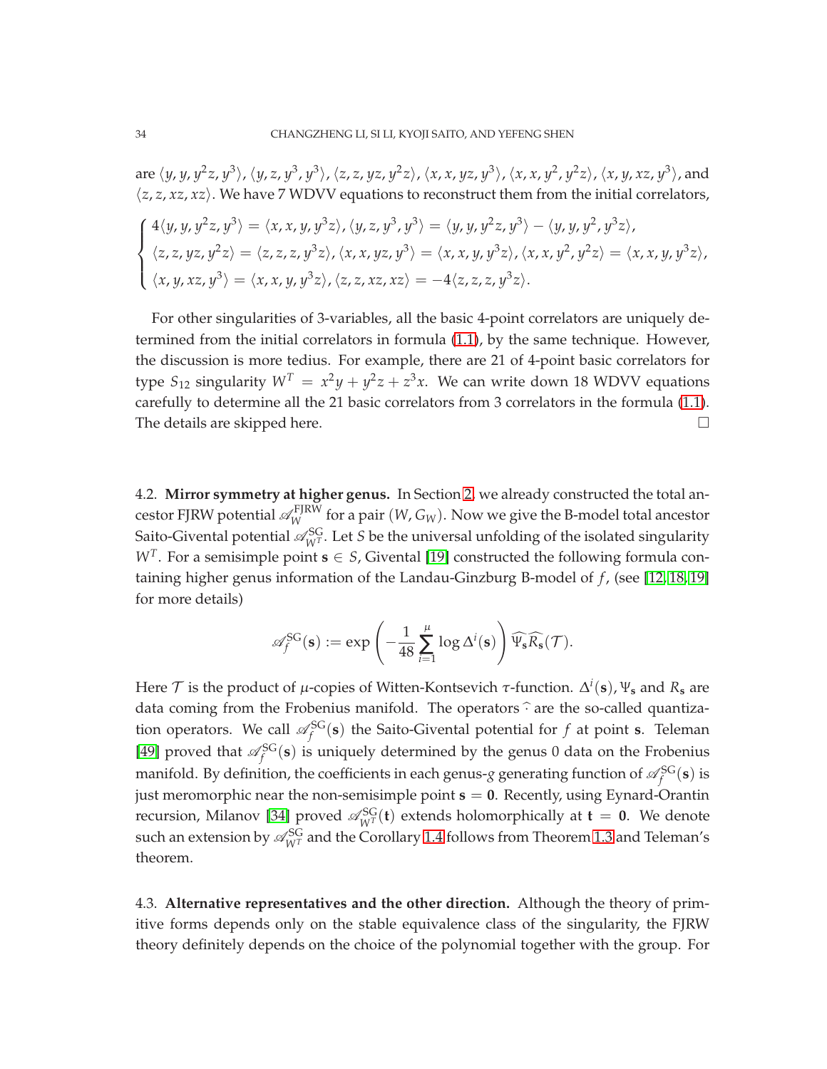are $\langle y, y, y^2z, y^3\rangle$, $\langle y, z, y^3, y^3\rangle$, $\langle z, z, yz, y^2z\rangle$, $\langle x, x, yz, y^3\rangle$, $\langle x, x, y^2, y^2z\rangle$, $\langle x, y, xz, y^3\rangle$, and $\langle z, z, xz, xz\rangle$. We have 7 WDVV equations to reconstruct them from the initial correlators,

$$
\begin{cases}
4\langle y, y, y^2z, y^3\rangle = \langle x, x, y, y^3z\rangle, \langle y, z, y^3, y^3\rangle = \langle y, y, y^2z, y^3\rangle - \langle y, y, y^2, y^3z\rangle, \\
\langle z, z, yz, y^2z\rangle = \langle z, z, z, y^3z\rangle, \langle x, x, yz, y^3\rangle = \langle x, x, y, y^3z\rangle, \langle x, x, y^2, y^2z\rangle = \langle x, x, y, y^3z\rangle, \\
\langle x, y, xz, y^3\rangle = \langle x, x, y, y^3z\rangle, \langle z, z, xz, xz\rangle = -4\langle z, z, z, y^3z\rangle.
\end{cases}
$$

For other singularities of 3-variables, all the basic 4-point correlators are uniquely determined from the initial correlators in formula (1.1), by the same technique. However, the discussion is more tedius. For example, there are 21 of 4-point basic correlators for type $S_{12}$ singularity $W^T = x^2y + y^2z + z^3x$. We can write down 18 WDVV equations carefully to determine all the 21 basic correlators from 3 correlators in the formula (1.1). The details are skipped here. □

4.2. **Mirror symmetry at higher genus.** In Section 2, we already constructed the total ancestor FJRW potential $\mathscr{A}_W^{\rm FJRW}$ for a pair $(W, G_W)$. Now we give the B-model total ancestor Saito-Givental potential $\mathscr{A}_{W^T}^{\rm SG}$. Let $S$ be the universal unfolding of the isolated singularity $W^T$. For a semisimple point $\mathbf{s} \in S$, Givental [19] constructed the following formula containing higher genus information of the Landau-Ginzburg B-model of $f$, (see [12, 18, 19] for more details)

$$
\mathscr{A}_f^{\rm SG}(\mathbf{s}) := \exp\left(-\frac{1}{48}\sum_{i=1}^{\mu}\log\Delta^i(\mathbf{s})\right)\widehat{\Psi_{\mathbf{s}}}\widehat{R_{\mathbf{s}}}(\mathcal{T}).
$$

Here $\mathcal{T}$ is the product of $\mu$-copies of Witten-Kontsevich $\tau$-function. $\Delta^i(\mathbf{s}), \Psi_{\mathbf{s}}$ and $R_{\mathbf{s}}$ are data coming from the Frobenius manifold. The operators $\widehat{\ }$ are the so-called quantization operators. We call $\mathscr{A}_f^{\rm SG}(\mathbf{s})$ the Saito-Givental potential for $f$ at point $\mathbf{s}$. Teleman [49] proved that $\mathscr{A}_f^{\rm SG}(\mathbf{s})$ is uniquely determined by the genus 0 data on the Frobenius manifold. By definition, the coefficients in each genus-$g$ generating function of $\mathscr{A}_f^{\rm SG}(\mathbf{s})$ is just meromorphic near the non-semisimple point $\mathbf{s} = \mathbf{0}$. Recently, using Eynard-Orantin recursion, Milanov [34] proved $\mathscr{A}_{W^T}^{\rm SG}(\mathbf{t})$ extends holomorphically at $\mathbf{t} = \mathbf{0}$. We denote such an extension by $\mathscr{A}_{W^T}^{\rm SG}$ and the Corollary 1.4 follows from Theorem 1.3 and Teleman's theorem.

4.3. **Alternative representatives and the other direction.** Although the theory of primitive forms depends only on the stable equivalence class of the singularity, the FJRW theory definitely depends on the choice of the polynomial together with the group. For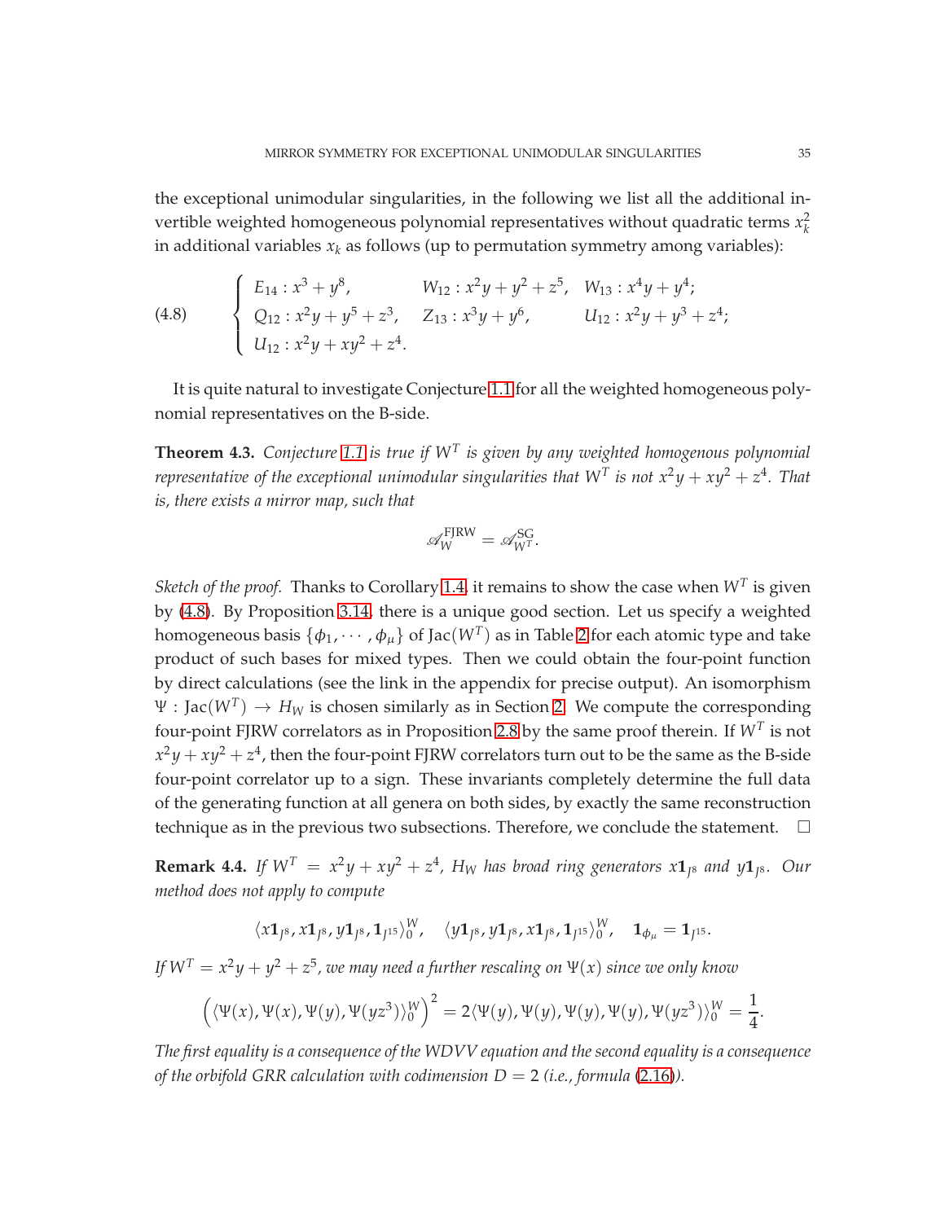the exceptional unimodular singularities, in the following we list all the additional invertible weighted homogeneous polynomial representatives without quadratic terms $x_k^2$ in additional variables $x_k$ as follows (up to permutation symmetry among variables):

$$
\text{(4.8)} \qquad \begin{cases} E_{14}: x^3+y^8, & W_{12}: x^2y+y^2+z^5, \quad W_{13}: x^4y+y^4; \\ Q_{12}: x^2y+y^5+z^3, & Z_{13}: x^3y+y^6, \qquad U_{12}: x^2y+y^3+z^4; \\ U_{12}: x^2y+xy^2+z^4. & \end{cases}
$$

It is quite natural to investigate Conjecture 1.1 for all the weighted homogeneous polynomial representatives on the B-side.

**Theorem 4.3.** *Conjecture 1.1 is true if $W^T$ is given by any weighted homogenous polynomial representative of the exceptional unimodular singularities that $W^T$ is not $x^2y+xy^2+z^4$. That is, there exists a mirror map, such that*

$$
\mathscr{A}_W^{\mathrm{FJRW}} = \mathscr{A}_{W^T}^{\mathrm{SG}}.
$$

*Sketch of the proof.* Thanks to Corollary 1.4, it remains to show the case when $W^T$ is given by (4.8). By Proposition 3.14, there is a unique good section. Let us specify a weighted homogeneous basis $\{\phi_1, \cdots, \phi_\mu\}$ of $\mathrm{Jac}(W^T)$ as in Table 2 for each atomic type and take product of such bases for mixed types. Then we could obtain the four-point function by direct calculations (see the link in the appendix for precise output). An isomorphism $\Psi: \mathrm{Jac}(W^T) \to H_W$ is chosen similarly as in Section 2. We compute the corresponding four-point FJRW correlators as in Proposition 2.8 by the same proof therein. If $W^T$ is not $x^2y+xy^2+z^4$, then the four-point FJRW correlators turn out to be the same as the B-side four-point correlator up to a sign. These invariants completely determine the full data of the generating function at all genera on both sides, by exactly the same reconstruction technique as in the previous two subsections. Therefore, we conclude the statement. $\square$

**Remark 4.4.** *If $W^T = x^2y+xy^2+z^4$, $H_W$ has broad ring generators $x\mathbf{1}_{J^8}$ and $y\mathbf{1}_{J^8}$. Our method does not apply to compute*

$$
\langle x\mathbf{1}_{J^8}, x\mathbf{1}_{J^8}, y\mathbf{1}_{J^8}, \mathbf{1}_{J^{15}}\rangle_0^W, \quad \langle y\mathbf{1}_{J^8}, y\mathbf{1}_{J^8}, x\mathbf{1}_{J^8}, \mathbf{1}_{J^{15}}\rangle_0^W, \quad \mathbf{1}_{\phi_\mu} = \mathbf{1}_{J^{15}}.
$$

*If $W^T = x^2y+y^2+z^5$, we may need a further rescaling on $\Psi(x)$ since we only know*

$$
\left(\langle \Psi(x), \Psi(x), \Psi(y), \Psi(yz^3)\rangle_0^W\right)^2 = 2\langle \Psi(y), \Psi(y), \Psi(y), \Psi(y), \Psi(yz^3)\rangle_0^W = \frac{1}{4}.
$$

*The first equality is a consequence of the WDVV equation and the second equality is a consequence of the orbifold GRR calculation with codimension $D=2$ (i.e., formula (2.16)).*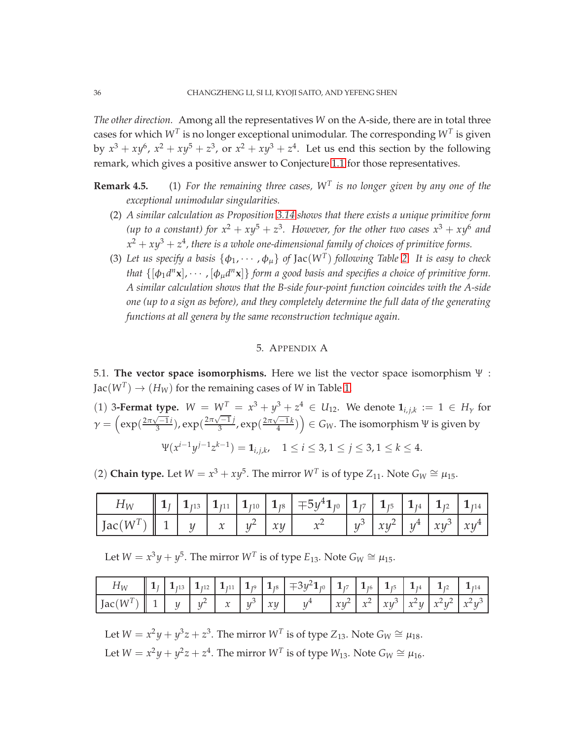*The other direction.* Among all the representatives $W$ on the A-side, there are in total three cases for which $W^T$ is no longer exceptional unimodular. The corresponding $W^T$ is given by $x^3 + xy^6$, $x^2 + xy^5 + z^3$, or $x^2 + xy^3 + z^4$. Let us end this section by the following remark, which gives a positive answer to Conjecture 1.1 for those representatives.

**Remark 4.5.** (1) *For the remaining three cases, $W^T$ is no longer given by any one of the exceptional unimodular singularities.*

(2) *A similar calculation as Proposition 3.14 shows that there exists a unique primitive form (up to a constant) for $x^2 + xy^5 + z^3$. However, for the other two cases $x^3 + xy^6$ and $x^2 + xy^3 + z^4$, there is a whole one-dimensional family of choices of primitive forms.*

(3) *Let us specify a basis $\{\phi_1, \cdots, \phi_\mu\}$ of $\mathrm{Jac}(W^T)$ following Table 2. It is easy to check that $\{[\phi_1 d^n \mathbf{x}], \cdots, [\phi_\mu d^n \mathbf{x}]\}$ form a good basis and specifies a choice of primitive form. A similar calculation shows that the B-side four-point function coincides with the A-side one (up to a sign as before), and they completely determine the full data of the generating functions at all genera by the same reconstruction technique again.*

## 5. Appendix A

**5.1. The vector space isomorphisms.** Here we list the vector space isomorphism $\Psi : \mathrm{Jac}(W^T) \to (H_W)$ for the remaining cases of $W$ in Table 1.

(1) 3**-Fermat type.** $W = W^T = x^3 + y^3 + z^4 \in U_{12}$. We denote $\mathbf{1}_{i,j,k} := 1 \in H_\gamma$ for $\gamma = \left(\exp(\frac{2\pi\sqrt{-1}i}{3}), \exp(\frac{2\pi\sqrt{-1}j}{3}, \exp(\frac{2\pi\sqrt{-1}k}{4})\right) \in G_W$. The isomorphism $\Psi$ is given by

$$\Psi(x^{i-1}y^{j-1}z^{k-1}) = \mathbf{1}_{i,j,k}, \quad 1 \leq i \leq 3, 1 \leq j \leq 3, 1 \leq k \leq 4.$$

(2) **Chain type.** Let $W = x^3 + xy^5$. The mirror $W^T$ is of type $Z_{11}$. Note $G_W \cong \mu_{15}$.

| $H_W$ | $\mathbf{1}_J$ | $\mathbf{1}_{J^{13}}$ | $\mathbf{1}_{J^{11}}$ | $\mathbf{1}_{J^{10}}$ | $\mathbf{1}_{J^8}$ | $\mp 5y^4\mathbf{1}_{J^0}$ | $\mathbf{1}_{J^7}$ | $\mathbf{1}_{J^5}$ | $\mathbf{1}_{J^4}$ | $\mathbf{1}_{J^2}$ | $\mathbf{1}_{J^{14}}$ |
|---|---|---|---|---|---|---|---|---|---|---|---|
| $\mathrm{Jac}(W^T)$ | $1$ | $y$ | $x$ | $y^2$ | $xy$ | $x^2$ | $y^3$ | $xy^2$ | $y^4$ | $xy^3$ | $xy^4$ |

Let $W = x^3y + y^5$. The mirror $W^T$ is of type $E_{13}$. Note $G_W \cong \mu_{15}$.

| $H_W$ | $\mathbf{1}_J$ | $\mathbf{1}_{J^{13}}$ | $\mathbf{1}_{J^{12}}$ | $\mathbf{1}_{J^{11}}$ | $\mathbf{1}_{J^9}$ | $\mathbf{1}_{J^8}$ | $\mp 3y^2\mathbf{1}_{J^0}$ | $\mathbf{1}_{J^7}$ | $\mathbf{1}_{J^6}$ | $\mathbf{1}_{J^5}$ | $\mathbf{1}_{J^4}$ | $\mathbf{1}_{J^2}$ | $\mathbf{1}_{J^{14}}$ |
|---|---|---|---|---|---|---|---|---|---|---|---|---|---|
| $\mathrm{Jac}(W^T)$ | $1$ | $y$ | $y^2$ | $x$ | $y^3$ | $xy$ | $y^4$ | $xy^2$ | $x^2$ | $xy^3$ | $x^2y$ | $x^2y^2$ | $x^2y^3$ |

Let $W = x^2y + y^3z + z^3$. The mirror $W^T$ is of type $Z_{13}$. Note $G_W \cong \mu_{18}$.

Let $W = x^2y + y^2z + z^4$. The mirror $W^T$ is of type $W_{13}$. Note $G_W \cong \mu_{16}$.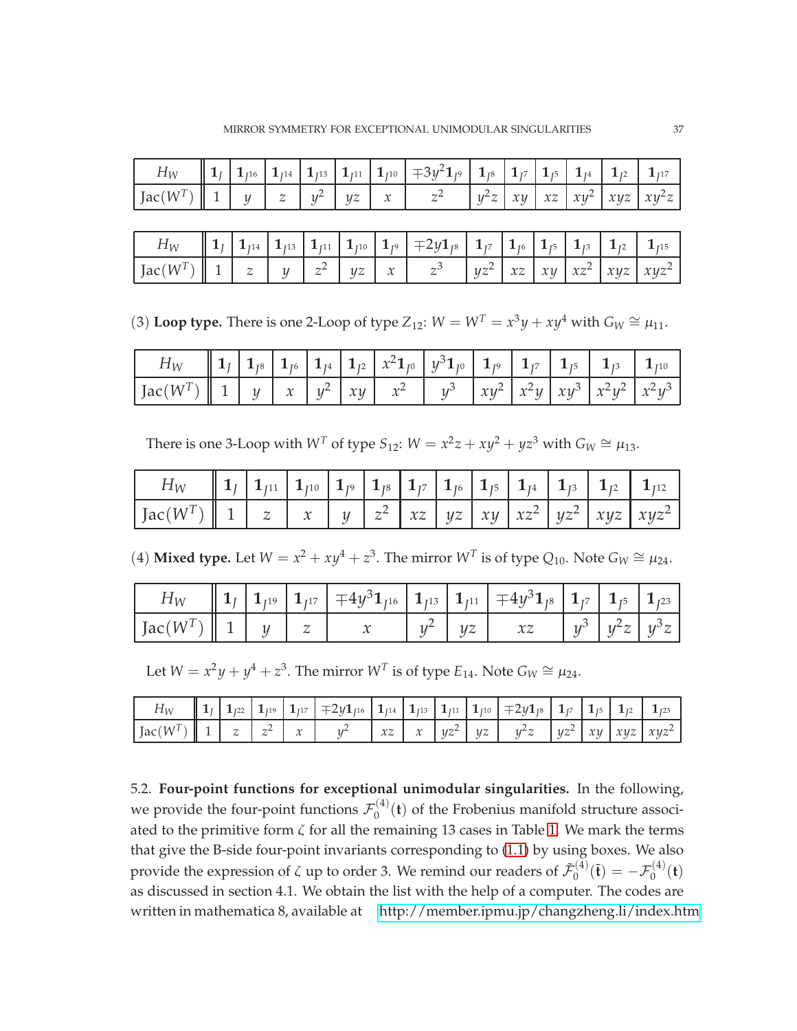| $H_W$ | $\mathbf{1}_J$ | $\mathbf{1}_{J^{16}}$ | $\mathbf{1}_{J^{14}}$ | $\mathbf{1}_{J^{13}}$ | $\mathbf{1}_{J^{11}}$ | $\mathbf{1}_{J^{10}}$ | $\mp 3y^2\mathbf{1}_{J^9}$ | $\mathbf{1}_{J^8}$ | $\mathbf{1}_{J^7}$ | $\mathbf{1}_{J^5}$ | $\mathbf{1}_{J^4}$ | $\mathbf{1}_{J^2}$ | $\mathbf{1}_{J^{17}}$ |
|---|---|---|---|---|---|---|---|---|---|---|---|---|---|
| $\mathrm{Jac}(W^T)$ | $1$ | $y$ | $z$ | $y^2$ | $yz$ | $x$ | $z^2$ | $y^2z$ | $xy$ | $xz$ | $xy^2$ | $xyz$ | $xy^2z$ |

| $H_W$ | $\mathbf{1}_J$ | $\mathbf{1}_{J^{14}}$ | $\mathbf{1}_{J^{13}}$ | $\mathbf{1}_{J^{11}}$ | $\mathbf{1}_{J^{10}}$ | $\mathbf{1}_{J^9}$ | $\mp 2y\mathbf{1}_{J^8}$ | $\mathbf{1}_{J^7}$ | $\mathbf{1}_{J^6}$ | $\mathbf{1}_{J^5}$ | $\mathbf{1}_{J^3}$ | $\mathbf{1}_{J^2}$ | $\mathbf{1}_{J^{15}}$ |
|---|---|---|---|---|---|---|---|---|---|---|---|---|---|
| $\mathrm{Jac}(W^T)$ | $1$ | $z$ | $y$ | $z^2$ | $yz$ | $x$ | $z^3$ | $yz^2$ | $xz$ | $xy$ | $xz^2$ | $xyz$ | $xyz^2$ |

(3) **Loop type.** There is one 2-Loop of type $Z_{12}$: $W = W^T = x^3y + xy^4$ with $G_W \cong \mu_{11}$.

| $H_W$ | $\mathbf{1}_J$ | $\mathbf{1}_{J^8}$ | $\mathbf{1}_{J^6}$ | $\mathbf{1}_{J^4}$ | $\mathbf{1}_{J^2}$ | $x^2\mathbf{1}_{J^0}$ | $y^3\mathbf{1}_{J^0}$ | $\mathbf{1}_{J^9}$ | $\mathbf{1}_{J^7}$ | $\mathbf{1}_{J^5}$ | $\mathbf{1}_{J^3}$ | $\mathbf{1}_{J^{10}}$ |
|---|---|---|---|---|---|---|---|---|---|---|---|---|
| $\mathrm{Jac}(W^T)$ | $1$ | $y$ | $x$ | $y^2$ | $xy$ | $x^2$ | $y^3$ | $xy^2$ | $x^2y$ | $xy^3$ | $x^2y^2$ | $x^2y^3$ |

There is one 3-Loop with $W^T$ of type $S_{12}$: $W = x^2z + xy^2 + yz^3$ with $G_W \cong \mu_{13}$.

| $H_W$ | $\mathbf{1}_J$ | $\mathbf{1}_{J^{11}}$ | $\mathbf{1}_{J^{10}}$ | $\mathbf{1}_{J^9}$ | $\mathbf{1}_{J^8}$ | $\mathbf{1}_{J^7}$ | $\mathbf{1}_{J^6}$ | $\mathbf{1}_{J^5}$ | $\mathbf{1}_{J^4}$ | $\mathbf{1}_{J^3}$ | $\mathbf{1}_{J^2}$ | $\mathbf{1}_{J^{12}}$ |
|---|---|---|---|---|---|---|---|---|---|---|---|---|
| $\mathrm{Jac}(W^T)$ | $1$ | $z$ | $x$ | $y$ | $z^2$ | $xz$ | $yz$ | $xy$ | $xz^2$ | $yz^2$ | $xyz$ | $xyz^2$ |

(4) **Mixed type.** Let $W = x^2 + xy^4 + z^3$. The mirror $W^T$ is of type $Q_{10}$. Note $G_W \cong \mu_{24}$.

| $H_W$ | $\mathbf{1}_J$ | $\mathbf{1}_{J^{19}}$ | $\mathbf{1}_{J^{17}}$ | $\mp 4y^3\mathbf{1}_{J^{16}}$ | $\mathbf{1}_{J^{13}}$ | $\mathbf{1}_{J^{11}}$ | $\mp 4y^3\mathbf{1}_{J^8}$ | $\mathbf{1}_{J^7}$ | $\mathbf{1}_{J^5}$ | $\mathbf{1}_{J^{23}}$ |
|---|---|---|---|---|---|---|---|---|---|---|
| $\mathrm{Jac}(W^T)$ | $1$ | $y$ | $z$ | $x$ | $y^2$ | $yz$ | $xz$ | $y^3$ | $y^2z$ | $y^3z$ |

Let $W = x^2y + y^4 + z^3$. The mirror $W^T$ is of type $E_{14}$. Note $G_W \cong \mu_{24}$.

| $H_W$ | $\mathbf{1}_J$ | $\mathbf{1}_{J^{22}}$ | $\mathbf{1}_{J^{19}}$ | $\mathbf{1}_{J^{17}}$ | $\mp 2y\mathbf{1}_{J^{16}}$ | $\mathbf{1}_{J^{14}}$ | $\mathbf{1}_{J^{13}}$ | $\mathbf{1}_{J^{11}}$ | $\mathbf{1}_{J^{10}}$ | $\mp 2y\mathbf{1}_{J^8}$ | $\mathbf{1}_{J^7}$ | $\mathbf{1}_{J^5}$ | $\mathbf{1}_{J^2}$ | $\mathbf{1}_{J^{23}}$ |
|---|---|---|---|---|---|---|---|---|---|---|---|---|---|---|
| $\mathrm{Jac}(W^T)$ | $1$ | $z$ | $z^2$ | $x$ | $y^2$ | $xz$ | $x$ | $yz^2$ | $yz$ | $y^2z$ | $yz^2$ | $xy$ | $xyz$ | $xyz^2$ |

5.2. **Four-point functions for exceptional unimodular singularities.** In the following, we provide the four-point functions $\mathcal{F}_0^{(4)}(\mathbf{t})$ of the Frobenius manifold structure associated to the primitive form $\zeta$ for all the remaining 13 cases in Table 1. We mark the terms that give the B-side four-point invariants corresponding to (1.1) by using boxes. We also provide the expression of $\zeta$ up to order 3. We remind our readers of $\tilde{\mathcal{F}}_0^{(4)}(\tilde{\mathbf{t}}) = -\mathcal{F}_0^{(4)}(\mathbf{t})$ as discussed in section 4.1. We obtain the list with the help of a computer. The codes are written in mathematica 8, available at http://member.ipmu.jp/changzheng.li/index.htm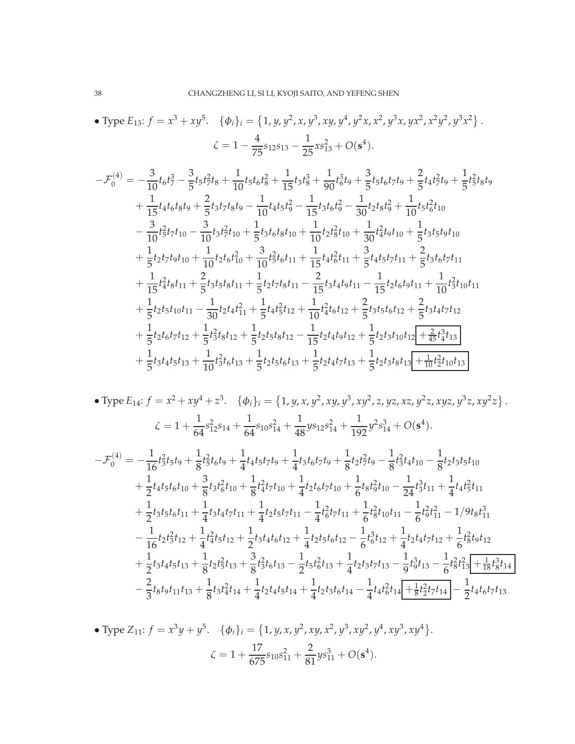• Type $E_{13}$: $f = x^3 + xy^5$. $\{\phi_i\}_i = \{1, y, y^2, x, y^3, xy, y^4, y^2x, x^2, y^3x, yx^2, x^2y^2, y^3x^2\}$.

$$\zeta = 1 - \frac{4}{75}s_{12}s_{13} - \frac{1}{25}xs_{13}^2 + O(\mathbf{s}^4).$$

$$\begin{aligned}
-\mathcal{F}_0^{(4)} = & -\frac{3}{10}t_6t_7^3 - \frac{3}{5}t_5t_7^2t_8 + \frac{1}{10}t_5t_6t_8^2 + \frac{1}{15}t_3t_8^3 + \frac{1}{90}t_6^3t_9 + \frac{3}{5}t_5t_6t_7t_9 + \frac{2}{5}t_4t_7^2t_9 + \frac{1}{5}t_5^2t_8t_9 \\
& + \frac{1}{15}t_4t_6t_8t_9 + \frac{2}{5}t_3t_7t_8t_9 - \frac{1}{10}t_4t_5t_9^2 - \frac{1}{15}t_3t_6t_9^2 - \frac{1}{30}t_2t_8t_9^2 + \frac{1}{10}t_5t_6^2t_{10} \\
& - \frac{3}{10}t_5^2t_7t_{10} - \frac{3}{10}t_3t_7^2t_{10} + \frac{1}{5}t_3t_6t_8t_{10} + \frac{1}{10}t_2t_8^2t_{10} + \frac{1}{30}t_4^2t_9t_{10} + \frac{1}{5}t_3t_5t_9t_{10} \\
& + \frac{1}{5}t_2t_7t_9t_{10} + \frac{1}{10}t_2t_6t_{10}^2 + \frac{3}{10}t_5^2t_6t_{11} + \frac{1}{15}t_4t_6^2t_{11} + \frac{3}{5}t_4t_5t_7t_{11} + \frac{2}{5}t_3t_6t_7t_{11} \\
& + \frac{1}{15}t_4^2t_8t_{11} + \frac{2}{5}t_3t_5t_8t_{11} + \frac{1}{5}t_2t_7t_8t_{11} - \frac{2}{15}t_3t_4t_9t_{11} - \frac{1}{15}t_2t_6t_9t_{11} + \frac{1}{10}t_3^2t_{10}t_{11} \\
& + \frac{1}{5}t_2t_5t_{10}t_{11} - \frac{1}{30}t_2t_4t_{11}^2 + \frac{1}{5}t_4t_5^2t_{12} + \frac{1}{10}t_4^2t_6t_{12} + \frac{2}{5}t_3t_5t_6t_{12} + \frac{2}{5}t_3t_4t_7t_{12} \\
& + \frac{1}{5}t_2t_6t_7t_{12} + \frac{1}{5}t_3^2t_8t_{12} + \frac{1}{5}t_2t_5t_8t_{12} - \frac{1}{15}t_2t_4t_9t_{12} + \frac{1}{5}t_2t_3t_{10}t_{12} \boxed{+\frac{2}{45}t_4^3t_{13}} \\
& + \frac{1}{5}t_3t_4t_5t_{13} + \frac{1}{10}t_3^2t_6t_{13} + \frac{1}{5}t_2t_5t_6t_{13} + \frac{1}{5}t_2t_4t_7t_{13} + \frac{1}{5}t_2t_3t_8t_{13} \boxed{+\frac{1}{10}t_2^2t_{10}t_{13}}
\end{aligned}$$

• Type $E_{14}$: $f = x^2 + xy^4 + z^3$. $\{\phi_i\}_i = \{1, y, x, y^2, xy, y^3, xy^2, z, yz, xz, y^2z, xyz, y^3z, xy^2z\}$.

$$\zeta = 1 + \frac{1}{64}s_{12}^2s_{14} + \frac{1}{64}s_{10}s_{14}^2 + \frac{1}{48}ys_{12}s_{14}^2 + \frac{1}{192}y^2s_{14}^3 + O(\mathbf{s}^4).$$

$$\begin{aligned}
-\mathcal{F}_0^{(4)} = & -\frac{1}{16}t_3^2t_5t_9 + \frac{1}{8}t_5^2t_6t_9 + \frac{1}{4}t_4t_5t_7t_9 + \frac{1}{4}t_3t_6t_7t_9 + \frac{1}{8}t_2t_7^2t_9 - \frac{1}{8}t_3^2t_4t_{10} - \frac{1}{8}t_2t_3t_5t_{10} \\
& + \frac{1}{2}t_4t_5t_6t_{10} + \frac{3}{8}t_3t_6^2t_{10} + \frac{1}{8}t_4^2t_7t_{10} + \frac{1}{4}t_2t_6t_7t_{10} + \frac{1}{6}t_8t_9^2t_{10} - \frac{1}{24}t_3^3t_{11} + \frac{1}{4}t_4t_5^2t_{11} \\
& + \frac{1}{2}t_3t_5t_6t_{11} + \frac{1}{4}t_3t_4t_7t_{11} + \frac{1}{4}t_2t_5t_7t_{11} - \frac{1}{4}t_6^2t_7t_{11} + \frac{1}{6}t_8^2t_{10}t_{11} - \frac{1}{6}t_9^2t_{11}^2 - 1/9t_8t_{11}^3 \\
& - \frac{1}{16}t_2t_3^2t_{12} + \frac{1}{4}t_4^2t_5t_{12} + \frac{1}{2}t_3t_4t_6t_{12} + \frac{1}{4}t_2t_5t_6t_{12} - \frac{1}{6}t_6^3t_{12} + \frac{1}{4}t_2t_4t_7t_{12} + \frac{1}{6}t_8^2t_9t_{12} \\
& + \frac{1}{2}t_3t_4t_5t_{13} + \frac{1}{8}t_2t_5^2t_{13} + \frac{3}{8}t_3^2t_6t_{13} - \frac{1}{2}t_5t_6^2t_{13} + \frac{1}{4}t_2t_3t_7t_{13} - \frac{1}{9}t_9^3t_{13} - \frac{1}{6}t_8^2t_{13}^2 \boxed{+\frac{1}{18}t_8^3t_{14}} \\
& - \frac{2}{3}t_8t_9t_{11}t_{13} + \frac{1}{8}t_3t_4^2t_{14} + \frac{1}{4}t_2t_4t_5t_{14} + \frac{1}{4}t_2t_3t_6t_{14} - \frac{1}{4}t_4t_6^2t_{14} \boxed{+\frac{1}{8}t_2^2t_7t_{14}} - \frac{1}{2}t_4t_6t_7t_{13}
\end{aligned}$$

• Type $Z_{11}$: $f = x^3y + y^5$. $\{\phi_i\}_i = \{1, y, x, y^2, xy, x^2, y^3, xy^2, y^4, xy^3, xy^4\}$.

$$\zeta = 1 + \frac{17}{675}s_{10}s_{11}^2 + \frac{2}{81}ys_{11}^3 + O(\mathbf{s}^4).$$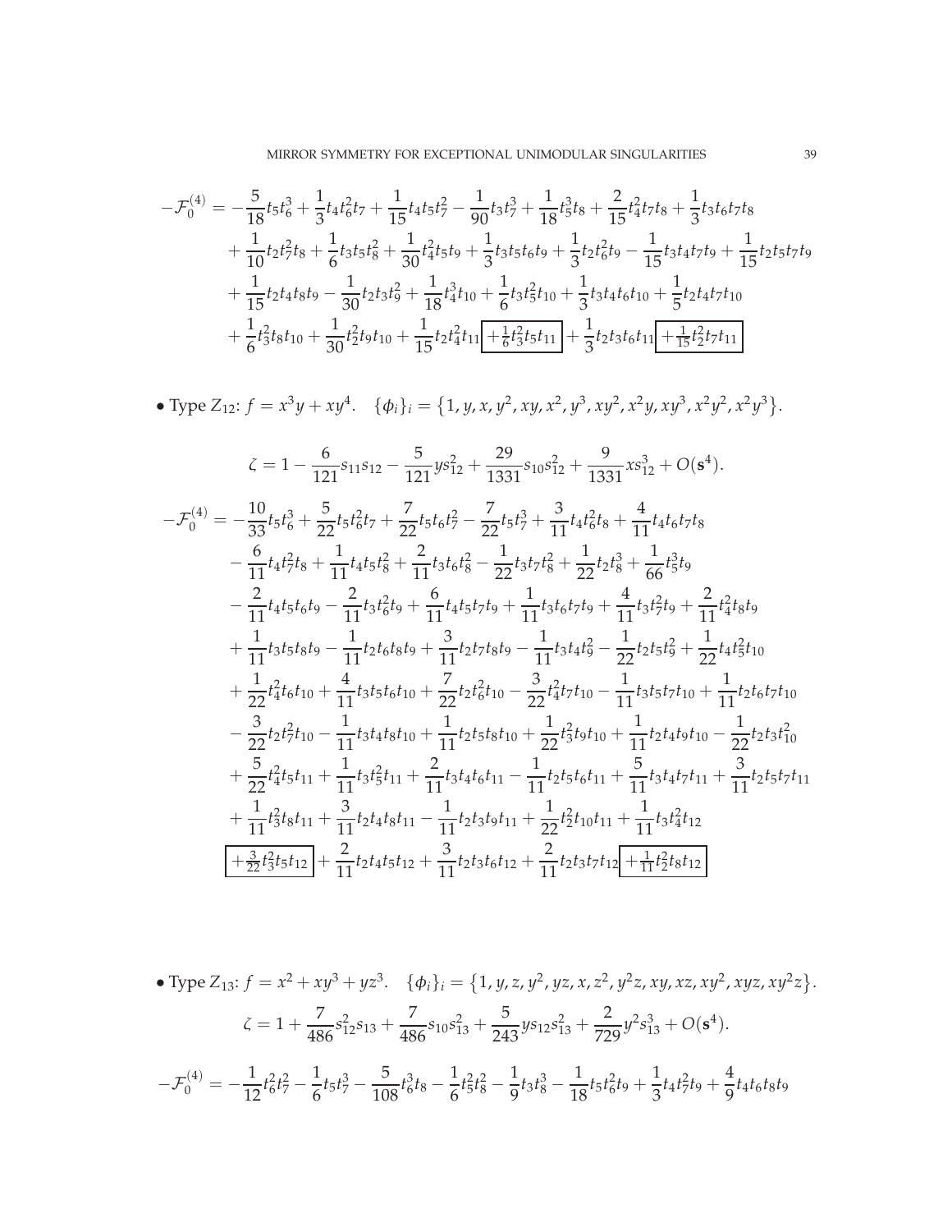$$
\begin{aligned}
-\mathcal{F}_0^{(4)} = & -\frac{5}{18}t_5t_6^3 + \frac{1}{3}t_4t_6^2t_7 + \frac{1}{15}t_4t_5t_7^2 - \frac{1}{90}t_3t_7^3 + \frac{1}{18}t_5^3t_8 + \frac{2}{15}t_4^2t_7t_8 + \frac{1}{3}t_3t_6t_7t_8 \\
& + \frac{1}{10}t_2t_7^2t_8 + \frac{1}{6}t_3t_5t_8^2 + \frac{1}{30}t_4^2t_5t_9 + \frac{1}{3}t_3t_5t_6t_9 + \frac{1}{3}t_2t_6^2t_9 - \frac{1}{15}t_3t_4t_7t_9 + \frac{1}{15}t_2t_5t_7t_9 \\
& + \frac{1}{15}t_2t_4t_8t_9 - \frac{1}{30}t_2t_3t_9^2 + \frac{1}{18}t_4^3t_{10} + \frac{1}{6}t_3t_5^2t_{10} + \frac{1}{3}t_3t_4t_6t_{10} + \frac{1}{5}t_2t_4t_7t_{10} \\
& + \frac{1}{6}t_3^2t_8t_{10} + \frac{1}{30}t_2^2t_9t_{10} + \frac{1}{15}t_2t_4^2t_{11} \boxed{+\frac{1}{6}t_3^2t_5t_{11}} + \frac{1}{3}t_2t_3t_6t_{11} \boxed{+\frac{1}{15}t_2^2t_7t_{11}}
\end{aligned}
$$

• Type $Z_{12}$: $f = x^3y + xy^4$. $\{\phi_i\}_i = \{1, y, x, y^2, xy, x^2, y^3, xy^2, x^2y, xy^3, x^2y^2, x^2y^3\}$.

$$
\zeta = 1 - \frac{6}{121}s_{11}s_{12} - \frac{5}{121}ys_{12}^2 + \frac{29}{1331}s_{10}s_{12}^2 + \frac{9}{1331}xs_{12}^3 + O(\mathbf{s}^4).
$$

$$
\begin{aligned}
-\mathcal{F}_0^{(4)} = & -\frac{10}{33}t_5t_6^3 + \frac{5}{22}t_5t_6^2t_7 + \frac{7}{22}t_5t_6t_7^2 - \frac{7}{22}t_5t_7^3 + \frac{3}{11}t_4t_6^2t_8 + \frac{4}{11}t_4t_6t_7t_8 \\
& - \frac{6}{11}t_4t_7^2t_8 + \frac{1}{11}t_4t_5t_8^2 + \frac{2}{11}t_3t_6t_8^2 - \frac{1}{22}t_3t_7t_8^2 + \frac{1}{22}t_2t_8^3 + \frac{1}{66}t_5^3t_9 \\
& - \frac{2}{11}t_4t_5t_6t_9 - \frac{2}{11}t_3t_6^2t_9 + \frac{6}{11}t_4t_5t_7t_9 + \frac{1}{11}t_3t_6t_7t_9 + \frac{4}{11}t_3t_7^2t_9 + \frac{2}{11}t_4^2t_8t_9 \\
& + \frac{1}{11}t_3t_5t_8t_9 - \frac{1}{11}t_2t_6t_8t_9 + \frac{3}{11}t_2t_7t_8t_9 - \frac{1}{11}t_3t_4t_9^2 - \frac{1}{22}t_2t_5t_9^2 + \frac{1}{22}t_4t_5^2t_{10} \\
& + \frac{1}{22}t_4^2t_6t_{10} + \frac{4}{11}t_3t_5t_6t_{10} + \frac{7}{22}t_2t_6^2t_{10} - \frac{3}{22}t_4^2t_7t_{10} - \frac{1}{11}t_3t_5t_7t_{10} + \frac{1}{11}t_2t_6t_7t_{10} \\
& - \frac{3}{22}t_2t_7^2t_{10} - \frac{1}{11}t_3t_4t_8t_{10} + \frac{1}{11}t_2t_5t_8t_{10} + \frac{1}{22}t_3^2t_9t_{10} + \frac{1}{11}t_2t_4t_9t_{10} - \frac{1}{22}t_2t_3t_{10}^2 \\
& + \frac{5}{22}t_4^2t_5t_{11} + \frac{1}{11}t_3t_5^2t_{11} + \frac{2}{11}t_3t_4t_6t_{11} - \frac{1}{11}t_2t_5t_6t_{11} + \frac{5}{11}t_3t_4t_7t_{11} + \frac{3}{11}t_2t_5t_7t_{11} \\
& + \frac{1}{11}t_3^2t_8t_{11} + \frac{3}{11}t_2t_4t_8t_{11} - \frac{1}{11}t_2t_3t_9t_{11} + \frac{1}{22}t_2^2t_{10}t_{11} + \frac{1}{11}t_3t_4^2t_{12} \\
& \boxed{+\frac{3}{22}t_3^2t_5t_{12}} + \frac{2}{11}t_2t_4t_5t_{12} + \frac{3}{11}t_2t_3t_6t_{12} + \frac{2}{11}t_2t_3t_7t_{12} \boxed{+\frac{1}{11}t_2^2t_8t_{12}}
\end{aligned}
$$

• Type $Z_{13}$: $f = x^2 + xy^3 + yz^3$. $\{\phi_i\}_i = \{1, y, z, y^2, yz, x, z^2, y^2z, xy, xz, xy^2, xyz, xy^2z\}$.

$$
\zeta = 1 + \frac{7}{486}s_{12}^2s_{13} + \frac{7}{486}s_{10}s_{13}^2 + \frac{5}{243}ys_{12}s_{13}^2 + \frac{2}{729}y^2s_{13}^3 + O(\mathbf{s}^4).
$$

$$
-\mathcal{F}_0^{(4)} = -\frac{1}{12}t_6^2t_7^2 - \frac{1}{6}t_5t_7^3 - \frac{5}{108}t_6^3t_8 - \frac{1}{6}t_5^2t_8^2 - \frac{1}{9}t_3t_8^3 - \frac{1}{18}t_5t_6^2t_9 + \frac{1}{3}t_4t_7^2t_9 + \frac{4}{9}t_4t_6t_8t_9
$$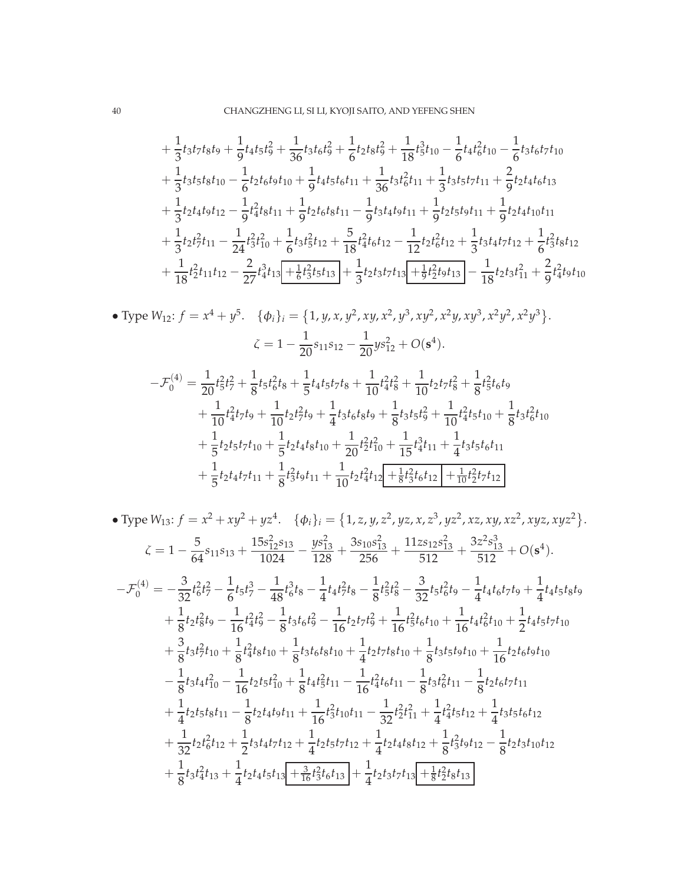$$
\begin{aligned}
&+\frac{1}{3}t_3t_7t_8t_9+\frac{1}{9}t_4t_5t_9^2+\frac{1}{36}t_3t_6t_9^2+\frac{1}{6}t_2t_8t_9^2+\frac{1}{18}t_5^3t_{10}-\frac{1}{6}t_4t_6^2t_{10}-\frac{1}{6}t_3t_6t_7t_{10}\\
&+\frac{1}{3}t_3t_5t_8t_{10}-\frac{1}{6}t_2t_6t_9t_{10}+\frac{1}{9}t_4t_5t_6t_{11}+\frac{1}{36}t_3t_6^2t_{11}+\frac{1}{3}t_3t_5t_7t_{11}+\frac{2}{9}t_2t_4t_6t_{13}\\
&+\frac{1}{3}t_2t_4t_9t_{12}-\frac{1}{9}t_4^2t_8t_{11}+\frac{1}{9}t_2t_6t_8t_{11}-\frac{1}{9}t_3t_4t_9t_{11}+\frac{1}{9}t_2t_5t_9t_{11}+\frac{1}{9}t_2t_4t_{10}t_{11}\\
&+\frac{1}{3}t_2t_7^2t_{11}-\frac{1}{24}t_3^2t_{10}^2+\frac{1}{6}t_3t_5^2t_{12}+\frac{5}{18}t_4^2t_6t_{12}-\frac{1}{12}t_2t_6^2t_{12}+\frac{1}{3}t_3t_4t_7t_{12}+\frac{1}{6}t_3^2t_8t_{12}\\
&+\frac{1}{18}t_2^2t_{11}t_{12}-\frac{2}{27}t_4^3t_{13}\boxed{+\tfrac{1}{6}t_3^2t_5t_{13}}+\frac{1}{3}t_2t_3t_7t_{13}\boxed{+\tfrac{1}{9}t_2^2t_9t_{13}}-\frac{1}{18}t_2t_3t_{11}^2+\frac{2}{9}t_4^2t_9t_{10}
\end{aligned}
$$

- Type $W_{12}$: $f=x^4+y^5$. $\quad \{\phi_i\}_i=\{1,y,x,y^2,xy,x^2,y^3,xy^2,x^2y,xy^3,x^2y^2,x^2y^3\}$.

$$
\zeta=1-\frac{1}{20}s_{11}s_{12}-\frac{1}{20}ys_{12}^2+O(\mathbf{s}^4).
$$

$$
\begin{aligned}
-\mathcal{F}_0^{(4)}=&\ \frac{1}{20}t_5^2t_7^2+\frac{1}{8}t_5t_6^2t_8+\frac{1}{5}t_4t_5t_7t_8+\frac{1}{10}t_4^2t_8^2+\frac{1}{10}t_2t_7t_8^2+\frac{1}{8}t_5^2t_6t_9\\
&+\frac{1}{10}t_4^2t_7t_9+\frac{1}{10}t_2t_7^2t_9+\frac{1}{4}t_3t_6t_8t_9+\frac{1}{8}t_3t_5t_9^2+\frac{1}{10}t_4^2t_5t_{10}+\frac{1}{8}t_3t_6^2t_{10}\\
&+\frac{1}{5}t_2t_5t_7t_{10}+\frac{1}{5}t_2t_4t_8t_{10}+\frac{1}{20}t_2^2t_{10}^2+\frac{1}{15}t_4^3t_{11}+\frac{1}{4}t_3t_5t_6t_{11}\\
&+\frac{1}{5}t_2t_4t_7t_{11}+\frac{1}{8}t_3^2t_9t_{11}+\frac{1}{10}t_2t_4^2t_{12}\boxed{+\tfrac{1}{8}t_3^2t_6t_{12}}\boxed{+\tfrac{1}{10}t_2^2t_7t_{12}}
\end{aligned}
$$

- Type $W_{13}$: $f=x^2+xy^2+yz^4$. $\quad \{\phi_i\}_i=\{1,z,y,z^2,yz,x,z^3,yz^2,xz,xy,xz^2,xyz,xyz^2\}$.

$$
\zeta=1-\frac{5}{64}s_{11}s_{13}+\frac{15s_{12}^2s_{13}}{1024}-\frac{ys_{13}^2}{128}+\frac{3s_{10}s_{13}^2}{256}+\frac{11zs_{12}s_{13}^2}{512}+\frac{3z^2s_{13}^3}{512}+O(\mathbf{s}^4).
$$

$$
\begin{aligned}
-\mathcal{F}_0^{(4)}=&-\frac{3}{32}t_6^2t_7^2-\frac{1}{6}t_5t_7^3-\frac{1}{48}t_6^3t_8-\frac{1}{4}t_4t_7^2t_8-\frac{1}{8}t_5^2t_8^2-\frac{3}{32}t_5t_6^2t_9-\frac{1}{4}t_4t_6t_7t_9+\frac{1}{4}t_4t_5t_8t_9\\
&+\frac{1}{8}t_2t_8^2t_9-\frac{1}{16}t_4^2t_9^2-\frac{1}{8}t_3t_6t_9^2-\frac{1}{16}t_2t_7t_9^2+\frac{1}{16}t_5^2t_6t_{10}+\frac{1}{16}t_4t_6^2t_{10}+\frac{1}{2}t_4t_5t_7t_{10}\\
&+\frac{3}{8}t_3t_7^2t_{10}+\frac{1}{8}t_4^2t_8t_{10}+\frac{1}{8}t_3t_6t_8t_{10}+\frac{1}{4}t_2t_7t_8t_{10}+\frac{1}{8}t_3t_5t_9t_{10}+\frac{1}{16}t_2t_6t_9t_{10}\\
&-\frac{1}{8}t_3t_4t_{10}^2-\frac{1}{16}t_2t_5t_{10}^2+\frac{1}{8}t_4t_5^2t_{11}-\frac{1}{16}t_4^2t_6t_{11}-\frac{1}{8}t_3t_6^2t_{11}-\frac{1}{8}t_2t_6t_7t_{11}\\
&+\frac{1}{4}t_2t_5t_8t_{11}-\frac{1}{8}t_2t_4t_9t_{11}+\frac{1}{16}t_3^2t_{10}t_{11}-\frac{1}{32}t_2^2t_{11}^2+\frac{1}{4}t_4^2t_5t_{12}+\frac{1}{4}t_3t_5t_6t_{12}\\
&+\frac{1}{32}t_2t_6^2t_{12}+\frac{1}{2}t_3t_4t_7t_{12}+\frac{1}{4}t_2t_5t_7t_{12}+\frac{1}{4}t_2t_4t_8t_{12}+\frac{1}{8}t_3^2t_9t_{12}-\frac{1}{8}t_2t_3t_{10}t_{12}\\
&+\frac{1}{8}t_3t_4^2t_{13}+\frac{1}{4}t_2t_4t_5t_{13}\boxed{+\tfrac{3}{16}t_3^2t_6t_{13}}+\frac{1}{4}t_2t_3t_7t_{13}\boxed{+\tfrac{1}{8}t_2^2t_8t_{13}}
\end{aligned}
$$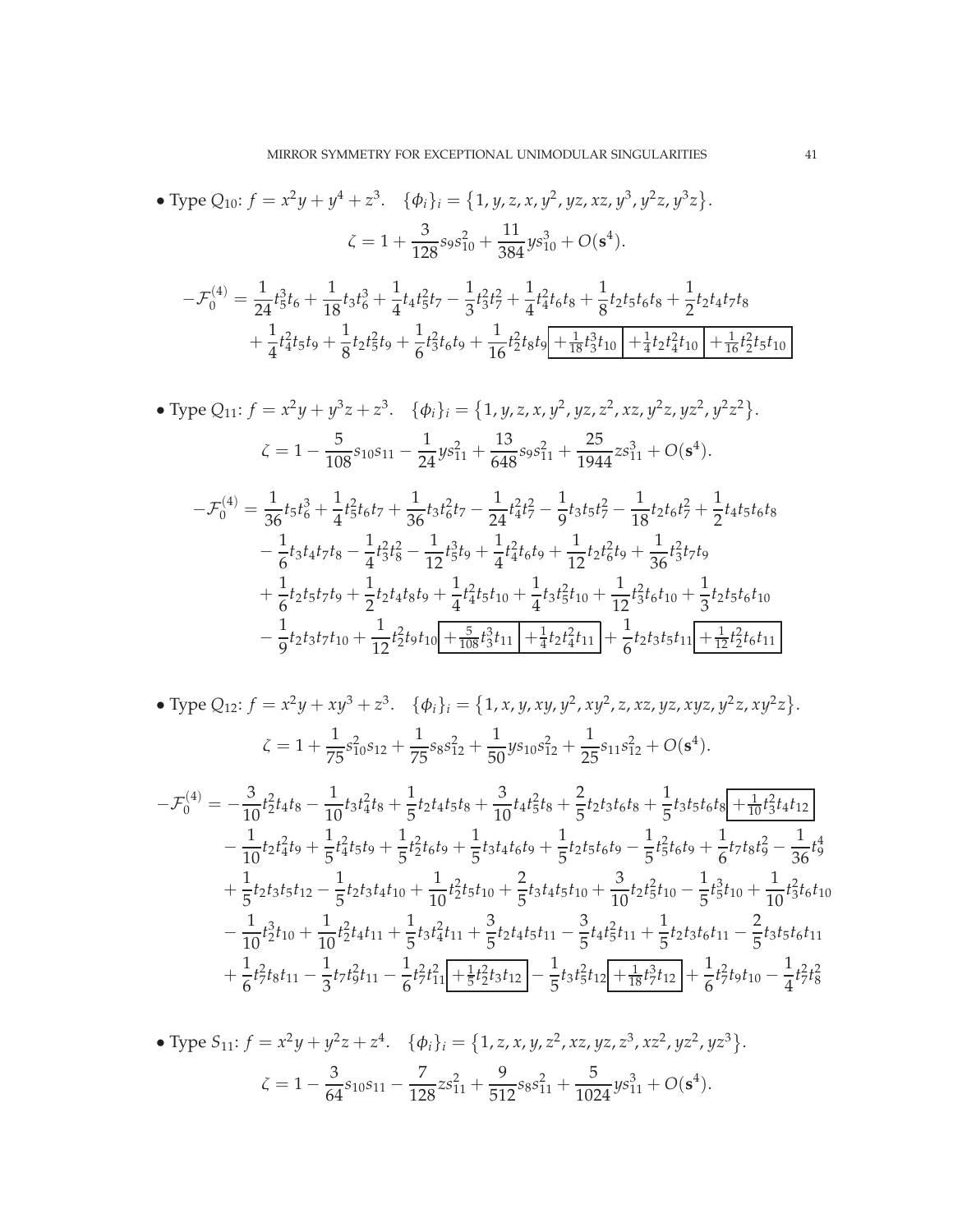• Type $Q_{10}$: $f = x^2y + y^4 + z^3$. $\{\phi_i\}_i = \{1, y, z, x, y^2, yz, xz, y^3, y^2z, y^3z\}$.

$$\zeta = 1 + \frac{3}{128}s_9s_{10}^2 + \frac{11}{384}ys_{10}^3 + O(\mathbf{s}^4).$$

$$\begin{aligned}
-\mathcal{F}_0^{(4)} = &\frac{1}{24}t_5^3t_6 + \frac{1}{18}t_3t_6^3 + \frac{1}{4}t_4t_5^2t_7 - \frac{1}{3}t_3^2t_7^2 + \frac{1}{4}t_4^2t_6t_8 + \frac{1}{8}t_2t_5t_6t_8 + \frac{1}{2}t_2t_4t_7t_8 \\
&+ \frac{1}{4}t_4^2t_5t_9 + \frac{1}{8}t_2t_5^2t_9 + \frac{1}{6}t_3^2t_6t_9 + \frac{1}{16}t_2^2t_8t_9 \boxed{+\frac{1}{18}t_3^3t_{10}} \boxed{+\frac{1}{4}t_2t_4^2t_{10}} \boxed{+\frac{1}{16}t_2^2t_5t_{10}}
\end{aligned}$$

• Type $Q_{11}$: $f = x^2y + y^3z + z^3$. $\{\phi_i\}_i = \{1, y, z, x, y^2, yz, z^2, xz, y^2z, yz^2, y^2z^2\}$.

$$\zeta = 1 - \frac{5}{108}s_{10}s_{11} - \frac{1}{24}ys_{11}^2 + \frac{13}{648}s_9s_{11}^2 + \frac{25}{1944}zs_{11}^3 + O(\mathbf{s}^4).$$

$$\begin{aligned}
-\mathcal{F}_0^{(4)} = &\frac{1}{36}t_5t_6^3 + \frac{1}{4}t_5^2t_6t_7 + \frac{1}{36}t_3t_6^2t_7 - \frac{1}{24}t_4^2t_7^2 - \frac{1}{9}t_3t_5t_7^2 - \frac{1}{18}t_2t_6t_7^2 + \frac{1}{2}t_4t_5t_6t_8 \\
&- \frac{1}{6}t_3t_4t_7t_8 - \frac{1}{4}t_3^2t_8^2 - \frac{1}{12}t_5^3t_9 + \frac{1}{4}t_4^2t_6t_9 + \frac{1}{12}t_2t_6^2t_9 + \frac{1}{36}t_3^2t_7t_9 \\
&+ \frac{1}{6}t_2t_5t_7t_9 + \frac{1}{2}t_2t_4t_8t_9 + \frac{1}{4}t_4^2t_5t_{10} + \frac{1}{4}t_3t_5^2t_{10} + \frac{1}{12}t_3^2t_6t_{10} + \frac{1}{3}t_2t_5t_6t_{10} \\
&- \frac{1}{9}t_2t_3t_7t_{10} + \frac{1}{12}t_2^2t_9t_{10} \boxed{+\frac{5}{108}t_3^3t_{11}} \boxed{+\frac{1}{4}t_2t_4^2t_{11}} + \frac{1}{6}t_2t_3t_5t_{11} \boxed{+\frac{1}{12}t_2^2t_6t_{11}}
\end{aligned}$$

• Type $Q_{12}$: $f = x^2y + xy^3 + z^3$. $\{\phi_i\}_i = \{1, x, y, xy, y^2, xy^2, z, xz, yz, xyz, y^2z, xy^2z\}$.

$$\zeta = 1 + \frac{1}{75}s_{10}^2s_{12} + \frac{1}{75}s_8s_{12}^2 + \frac{1}{50}ys_{10}s_{12}^2 + \frac{1}{25}s_{11}s_{12}^2 + O(\mathbf{s}^4).$$

$$\begin{aligned}
-\mathcal{F}_0^{(4)} = &-\frac{3}{10}t_2^2t_4t_8 - \frac{1}{10}t_3t_4^2t_8 + \frac{1}{5}t_2t_4t_5t_8 + \frac{3}{10}t_4t_5^2t_8 + \frac{2}{5}t_2t_3t_6t_8 + \frac{1}{5}t_3t_5t_6t_8 \boxed{+\frac{1}{10}t_3^2t_4t_{12}} \\
&- \frac{1}{10}t_2t_4^2t_9 + \frac{1}{5}t_4^2t_5t_9 + \frac{1}{5}t_2^2t_6t_9 + \frac{1}{5}t_3t_4t_6t_9 + \frac{1}{5}t_2t_5t_6t_9 - \frac{1}{5}t_5^2t_6t_9 + \frac{1}{6}t_7t_8t_9^2 - \frac{1}{36}t_9^4 \\
&+ \frac{1}{5}t_2t_3t_5t_{12} - \frac{1}{5}t_2t_3t_4t_{10} + \frac{1}{10}t_2^2t_5t_{10} + \frac{2}{5}t_3t_4t_5t_{10} + \frac{3}{10}t_2t_5^2t_{10} - \frac{1}{5}t_5^3t_{10} + \frac{1}{10}t_3^2t_6t_{10} \\
&- \frac{1}{10}t_2^3t_{10} + \frac{1}{10}t_2^2t_4t_{11} + \frac{1}{5}t_3t_4^2t_{11} + \frac{3}{5}t_2t_4t_5t_{11} - \frac{3}{5}t_4t_5^2t_{11} + \frac{1}{5}t_2t_3t_6t_{11} - \frac{2}{5}t_3t_5t_6t_{11} \\
&+ \frac{1}{6}t_7^2t_8t_{11} - \frac{1}{3}t_7t_9^2t_{11} - \frac{1}{6}t_7^2t_{11}^2 \boxed{+\frac{1}{5}t_2^2t_3t_{12}} - \frac{1}{5}t_3t_5^2t_{12} \boxed{+\frac{1}{18}t_7^3t_{12}} + \frac{1}{6}t_7^2t_9t_{10} - \frac{1}{4}t_7^2t_8^2
\end{aligned}$$

• Type $S_{11}$: $f = x^2y + y^2z + z^4$. $\{\phi_i\}_i = \{1, z, x, y, z^2, xz, yz, z^3, xz^2, yz^2, yz^3\}$.

$$\zeta = 1 - \frac{3}{64}s_{10}s_{11} - \frac{7}{128}zs_{11}^2 + \frac{9}{512}s_8s_{11}^2 + \frac{5}{1024}ys_{11}^3 + O(\mathbf{s}^4).$$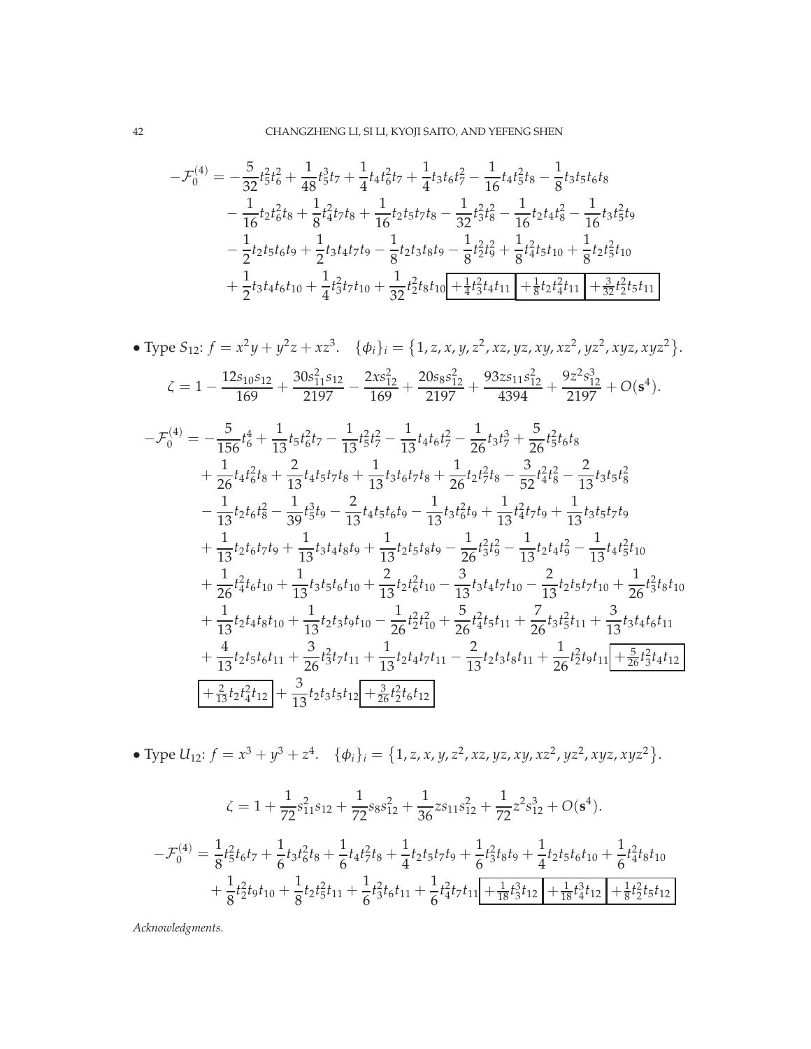$$
\begin{aligned}
-\mathcal{F}_0^{(4)} = &-\frac{5}{32}t_5^2t_6^2 + \frac{1}{48}t_5^3t_7 + \frac{1}{4}t_4t_6^2t_7 + \frac{1}{4}t_3t_6t_7^2 - \frac{1}{16}t_4t_5^2t_8 - \frac{1}{8}t_3t_5t_6t_8 \\
&- \frac{1}{16}t_2t_6^2t_8 + \frac{1}{8}t_4^2t_7t_8 + \frac{1}{16}t_2t_5t_7t_8 - \frac{1}{32}t_3^2t_8^2 - \frac{1}{16}t_2t_4t_8^2 - \frac{1}{16}t_3t_5^2t_9 \\
&- \frac{1}{2}t_2t_5t_6t_9 + \frac{1}{2}t_3t_4t_7t_9 - \frac{1}{8}t_2t_3t_8t_9 - \frac{1}{8}t_2^2t_9^2 + \frac{1}{8}t_4^2t_5t_{10} + \frac{1}{8}t_2t_5^2t_{10} \\
&+ \frac{1}{2}t_3t_4t_6t_{10} + \frac{1}{4}t_3^2t_7t_{10} + \frac{1}{32}t_2^2t_8t_{10} \boxed{+\tfrac{1}{4}t_3^2t_4t_{11}} \boxed{+\tfrac{1}{8}t_2t_4^2t_{11}} \boxed{+\tfrac{3}{32}t_2^2t_5t_{11}}
\end{aligned}
$$

- Type $S_{12}$: $f = x^2y + y^2z + xz^3$. $\{\phi_i\}_i = \{1, z, x, y, z^2, xz, yz, xy, xz^2, yz^2, xyz, xyz^2\}$.

$$
\zeta = 1 - \frac{12s_{10}s_{12}}{169} + \frac{30s_{11}^2s_{12}}{2197} - \frac{2xs_{12}^2}{169} + \frac{20s_8s_{12}^2}{2197} + \frac{93zs_{11}s_{12}^2}{4394} + \frac{9z^2s_{12}^3}{2197} + O(\mathbf{s}^4).
$$

$$
\begin{aligned}
-\mathcal{F}_0^{(4)} = &-\frac{5}{156}t_6^4 + \frac{1}{13}t_5t_6^2t_7 - \frac{1}{13}t_5^2t_7^2 - \frac{1}{13}t_4t_6t_7^2 - \frac{1}{26}t_3t_7^3 + \frac{5}{26}t_5^2t_6t_8 \\
&+ \frac{1}{26}t_4t_6^2t_8 + \frac{2}{13}t_4t_5t_7t_8 + \frac{1}{13}t_3t_6t_7t_8 + \frac{1}{26}t_2t_7^2t_8 - \frac{3}{52}t_4^2t_8^2 - \frac{2}{13}t_3t_5t_8^2 \\
&- \frac{1}{13}t_2t_6t_8^2 - \frac{1}{39}t_5^3t_9 - \frac{2}{13}t_4t_5t_6t_9 - \frac{1}{13}t_3t_6^2t_9 + \frac{1}{13}t_4^2t_7t_9 + \frac{1}{13}t_3t_5t_7t_9 \\
&+ \frac{1}{13}t_2t_6t_7t_9 + \frac{1}{13}t_3t_4t_8t_9 + \frac{1}{13}t_2t_5t_8t_9 - \frac{1}{26}t_3^2t_9^2 - \frac{1}{13}t_2t_4t_9^2 - \frac{1}{13}t_4t_5^2t_{10} \\
&+ \frac{1}{26}t_4^2t_6t_{10} + \frac{1}{13}t_3t_5t_6t_{10} + \frac{2}{13}t_2t_6^2t_{10} - \frac{3}{13}t_3t_4t_7t_{10} - \frac{2}{13}t_2t_5t_7t_{10} + \frac{1}{26}t_3^2t_8t_{10} \\
&+ \frac{1}{13}t_2t_4t_8t_{10} + \frac{1}{13}t_2t_3t_9t_{10} - \frac{1}{26}t_2^2t_{10}^2 + \frac{5}{26}t_4^2t_5t_{11} + \frac{7}{26}t_3t_5^2t_{11} + \frac{3}{13}t_3t_4t_6t_{11} \\
&+ \frac{4}{13}t_2t_5t_6t_{11} + \frac{3}{26}t_3^2t_7t_{11} + \frac{1}{13}t_2t_4t_7t_{11} - \frac{2}{13}t_2t_3t_8t_{11} + \frac{1}{26}t_2^2t_9t_{11} \boxed{+\tfrac{5}{26}t_3^2t_4t_{12}} \\
&\boxed{+\tfrac{2}{13}t_2t_4^2t_{12}} + \frac{3}{13}t_2t_3t_5t_{12} \boxed{+\tfrac{3}{26}t_2^2t_6t_{12}}
\end{aligned}
$$

- Type $U_{12}$: $f = x^3 + y^3 + z^4$. $\{\phi_i\}_i = \{1, z, x, y, z^2, xz, yz, xy, xz^2, yz^2, xyz, xyz^2\}$.

$$
\zeta = 1 + \frac{1}{72}s_{11}^2s_{12} + \frac{1}{72}s_8s_{12}^2 + \frac{1}{36}zs_{11}s_{12}^2 + \frac{1}{72}z^2s_{12}^3 + O(\mathbf{s}^4).
$$

$$
\begin{aligned}
-\mathcal{F}_0^{(4)} = &\frac{1}{8}t_5^2t_6t_7 + \frac{1}{6}t_3t_6^2t_8 + \frac{1}{6}t_4t_7^2t_8 + \frac{1}{4}t_2t_5t_7t_9 + \frac{1}{6}t_3^2t_8t_9 + \frac{1}{4}t_2t_5t_6t_{10} + \frac{1}{6}t_4^2t_8t_{10} \\
&+ \frac{1}{8}t_2^2t_9t_{10} + \frac{1}{8}t_2t_5^2t_{11} + \frac{1}{6}t_3^2t_6t_{11} + \frac{1}{6}t_4^2t_7t_{11} \boxed{+\tfrac{1}{18}t_3^3t_{12}} \boxed{+\tfrac{1}{18}t_4^3t_{12}} \boxed{+\tfrac{1}{8}t_2^2t_5t_{12}}
\end{aligned}
$$

*Acknowledgments.*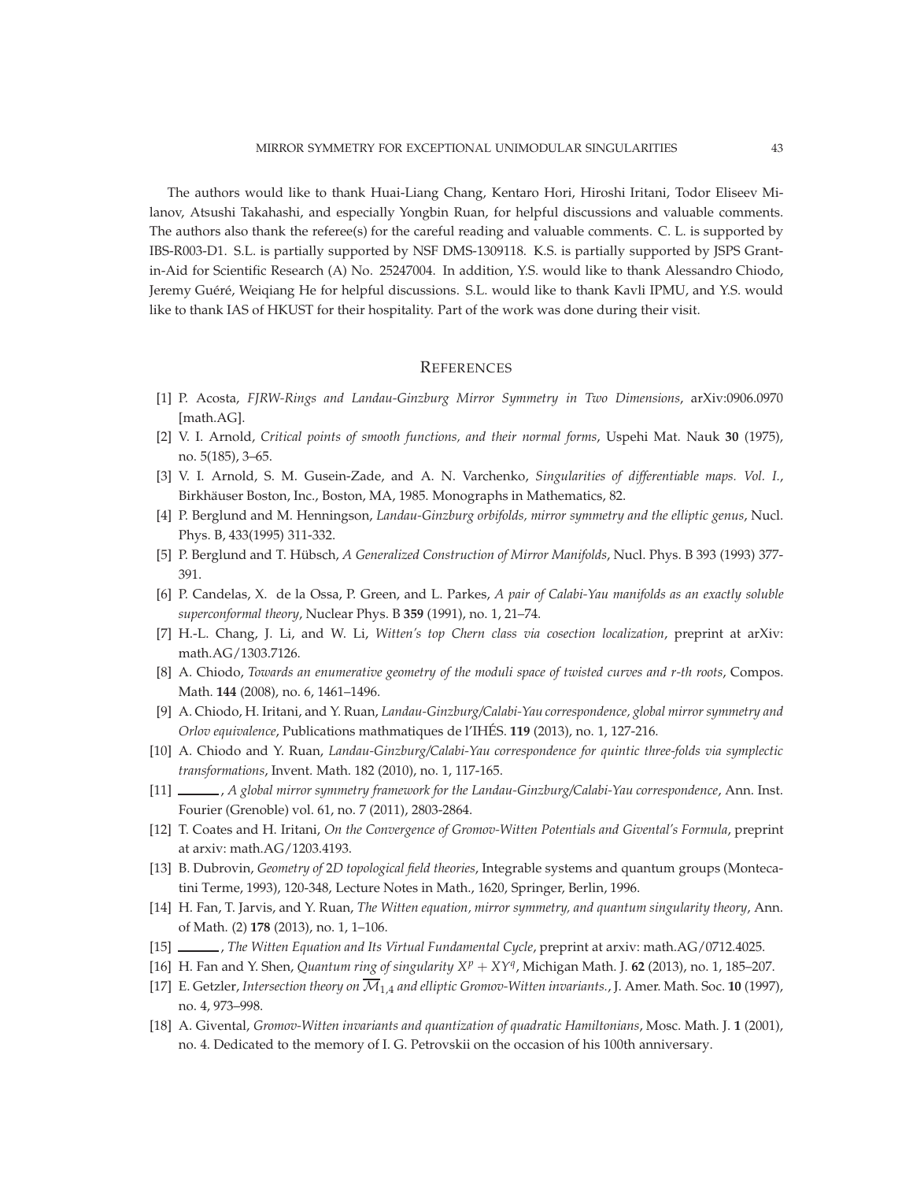The authors would like to thank Huai-Liang Chang, Kentaro Hori, Hiroshi Iritani, Todor Eliseev Milanov, Atsushi Takahashi, and especially Yongbin Ruan, for helpful discussions and valuable comments. The authors also thank the referee(s) for the careful reading and valuable comments. C. L. is supported by IBS-R003-D1. S.L. is partially supported by NSF DMS-1309118. K.S. is partially supported by JSPS Grant-in-Aid for Scientific Research (A) No. 25247004. In addition, Y.S. would like to thank Alessandro Chiodo, Jeremy Guéré, Weiqiang He for helpful discussions. S.L. would like to thank Kavli IPMU, and Y.S. would like to thank IAS of HKUST for their hospitality. Part of the work was done during their visit.

## References

[1] P. Acosta, *FJRW-Rings and Landau-Ginzburg Mirror Symmetry in Two Dimensions*, arXiv:0906.0970 [math.AG].

[2] V. I. Arnold, *Critical points of smooth functions, and their normal forms*, Uspehi Mat. Nauk **30** (1975), no. 5(185), 3–65.

[3] V. I. Arnold, S. M. Gusein-Zade, and A. N. Varchenko, *Singularities of differentiable maps. Vol. I.*, Birkhäuser Boston, Inc., Boston, MA, 1985. Monographs in Mathematics, 82.

[4] P. Berglund and M. Henningson, *Landau-Ginzburg orbifolds, mirror symmetry and the elliptic genus*, Nucl. Phys. B, 433(1995) 311-332.

[5] P. Berglund and T. Hübsch, *A Generalized Construction of Mirror Manifolds*, Nucl. Phys. B 393 (1993) 377-391.

[6] P. Candelas, X. de la Ossa, P. Green, and L. Parkes, *A pair of Calabi-Yau manifolds as an exactly soluble superconformal theory*, Nuclear Phys. B **359** (1991), no. 1, 21–74.

[7] H.-L. Chang, J. Li, and W. Li, *Witten's top Chern class via cosection localization*, preprint at arXiv: math.AG/1303.7126.

[8] A. Chiodo, *Towards an enumerative geometry of the moduli space of twisted curves and r-th roots*, Compos. Math. **144** (2008), no. 6, 1461–1496.

[9] A. Chiodo, H. Iritani, and Y. Ruan, *Landau-Ginzburg/Calabi-Yau correspondence, global mirror symmetry and Orlov equivalence*, Publications mathmatiques de l'IHÉS. **119** (2013), no. 1, 127-216.

[10] A. Chiodo and Y. Ruan, *Landau-Ginzburg/Calabi-Yau correspondence for quintic three-folds via symplectic transformations*, Invent. Math. 182 (2010), no. 1, 117-165.

[11] ———, *A global mirror symmetry framework for the Landau-Ginzburg/Calabi-Yau correspondence*, Ann. Inst. Fourier (Grenoble) vol. 61, no. 7 (2011), 2803-2864.

[12] T. Coates and H. Iritani, *On the Convergence of Gromov-Witten Potentials and Givental's Formula*, preprint at arxiv: math.AG/1203.4193.

[13] B. Dubrovin, *Geometry of 2D topological field theories*, Integrable systems and quantum groups (Montecatini Terme, 1993), 120-348, Lecture Notes in Math., 1620, Springer, Berlin, 1996.

[14] H. Fan, T. Jarvis, and Y. Ruan, *The Witten equation, mirror symmetry, and quantum singularity theory*, Ann. of Math. (2) **178** (2013), no. 1, 1–106.

[15] ———, *The Witten Equation and Its Virtual Fundamental Cycle*, preprint at arxiv: math.AG/0712.4025.

[16] H. Fan and Y. Shen, *Quantum ring of singularity $X^p + XY^q$*, Michigan Math. J. **62** (2013), no. 1, 185–207.

[17] E. Getzler, *Intersection theory on $\overline{\mathcal{M}}_{1,4}$ and elliptic Gromov-Witten invariants.*, J. Amer. Math. Soc. **10** (1997), no. 4, 973–998.

[18] A. Givental, *Gromov-Witten invariants and quantization of quadratic Hamiltonians*, Mosc. Math. J. **1** (2001), no. 4. Dedicated to the memory of I. G. Petrovskii on the occasion of his 100th anniversary.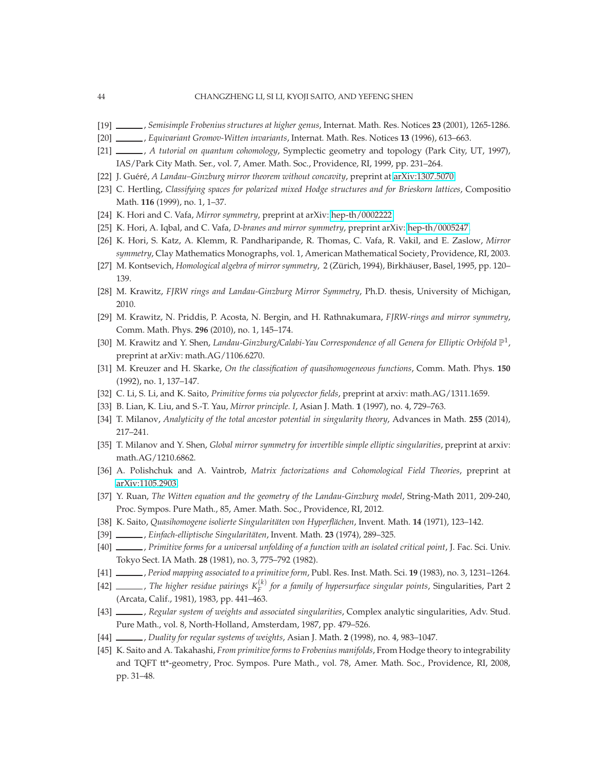[19] ______, *Semisimple Frobenius structures at higher genus*, Internat. Math. Res. Notices **23** (2001), 1265-1286.

[20] ______, *Equivariant Gromov-Witten invariants*, Internat. Math. Res. Notices **13** (1996), 613–663.

[21] ______, *A tutorial on quantum cohomology*, Symplectic geometry and topology (Park City, UT, 1997), IAS/Park City Math. Ser., vol. 7, Amer. Math. Soc., Providence, RI, 1999, pp. 231–264.

[22] J. Guéré, *A Landau–Ginzburg mirror theorem without concavity*, preprint at arXiv:1307.5070.

[23] C. Hertling, *Classifying spaces for polarized mixed Hodge structures and for Brieskorn lattices*, Compositio Math. **116** (1999), no. 1, 1–37.

[24] K. Hori and C. Vafa, *Mirror symmetry*, preprint at arXiv: hep-th/0002222.

[25] K. Hori, A. Iqbal, and C. Vafa, *D-branes and mirror symmetry*, preprint arXiv: hep-th/0005247.

[26] K. Hori, S. Katz, A. Klemm, R. Pandharipande, R. Thomas, C. Vafa, R. Vakil, and E. Zaslow, *Mirror symmetry*, Clay Mathematics Monographs, vol. 1, American Mathematical Society, Providence, RI, 2003.

[27] M. Kontsevich, *Homological algebra of mirror symmetry*, 2 (Zürich, 1994), Birkhäuser, Basel, 1995, pp. 120–139.

[28] M. Krawitz, *FJRW rings and Landau-Ginzburg Mirror Symmetry*, Ph.D. thesis, University of Michigan, 2010.

[29] M. Krawitz, N. Priddis, P. Acosta, N. Bergin, and H. Rathnakumara, *FJRW-rings and mirror symmetry*, Comm. Math. Phys. **296** (2010), no. 1, 145–174.

[30] M. Krawitz and Y. Shen, *Landau-Ginzburg/Calabi-Yau Correspondence of all Genera for Elliptic Orbifold $\mathbb{P}^1$*, preprint at arXiv: math.AG/1106.6270.

[31] M. Kreuzer and H. Skarke, *On the classification of quasihomogeneous functions*, Comm. Math. Phys. **150** (1992), no. 1, 137–147.

[32] C. Li, S. Li, and K. Saito, *Primitive forms via polyvector fields*, preprint at arxiv: math.AG/1311.1659.

[33] B. Lian, K. Liu, and S.-T. Yau, *Mirror principle. I*, Asian J. Math. **1** (1997), no. 4, 729–763.

[34] T. Milanov, *Analyticity of the total ancestor potential in singularity theory*, Advances in Math. **255** (2014), 217–241.

[35] T. Milanov and Y. Shen, *Global mirror symmetry for invertible simple elliptic singularities*, preprint at arxiv: math.AG/1210.6862.

[36] A. Polishchuk and A. Vaintrob, *Matrix factorizations and Cohomological Field Theories*, preprint at arXiv:1105.2903.

[37] Y. Ruan, *The Witten equation and the geometry of the Landau-Ginzburg model*, String-Math 2011, 209-240, Proc. Sympos. Pure Math., 85, Amer. Math. Soc., Providence, RI, 2012.

[38] K. Saito, *Quasihomogene isolierte Singularitäten von Hyperflächen*, Invent. Math. **14** (1971), 123–142.

[39] ______, *Einfach-elliptische Singularitäten*, Invent. Math. **23** (1974), 289–325.

[40] ______, *Primitive forms for a universal unfolding of a function with an isolated critical point*, J. Fac. Sci. Univ. Tokyo Sect. IA Math. **28** (1981), no. 3, 775–792 (1982).

[41] ______, *Period mapping associated to a primitive form*, Publ. Res. Inst. Math. Sci. **19** (1983), no. 3, 1231–1264.

[42] ______, *The higher residue pairings $K_F^{(k)}$ for a family of hypersurface singular points*, Singularities, Part 2 (Arcata, Calif., 1981), 1983, pp. 441–463.

[43] ______, *Regular system of weights and associated singularities*, Complex analytic singularities, Adv. Stud. Pure Math., vol. 8, North-Holland, Amsterdam, 1987, pp. 479–526.

[44] ______, *Duality for regular systems of weights*, Asian J. Math. **2** (1998), no. 4, 983–1047.

[45] K. Saito and A. Takahashi, *From primitive forms to Frobenius manifolds*, From Hodge theory to integrability and TQFT tt*-geometry, Proc. Sympos. Pure Math., vol. 78, Amer. Math. Soc., Providence, RI, 2008, pp. 31–48.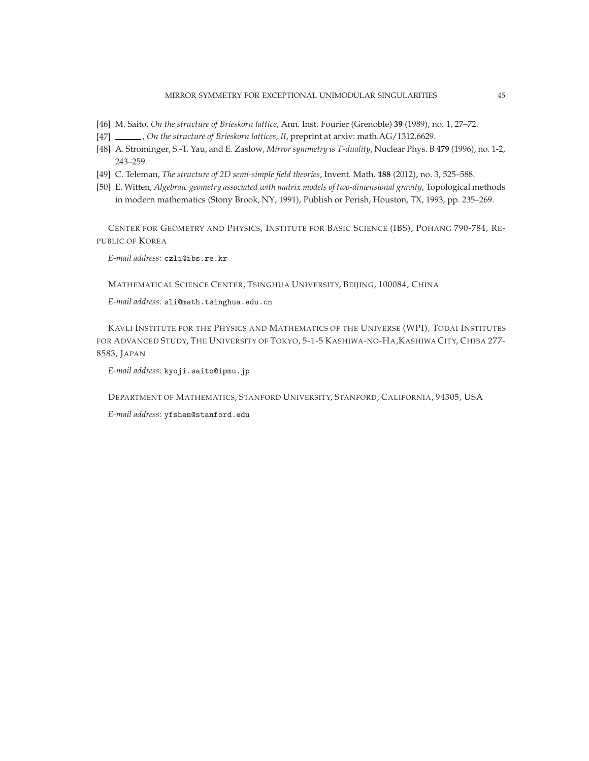[46] M. Saito, *On the structure of Brieskorn lattice*, Ann. Inst. Fourier (Grenoble) **39** (1989), no. 1, 27–72.

[47] ______, *On the structure of Brieskorn lattices, II*, preprint at arxiv: math.AG/1312.6629.

[48] A. Strominger, S.-T. Yau, and E. Zaslow, *Mirror symmetry is T-duality*, Nuclear Phys. B **479** (1996), no. 1-2, 243–259.

[49] C. Teleman, *The structure of 2D semi-simple field theories*, Invent. Math. **188** (2012), no. 3, 525–588.

[50] E. Witten, *Algebraic geometry associated with matrix models of two-dimensional gravity*, Topological methods in modern mathematics (Stony Brook, NY, 1991), Publish or Perish, Houston, TX, 1993, pp. 235–269.

CENTER FOR GEOMETRY AND PHYSICS, INSTITUTE FOR BASIC SCIENCE (IBS), POHANG 790-784, REPUBLIC OF KOREA

*E-mail address*: czli@ibs.re.kr

MATHEMATICAL SCIENCE CENTER, TSINGHUA UNIVERSITY, BEIJING, 100084, CHINA

*E-mail address*: sli@math.tsinghua.edu.cn

KAVLI INSTITUTE FOR THE PHYSICS AND MATHEMATICS OF THE UNIVERSE (WPI), TODAI INSTITUTES FOR ADVANCED STUDY, THE UNIVERSITY OF TOKYO, 5-1-5 KASHIWA-NO-HA,KASHIWA CITY, CHIBA 277-8583, JAPAN

*E-mail address*: kyoji.saito@ipmu.jp

DEPARTMENT OF MATHEMATICS, STANFORD UNIVERSITY, STANFORD, CALIFORNIA, 94305, USA

*E-mail address*: yfshen@stanford.edu